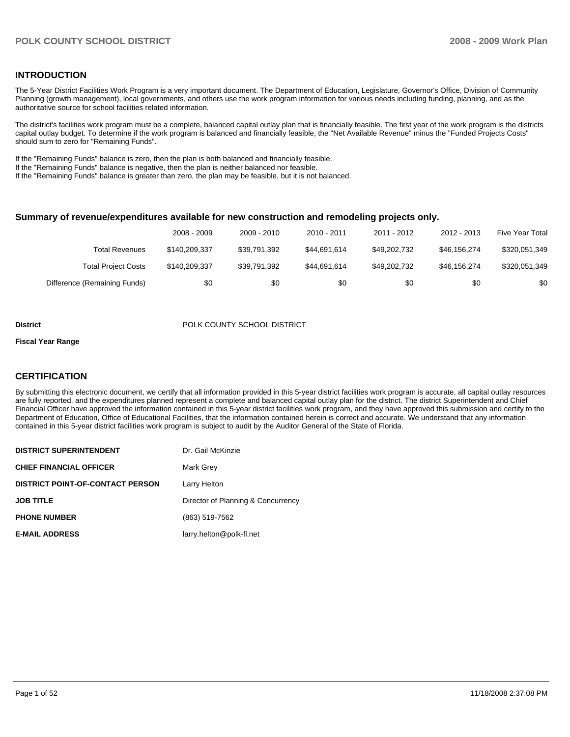## INTRODUCTION

The 5-Year District Facilities Work Program is a very important document. The Department of Education, Legislature, Governor's Office, Division of Community Planning (growth management), local governments, and others use the work program information for various needs including funding, planning, and as the authoritative source for school facilities related information.

The district's facilities work program must be a complete, balanced capital outlay plan that is financially feasible. The first year of the work program is the districts capital outlay budget. To determine if the work program is balanced and financially feasible, the "Net Available Revenue" minus the "Funded Projects Costs" should sum to zero for "Remaining Funds".

If the "Remaining Funds" balance is zero, then the plan is both balanced and financially feasible.
If the "Remaining Funds" balance is negative, then the plan is neither balanced nor feasible.
If the "Remaining Funds" balance is greater than zero, the plan may be feasible, but it is not balanced.

### Summary of revenue/expenditures available for new construction and remodeling projects only.

| | 2008 - 2009 | 2009 - 2010 | 2010 - 2011 | 2011 - 2012 | 2012 - 2013 | Five Year Total |
|---|---|---|---|---|---|---|
| Total Revenues | $140,209,337 | $39,791,392 | $44,691,614 | $49,202,732 | $46,156,274 | $320,051,349 |
| Total Project Costs | $140,209,337 | $39,791,392 | $44,691,614 | $49,202,732 | $46,156,274 | $320,051,349 |
| Difference (Remaining Funds) | $0 | $0 | $0 | $0 | $0 | $0 |

**District** POLK COUNTY SCHOOL DISTRICT

**Fiscal Year Range**

## CERTIFICATION

By submitting this electronic document, we certify that all information provided in this 5-year district facilities work program is accurate, all capital outlay resources are fully reported, and the expenditures planned represent a complete and balanced capital outlay plan for the district. The district Superintendent and Chief Financial Officer have approved the information contained in this 5-year district facilities work program, and they have approved this submission and certify to the Department of Education, Office of Educational Facilities, that the information contained herein is correct and accurate. We understand that any information contained in this 5-year district facilities work program is subject to audit by the Auditor General of the State of Florida.

| | |
|---|---|
| **DISTRICT SUPERINTENDENT** | Dr. Gail McKinzie |
| **CHIEF FINANCIAL OFFICER** | Mark Grey |
| **DISTRICT POINT-OF-CONTACT PERSON** | Larry Helton |
| **JOB TITLE** | Director of Planning & Concurrency |
| **PHONE NUMBER** | (863) 519-7562 |
| **E-MAIL ADDRESS** | larry.helton@polk-fl.net |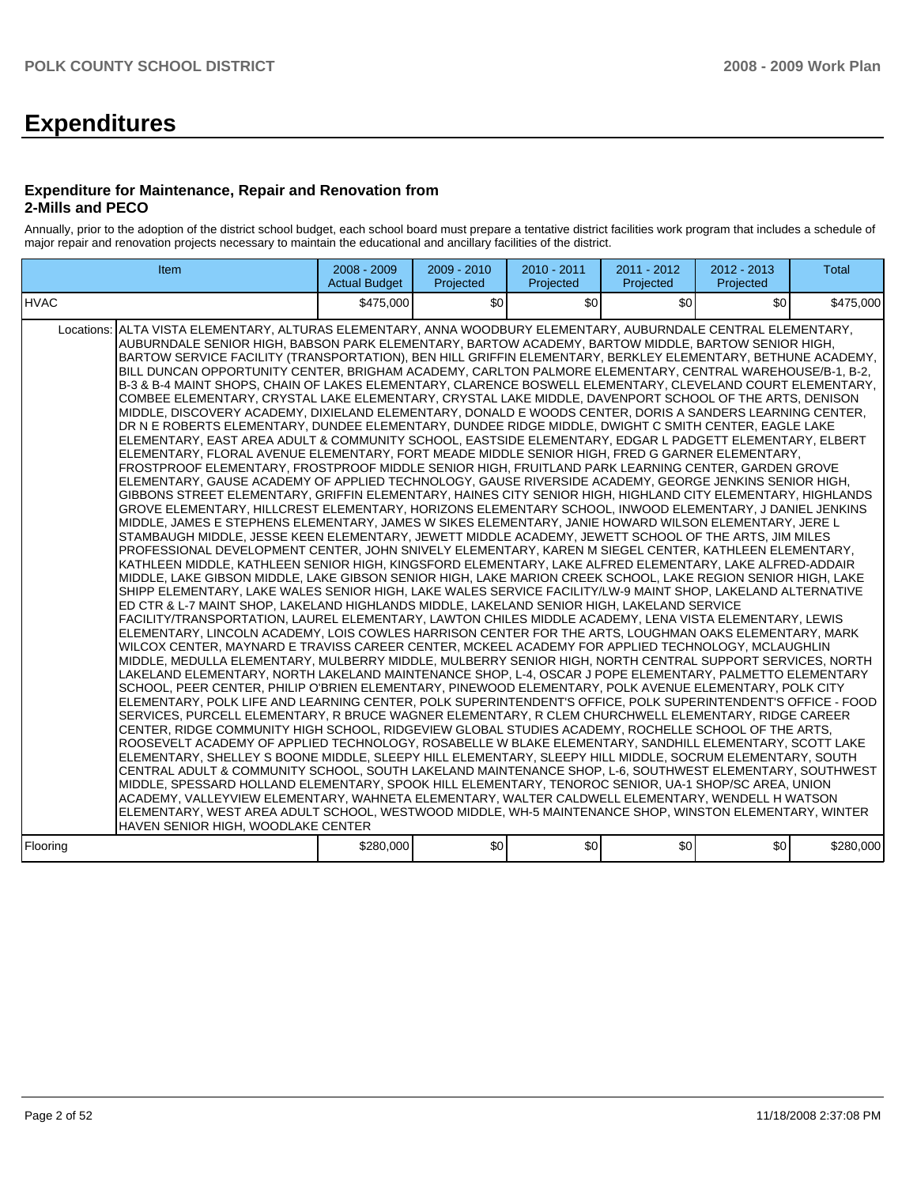# Expenditures

### Expenditure for Maintenance, Repair and Renovation from 2-Mills and PECO

Annually, prior to the adoption of the district school budget, each school board must prepare a tentative district facilities work program that includes a schedule of major repair and renovation projects necessary to maintain the educational and ancillary facilities of the district.

| Item | | 2008 - 2009 Actual Budget | 2009 - 2010 Projected | 2010 - 2011 Projected | 2011 - 2012 Projected | 2012 - 2013 Projected | Total |
|---|---|---|---|---|---|---|---|
| HVAC | | $475,000 | $0 | $0 | $0 | $0 | $475,000 |
| Locations: | ALTA VISTA ELEMENTARY, ALTURAS ELEMENTARY, ANNA WOODBURY ELEMENTARY, AUBURNDALE CENTRAL ELEMENTARY, AUBURNDALE SENIOR HIGH, BABSON PARK ELEMENTARY, BARTOW ACADEMY, BARTOW MIDDLE, BARTOW SENIOR HIGH, BARTOW SERVICE FACILITY (TRANSPORTATION), BEN HILL GRIFFIN ELEMENTARY, BERKLEY ELEMENTARY, BETHUNE ACADEMY, BILL DUNCAN OPPORTUNITY CENTER, BRIGHAM ACADEMY, CARLTON PALMORE ELEMENTARY, CENTRAL WAREHOUSE/B-1, B-2, B-3 & B-4 MAINT SHOPS, CHAIN OF LAKES ELEMENTARY, CLARENCE BOSWELL ELEMENTARY, CLEVELAND COURT ELEMENTARY, COMBEE ELEMENTARY, CRYSTAL LAKE ELEMENTARY, CRYSTAL LAKE MIDDLE, DAVENPORT SCHOOL OF THE ARTS, DENISON MIDDLE, DISCOVERY ACADEMY, DIXIELAND ELEMENTARY, DONALD E WOODS CENTER, DORIS A SANDERS LEARNING CENTER, DR N E ROBERTS ELEMENTARY, DUNDEE ELEMENTARY, DUNDEE RIDGE MIDDLE, DWIGHT C SMITH CENTER, EAGLE LAKE ELEMENTARY, EAST AREA ADULT & COMMUNITY SCHOOL, EASTSIDE ELEMENTARY, EDGAR L PADGETT ELEMENTARY, ELBERT ELEMENTARY, FLORAL AVENUE ELEMENTARY, FORT MEADE MIDDLE SENIOR HIGH, FRED G GARNER ELEMENTARY, FROSTPROOF ELEMENTARY, FROSTPROOF MIDDLE SENIOR HIGH, FRUITLAND PARK LEARNING CENTER, GARDEN GROVE ELEMENTARY, GAUSE ACADEMY OF APPLIED TECHNOLOGY, GAUSE RIVERSIDE ACADEMY, GEORGE JENKINS SENIOR HIGH, GIBBONS STREET ELEMENTARY, GRIFFIN ELEMENTARY, HAINES CITY SENIOR HIGH, HIGHLAND CITY ELEMENTARY, HIGHLANDS GROVE ELEMENTARY, HILLCREST ELEMENTARY, HORIZONS ELEMENTARY SCHOOL, INWOOD ELEMENTARY, J DANIEL JENKINS MIDDLE, JAMES E STEPHENS ELEMENTARY, JAMES W SIKES ELEMENTARY, JANIE HOWARD WILSON ELEMENTARY, JERE L STAMBAUGH MIDDLE, JESSE KEEN ELEMENTARY, JEWETT MIDDLE ACADEMY, JEWETT SCHOOL OF THE ARTS, JIM MILES PROFESSIONAL DEVELOPMENT CENTER, JOHN SNIVELY ELEMENTARY, KAREN M SIEGEL CENTER, KATHLEEN ELEMENTARY, KATHLEEN MIDDLE, KATHLEEN SENIOR HIGH, KINGSFORD ELEMENTARY, LAKE ALFRED ELEMENTARY, LAKE ALFRED-ADDAIR MIDDLE, LAKE GIBSON MIDDLE, LAKE GIBSON SENIOR HIGH, LAKE MARION CREEK SCHOOL, LAKE REGION SENIOR HIGH, LAKE SHIPP ELEMENTARY, LAKE WALES SENIOR HIGH, LAKE WALES SERVICE FACILITY/LW-9 MAINT SHOP, LAKELAND ALTERNATIVE ED CTR & L-7 MAINT SHOP, LAKELAND HIGHLANDS MIDDLE, LAKELAND SENIOR HIGH, LAKELAND SERVICE FACILITY/TRANSPORTATION, LAUREL ELEMENTARY, LAWTON CHILES MIDDLE ACADEMY, LENA VISTA ELEMENTARY, LEWIS ELEMENTARY, LINCOLN ACADEMY, LOIS COWLES HARRISON CENTER FOR THE ARTS, LOUGHMAN OAKS ELEMENTARY, MARK WILCOX CENTER, MAYNARD E TRAVISS CAREER CENTER, MCKEEL ACADEMY FOR APPLIED TECHNOLOGY, MCLAUGHLIN MIDDLE, MEDULLA ELEMENTARY, MULBERRY MIDDLE, MULBERRY SENIOR HIGH, NORTH CENTRAL SUPPORT SERVICES, NORTH LAKELAND ELEMENTARY, NORTH LAKELAND MAINTENANCE SHOP, L-4, OSCAR J POPE ELEMENTARY, PALMETTO ELEMENTARY SCHOOL, PEER CENTER, PHILIP O'BRIEN ELEMENTARY, PINEWOOD ELEMENTARY, POLK AVENUE ELEMENTARY, POLK CITY ELEMENTARY, POLK LIFE AND LEARNING CENTER, POLK SUPERINTENDENT'S OFFICE, POLK SUPERINTENDENT'S OFFICE - FOOD SERVICES, PURCELL ELEMENTARY, R BRUCE WAGNER ELEMENTARY, R CLEM CHURCHWELL ELEMENTARY, RIDGE CAREER CENTER, RIDGE COMMUNITY HIGH SCHOOL, RIDGEVIEW GLOBAL STUDIES ACADEMY, ROCHELLE SCHOOL OF THE ARTS, ROOSEVELT ACADEMY OF APPLIED TECHNOLOGY, ROSABELLE W BLAKE ELEMENTARY, SANDHILL ELEMENTARY, SCOTT LAKE ELEMENTARY, SHELLEY S BOONE MIDDLE, SLEEPY HILL ELEMENTARY, SLEEPY HILL MIDDLE, SOCRUM ELEMENTARY, SOUTH CENTRAL ADULT & COMMUNITY SCHOOL, SOUTH LAKELAND MAINTENANCE SHOP, L-6, SOUTHWEST ELEMENTARY, SOUTHWEST MIDDLE, SPESSARD HOLLAND ELEMENTARY, SPOOK HILL ELEMENTARY, TENOROC SENIOR, UA-1 SHOP/SC AREA, UNION ACADEMY, VALLEYVIEW ELEMENTARY, WAHNETA ELEMENTARY, WALTER CALDWELL ELEMENTARY, WENDELL H WATSON ELEMENTARY, WEST AREA ADULT SCHOOL, WESTWOOD MIDDLE, WH-5 MAINTENANCE SHOP, WINSTON ELEMENTARY, WINTER HAVEN SENIOR HIGH, WOODLAKE CENTER | | | | | | |
| Flooring | | $280,000 | $0 | $0 | $0 | $0 | $280,000 |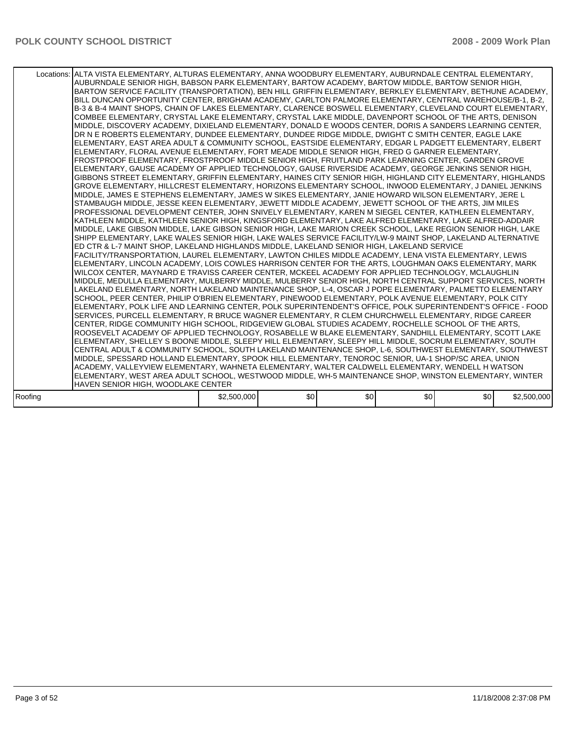| | | | | | | |
|---|---|---|---|---|---|---|
| Locations: | ALTA VISTA ELEMENTARY, ALTURAS ELEMENTARY, ANNA WOODBURY ELEMENTARY, AUBURNDALE CENTRAL ELEMENTARY, AUBURNDALE SENIOR HIGH, BABSON PARK ELEMENTARY, BARTOW ACADEMY, BARTOW MIDDLE, BARTOW SENIOR HIGH, BARTOW SERVICE FACILITY (TRANSPORTATION), BEN HILL GRIFFIN ELEMENTARY, BERKLEY ELEMENTARY, BETHUNE ACADEMY, BILL DUNCAN OPPORTUNITY CENTER, BRIGHAM ACADEMY, CARLTON PALMORE ELEMENTARY, CENTRAL WAREHOUSE/B-1, B-2, B-3 & B-4 MAINT SHOPS, CHAIN OF LAKES ELEMENTARY, CLARENCE BOSWELL ELEMENTARY, CLEVELAND COURT ELEMENTARY, COMBEE ELEMENTARY, CRYSTAL LAKE ELEMENTARY, CRYSTAL LAKE MIDDLE, DAVENPORT SCHOOL OF THE ARTS, DENISON MIDDLE, DISCOVERY ACADEMY, DIXIELAND ELEMENTARY, DONALD E WOODS CENTER, DORIS A SANDERS LEARNING CENTER, DR N E ROBERTS ELEMENTARY, DUNDEE ELEMENTARY, DUNDEE RIDGE MIDDLE, DWIGHT C SMITH CENTER, EAGLE LAKE ELEMENTARY, EAST AREA ADULT & COMMUNITY SCHOOL, EASTSIDE ELEMENTARY, EDGAR L PADGETT ELEMENTARY, ELBERT ELEMENTARY, FLORAL AVENUE ELEMENTARY, FORT MEADE MIDDLE SENIOR HIGH, FRED G GARNER ELEMENTARY, FROSTPROOF ELEMENTARY, FROSTPROOF MIDDLE SENIOR HIGH, FRUITLAND PARK LEARNING CENTER, GARDEN GROVE ELEMENTARY, GAUSE ACADEMY OF APPLIED TECHNOLOGY, GAUSE RIVERSIDE ACADEMY, GEORGE JENKINS SENIOR HIGH, GIBBONS STREET ELEMENTARY, GRIFFIN ELEMENTARY, HAINES CITY SENIOR HIGH, HIGHLAND CITY ELEMENTARY, HIGHLANDS GROVE ELEMENTARY, HILLCREST ELEMENTARY, HORIZONS ELEMENTARY SCHOOL, INWOOD ELEMENTARY, J DANIEL JENKINS MIDDLE, JAMES E STEPHENS ELEMENTARY, JAMES W SIKES ELEMENTARY, JANIE HOWARD WILSON ELEMENTARY, JERE L STAMBAUGH MIDDLE, JESSE KEEN ELEMENTARY, JEWETT MIDDLE ACADEMY, JEWETT SCHOOL OF THE ARTS, JIM MILES PROFESSIONAL DEVELOPMENT CENTER, JOHN SNIVELY ELEMENTARY, KAREN M SIEGEL CENTER, KATHLEEN ELEMENTARY, KATHLEEN MIDDLE, KATHLEEN SENIOR HIGH, KINGSFORD ELEMENTARY, LAKE ALFRED ELEMENTARY, LAKE ALFRED-ADDAIR MIDDLE, LAKE GIBSON MIDDLE, LAKE GIBSON SENIOR HIGH, LAKE MARION CREEK SCHOOL, LAKE REGION SENIOR HIGH, LAKE SHIPP ELEMENTARY, LAKE WALES SENIOR HIGH, LAKE WALES SERVICE FACILITY/LW-9 MAINT SHOP, LAKELAND ALTERNATIVE ED CTR & L-7 MAINT SHOP, LAKELAND HIGHLANDS MIDDLE, LAKELAND SENIOR HIGH, LAKELAND SERVICE FACILITY/TRANSPORTATION, LAUREL ELEMENTARY, LAWTON CHILES MIDDLE ACADEMY, LENA VISTA ELEMENTARY, LEWIS ELEMENTARY, LINCOLN ACADEMY, LOIS COWLES HARRISON CENTER FOR THE ARTS, LOUGHMAN OAKS ELEMENTARY, MARK WILCOX CENTER, MAYNARD E TRAVISS CAREER CENTER, MCKEEL ACADEMY FOR APPLIED TECHNOLOGY, MCLAUGHLIN MIDDLE, MEDULLA ELEMENTARY, MULBERRY MIDDLE, MULBERRY SENIOR HIGH, NORTH CENTRAL SUPPORT SERVICES, NORTH LAKELAND ELEMENTARY, NORTH LAKELAND MAINTENANCE SHOP, L-4, OSCAR J POPE ELEMENTARY, PALMETTO ELEMENTARY SCHOOL, PEER CENTER, PHILIP O'BRIEN ELEMENTARY, PINEWOOD ELEMENTARY, POLK AVENUE ELEMENTARY, POLK CITY ELEMENTARY, POLK LIFE AND LEARNING CENTER, POLK SUPERINTENDENT'S OFFICE, POLK SUPERINTENDENT'S OFFICE - FOOD SERVICES, PURCELL ELEMENTARY, R BRUCE WAGNER ELEMENTARY, R CLEM CHURCHWELL ELEMENTARY, RIDGE CAREER CENTER, RIDGE COMMUNITY HIGH SCHOOL, RIDGEVIEW GLOBAL STUDIES ACADEMY, ROCHELLE SCHOOL OF THE ARTS, ROOSEVELT ACADEMY OF APPLIED TECHNOLOGY, ROSABELLE W BLAKE ELEMENTARY, SANDHILL ELEMENTARY, SCOTT LAKE ELEMENTARY, SHELLEY S BOONE MIDDLE, SLEEPY HILL ELEMENTARY, SLEEPY HILL MIDDLE, SOCRUM ELEMENTARY, SOUTH CENTRAL ADULT & COMMUNITY SCHOOL, SOUTH LAKELAND MAINTENANCE SHOP, L-6, SOUTHWEST ELEMENTARY, SOUTHWEST MIDDLE, SPESSARD HOLLAND ELEMENTARY, SPOOK HILL ELEMENTARY, TENOROC SENIOR, UA-1 SHOP/SC AREA, UNION ACADEMY, VALLEYVIEW ELEMENTARY, WAHNETA ELEMENTARY, WALTER CALDWELL ELEMENTARY, WENDELL H WATSON ELEMENTARY, WEST AREA ADULT SCHOOL, WESTWOOD MIDDLE, WH-5 MAINTENANCE SHOP, WINSTON ELEMENTARY, WINTER HAVEN SENIOR HIGH, WOODLAKE CENTER | | | | | |
| Roofing | | $2,500,000 | $0 | $0 | $0 | $0 | $2,500,000 |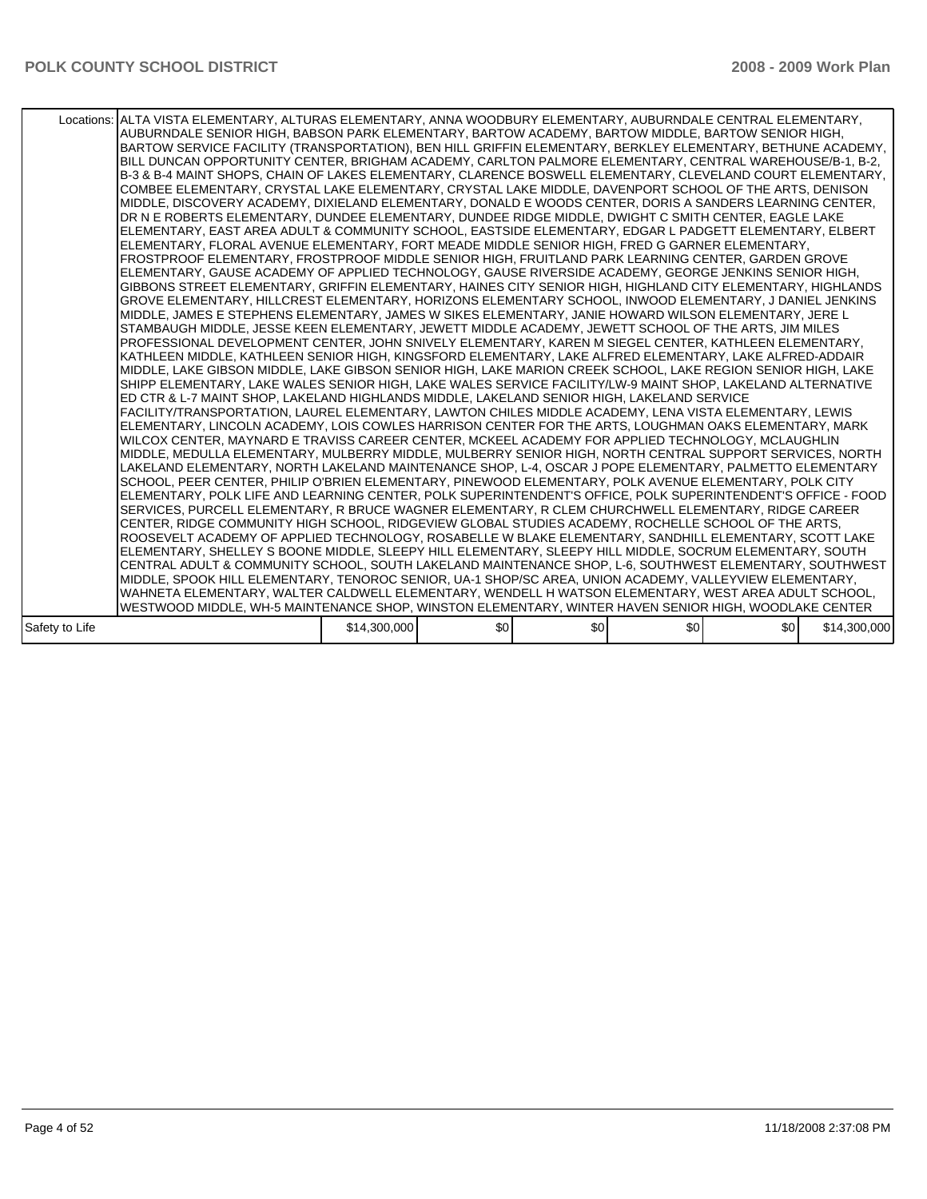| | | | | | | |
|---|---|---|---|---|---|---|
| Locations: | ALTA VISTA ELEMENTARY, ALTURAS ELEMENTARY, ANNA WOODBURY ELEMENTARY, AUBURNDALE CENTRAL ELEMENTARY, AUBURNDALE SENIOR HIGH, BABSON PARK ELEMENTARY, BARTOW ACADEMY, BARTOW MIDDLE, BARTOW SENIOR HIGH, BARTOW SERVICE FACILITY (TRANSPORTATION), BEN HILL GRIFFIN ELEMENTARY, BERKLEY ELEMENTARY, BETHUNE ACADEMY, BILL DUNCAN OPPORTUNITY CENTER, BRIGHAM ACADEMY, CARLTON PALMORE ELEMENTARY, CENTRAL WAREHOUSE/B-1, B-2, B-3 & B-4 MAINT SHOPS, CHAIN OF LAKES ELEMENTARY, CLARENCE BOSWELL ELEMENTARY, CLEVELAND COURT ELEMENTARY, COMBEE ELEMENTARY, CRYSTAL LAKE ELEMENTARY, CRYSTAL LAKE MIDDLE, DAVENPORT SCHOOL OF THE ARTS, DENISON MIDDLE, DISCOVERY ACADEMY, DIXIELAND ELEMENTARY, DONALD E WOODS CENTER, DORIS A SANDERS LEARNING CENTER, DR N E ROBERTS ELEMENTARY, DUNDEE ELEMENTARY, DUNDEE RIDGE MIDDLE, DWIGHT C SMITH CENTER, EAGLE LAKE ELEMENTARY, EAST AREA ADULT & COMMUNITY SCHOOL, EASTSIDE ELEMENTARY, EDGAR L PADGETT ELEMENTARY, ELBERT ELEMENTARY, FLORAL AVENUE ELEMENTARY, FORT MEADE MIDDLE SENIOR HIGH, FRED G GARNER ELEMENTARY, FROSTPROOF ELEMENTARY, FROSTPROOF MIDDLE SENIOR HIGH, FRUITLAND PARK LEARNING CENTER, GARDEN GROVE ELEMENTARY, GAUSE ACADEMY OF APPLIED TECHNOLOGY, GAUSE RIVERSIDE ACADEMY, GEORGE JENKINS SENIOR HIGH, GIBBONS STREET ELEMENTARY, GRIFFIN ELEMENTARY, HAINES CITY SENIOR HIGH, HIGHLAND CITY ELEMENTARY, HIGHLANDS GROVE ELEMENTARY, HILLCREST ELEMENTARY, HORIZONS ELEMENTARY SCHOOL, INWOOD ELEMENTARY, J DANIEL JENKINS MIDDLE, JAMES E STEPHENS ELEMENTARY, JAMES W SIKES ELEMENTARY, JANIE HOWARD WILSON ELEMENTARY, JERE L STAMBAUGH MIDDLE, JESSE KEEN ELEMENTARY, JEWETT MIDDLE ACADEMY, JEWETT SCHOOL OF THE ARTS, JIM MILES PROFESSIONAL DEVELOPMENT CENTER, JOHN SNIVELY ELEMENTARY, KAREN M SIEGEL CENTER, KATHLEEN ELEMENTARY, KATHLEEN MIDDLE, KATHLEEN SENIOR HIGH, KINGSFORD ELEMENTARY, LAKE ALFRED ELEMENTARY, LAKE ALFRED-ADDAIR MIDDLE, LAKE GIBSON MIDDLE, LAKE GIBSON SENIOR HIGH, LAKE MARION CREEK SCHOOL, LAKE REGION SENIOR HIGH, LAKE SHIPP ELEMENTARY, LAKE WALES SENIOR HIGH, LAKE WALES SERVICE FACILITY/LW-9 MAINT SHOP, LAKELAND ALTERNATIVE ED CTR & L-7 MAINT SHOP, LAKELAND HIGHLANDS MIDDLE, LAKELAND SENIOR HIGH, LAKELAND SERVICE FACILITY/TRANSPORTATION, LAUREL ELEMENTARY, LAWTON CHILES MIDDLE ACADEMY, LENA VISTA ELEMENTARY, LEWIS ELEMENTARY, LINCOLN ACADEMY, LOIS COWLES HARRISON CENTER FOR THE ARTS, LOUGHMAN OAKS ELEMENTARY, MARK WILCOX CENTER, MAYNARD E TRAVISS CAREER CENTER, MCKEEL ACADEMY FOR APPLIED TECHNOLOGY, MCLAUGHLIN MIDDLE, MEDULLA ELEMENTARY, MULBERRY MIDDLE, MULBERRY SENIOR HIGH, NORTH CENTRAL SUPPORT SERVICES, NORTH LAKELAND ELEMENTARY, NORTH LAKELAND MAINTENANCE SHOP, L-4, OSCAR J POPE ELEMENTARY, PALMETTO ELEMENTARY SCHOOL, PEER CENTER, PHILIP O'BRIEN ELEMENTARY, PINEWOOD ELEMENTARY, POLK AVENUE ELEMENTARY, POLK CITY ELEMENTARY, POLK LIFE AND LEARNING CENTER, POLK SUPERINTENDENT'S OFFICE, POLK SUPERINTENDENT'S OFFICE - FOOD SERVICES, PURCELL ELEMENTARY, R BRUCE WAGNER ELEMENTARY, R CLEM CHURCHWELL ELEMENTARY, RIDGE CAREER CENTER, RIDGE COMMUNITY HIGH SCHOOL, RIDGEVIEW GLOBAL STUDIES ACADEMY, ROCHELLE SCHOOL OF THE ARTS, ROOSEVELT ACADEMY OF APPLIED TECHNOLOGY, ROSABELLE W BLAKE ELEMENTARY, SANDHILL ELEMENTARY, SCOTT LAKE ELEMENTARY, SHELLEY S BOONE MIDDLE, SLEEPY HILL ELEMENTARY, SLEEPY HILL MIDDLE, SOCRUM ELEMENTARY, SOUTH CENTRAL ADULT & COMMUNITY SCHOOL, SOUTH LAKELAND MAINTENANCE SHOP, L-6, SOUTHWEST ELEMENTARY, SOUTHWEST MIDDLE, SPOOK HILL ELEMENTARY, TENOROC SENIOR, UA-1 SHOP/SC AREA, UNION ACADEMY, VALLEYVIEW ELEMENTARY, WAHNETA ELEMENTARY, WALTER CALDWELL ELEMENTARY, WENDELL H WATSON ELEMENTARY, WEST AREA ADULT SCHOOL, WESTWOOD MIDDLE, WH-5 MAINTENANCE SHOP, WINSTON ELEMENTARY, WINTER HAVEN SENIOR HIGH, WOODLAKE CENTER | | | | | |
| Safety to Life | | $14,300,000 | $0 | $0 | $0 | $0 | $14,300,000 |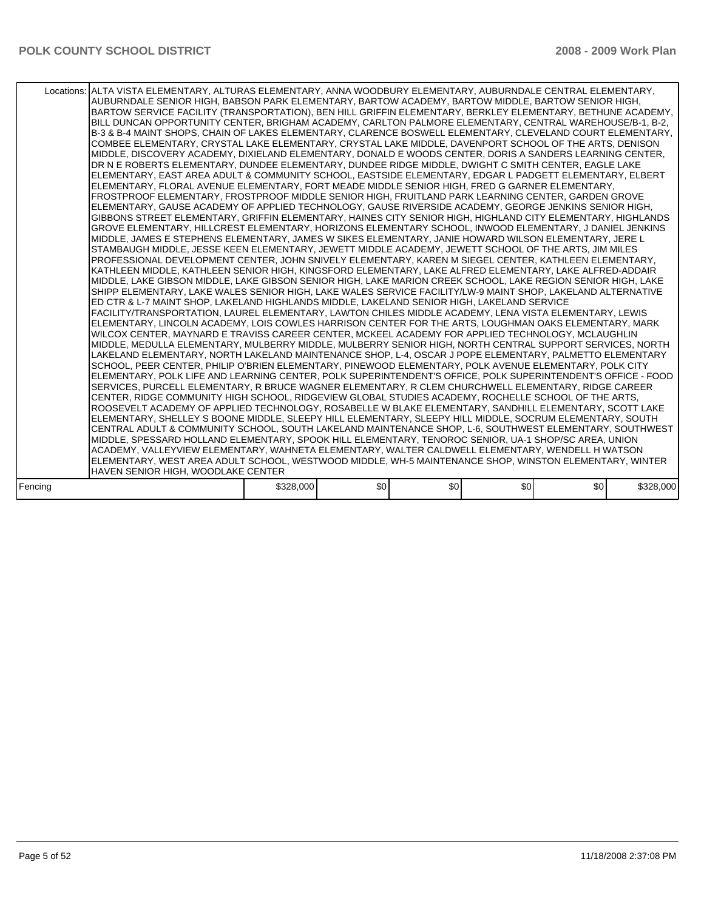| | | | | | | |
|---|---|---|---|---|---|---|
| Locations: | ALTA VISTA ELEMENTARY, ALTURAS ELEMENTARY, ANNA WOODBURY ELEMENTARY, AUBURNDALE CENTRAL ELEMENTARY, AUBURNDALE SENIOR HIGH, BABSON PARK ELEMENTARY, BARTOW ACADEMY, BARTOW MIDDLE, BARTOW SENIOR HIGH, BARTOW SERVICE FACILITY (TRANSPORTATION), BEN HILL GRIFFIN ELEMENTARY, BERKLEY ELEMENTARY, BETHUNE ACADEMY, BILL DUNCAN OPPORTUNITY CENTER, BRIGHAM ACADEMY, CARLTON PALMORE ELEMENTARY, CENTRAL WAREHOUSE/B-1, B-2, B-3 & B-4 MAINT SHOPS, CHAIN OF LAKES ELEMENTARY, CLARENCE BOSWELL ELEMENTARY, CLEVELAND COURT ELEMENTARY, COMBEE ELEMENTARY, CRYSTAL LAKE ELEMENTARY, CRYSTAL LAKE MIDDLE, DAVENPORT SCHOOL OF THE ARTS, DENISON MIDDLE, DISCOVERY ACADEMY, DIXIELAND ELEMENTARY, DONALD E WOODS CENTER, DORIS A SANDERS LEARNING CENTER, DR N E ROBERTS ELEMENTARY, DUNDEE ELEMENTARY, DUNDEE RIDGE MIDDLE, DWIGHT C SMITH CENTER, EAGLE LAKE ELEMENTARY, EAST AREA ADULT & COMMUNITY SCHOOL, EASTSIDE ELEMENTARY, EDGAR L PADGETT ELEMENTARY, ELBERT ELEMENTARY, FLORAL AVENUE ELEMENTARY, FORT MEADE MIDDLE SENIOR HIGH, FRED G GARNER ELEMENTARY, FROSTPROOF ELEMENTARY, FROSTPROOF MIDDLE SENIOR HIGH, FRUITLAND PARK LEARNING CENTER, GARDEN GROVE ELEMENTARY, GAUSE ACADEMY OF APPLIED TECHNOLOGY, GAUSE RIVERSIDE ACADEMY, GEORGE JENKINS SENIOR HIGH, GIBBONS STREET ELEMENTARY, GRIFFIN ELEMENTARY, HAINES CITY SENIOR HIGH, HIGHLAND CITY ELEMENTARY, HIGHLANDS GROVE ELEMENTARY, HILLCREST ELEMENTARY, HORIZONS ELEMENTARY SCHOOL, INWOOD ELEMENTARY, J DANIEL JENKINS MIDDLE, JAMES E STEPHENS ELEMENTARY, JAMES W SIKES ELEMENTARY, JANIE HOWARD WILSON ELEMENTARY, JERE L STAMBAUGH MIDDLE, JESSE KEEN ELEMENTARY, JEWETT MIDDLE ACADEMY, JEWETT SCHOOL OF THE ARTS, JIM MILES PROFESSIONAL DEVELOPMENT CENTER, JOHN SNIVELY ELEMENTARY, KAREN M SIEGEL CENTER, KATHLEEN ELEMENTARY, KATHLEEN MIDDLE, KATHLEEN SENIOR HIGH, KINGSFORD ELEMENTARY, LAKE ALFRED ELEMENTARY, LAKE ALFRED-ADDAIR MIDDLE, LAKE GIBSON MIDDLE, LAKE GIBSON SENIOR HIGH, LAKE MARION CREEK SCHOOL, LAKE REGION SENIOR HIGH, LAKE SHIPP ELEMENTARY, LAKE WALES SENIOR HIGH, LAKE WALES SERVICE FACILITY/LW-9 MAINT SHOP, LAKELAND ALTERNATIVE ED CTR & L-7 MAINT SHOP, LAKELAND HIGHLANDS MIDDLE, LAKELAND SENIOR HIGH, LAKELAND SERVICE FACILITY/TRANSPORTATION, LAUREL ELEMENTARY, LAWTON CHILES MIDDLE ACADEMY, LENA VISTA ELEMENTARY, LEWIS ELEMENTARY, LINCOLN ACADEMY, LOIS COWLES HARRISON CENTER FOR THE ARTS, LOUGHMAN OAKS ELEMENTARY, MARK WILCOX CENTER, MAYNARD E TRAVISS CAREER CENTER, MCKEEL ACADEMY FOR APPLIED TECHNOLOGY, MCLAUGHLIN MIDDLE, MEDULLA ELEMENTARY, MULBERRY MIDDLE, MULBERRY SENIOR HIGH, NORTH CENTRAL SUPPORT SERVICES, NORTH LAKELAND ELEMENTARY, NORTH LAKELAND MAINTENANCE SHOP, L-4, OSCAR J POPE ELEMENTARY, PALMETTO ELEMENTARY SCHOOL, PEER CENTER, PHILIP O'BRIEN ELEMENTARY, PINEWOOD ELEMENTARY, POLK AVENUE ELEMENTARY, POLK CITY ELEMENTARY, POLK LIFE AND LEARNING CENTER, POLK SUPERINTENDENT'S OFFICE, POLK SUPERINTENDENT'S OFFICE - FOOD SERVICES, PURCELL ELEMENTARY, R BRUCE WAGNER ELEMENTARY, R CLEM CHURCHWELL ELEMENTARY, RIDGE CAREER CENTER, RIDGE COMMUNITY HIGH SCHOOL, RIDGEVIEW GLOBAL STUDIES ACADEMY, ROCHELLE SCHOOL OF THE ARTS, ROOSEVELT ACADEMY OF APPLIED TECHNOLOGY, ROSABELLE W BLAKE ELEMENTARY, SANDHILL ELEMENTARY, SCOTT LAKE ELEMENTARY, SHELLEY S BOONE MIDDLE, SLEEPY HILL ELEMENTARY, SLEEPY HILL MIDDLE, SOCRUM ELEMENTARY, SOUTH CENTRAL ADULT & COMMUNITY SCHOOL, SOUTH LAKELAND MAINTENANCE SHOP, L-6, SOUTHWEST ELEMENTARY, SOUTHWEST MIDDLE, SPESSARD HOLLAND ELEMENTARY, SPOOK HILL ELEMENTARY, TENOROC SENIOR, UA-1 SHOP/SC AREA, UNION ACADEMY, VALLEYVIEW ELEMENTARY, WAHNETA ELEMENTARY, WALTER CALDWELL ELEMENTARY, WENDELL H WATSON ELEMENTARY, WEST AREA ADULT SCHOOL, WESTWOOD MIDDLE, WH-5 MAINTENANCE SHOP, WINSTON ELEMENTARY, WINTER HAVEN SENIOR HIGH, WOODLAKE CENTER | | | | | |
| Fencing | $328,000 | $0 | $0 | $0 | $0 | $328,000 |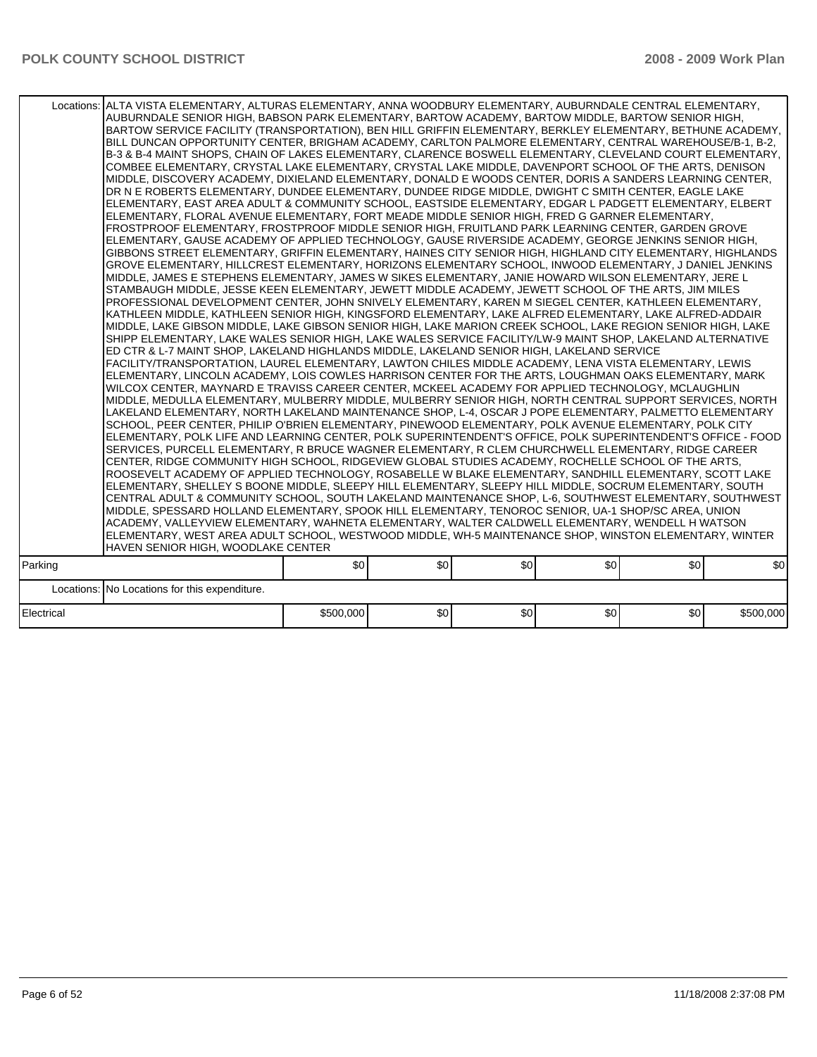| | | | | | | | |
|---|---|---|---|---|---|---|---|
| | Locations: | ALTA VISTA ELEMENTARY, ALTURAS ELEMENTARY, ANNA WOODBURY ELEMENTARY, AUBURNDALE CENTRAL ELEMENTARY, AUBURNDALE SENIOR HIGH, BABSON PARK ELEMENTARY, BARTOW ACADEMY, BARTOW MIDDLE, BARTOW SENIOR HIGH, BARTOW SERVICE FACILITY (TRANSPORTATION), BEN HILL GRIFFIN ELEMENTARY, BERKLEY ELEMENTARY, BETHUNE ACADEMY, BILL DUNCAN OPPORTUNITY CENTER, BRIGHAM ACADEMY, CARLTON PALMORE ELEMENTARY, CENTRAL WAREHOUSE/B-1, B-2, B-3 & B-4 MAINT SHOPS, CHAIN OF LAKES ELEMENTARY, CLARENCE BOSWELL ELEMENTARY, CLEVELAND COURT ELEMENTARY, COMBEE ELEMENTARY, CRYSTAL LAKE ELEMENTARY, CRYSTAL LAKE MIDDLE, DAVENPORT SCHOOL OF THE ARTS, DENISON MIDDLE, DISCOVERY ACADEMY, DIXIELAND ELEMENTARY, DONALD E WOODS CENTER, DORIS A SANDERS LEARNING CENTER, DR N E ROBERTS ELEMENTARY, DUNDEE ELEMENTARY, DUNDEE RIDGE MIDDLE, DWIGHT C SMITH CENTER, EAGLE LAKE ELEMENTARY, EAST AREA ADULT & COMMUNITY SCHOOL, EASTSIDE ELEMENTARY, EDGAR L PADGETT ELEMENTARY, ELBERT ELEMENTARY, FLORAL AVENUE ELEMENTARY, FORT MEADE MIDDLE SENIOR HIGH, FRED G GARNER ELEMENTARY, FROSTPROOF ELEMENTARY, FROSTPROOF MIDDLE SENIOR HIGH, FRUITLAND PARK LEARNING CENTER, GARDEN GROVE ELEMENTARY, GAUSE ACADEMY OF APPLIED TECHNOLOGY, GAUSE RIVERSIDE ACADEMY, GEORGE JENKINS SENIOR HIGH, GIBBONS STREET ELEMENTARY, GRIFFIN ELEMENTARY, HAINES CITY SENIOR HIGH, HIGHLAND CITY ELEMENTARY, HIGHLANDS GROVE ELEMENTARY, HILLCREST ELEMENTARY, HORIZONS ELEMENTARY SCHOOL, INWOOD ELEMENTARY, J DANIEL JENKINS MIDDLE, JAMES E STEPHENS ELEMENTARY, JAMES W SIKES ELEMENTARY, JANIE HOWARD WILSON ELEMENTARY, JERE L STAMBAUGH MIDDLE, JESSE KEEN ELEMENTARY, JEWETT MIDDLE ACADEMY, JEWETT SCHOOL OF THE ARTS, JIM MILES PROFESSIONAL DEVELOPMENT CENTER, JOHN SNIVELY ELEMENTARY, KAREN M SIEGEL CENTER, KATHLEEN ELEMENTARY, KATHLEEN MIDDLE, KATHLEEN SENIOR HIGH, KINGSFORD ELEMENTARY, LAKE ALFRED ELEMENTARY, LAKE ALFRED-ADDAIR MIDDLE, LAKE GIBSON MIDDLE, LAKE GIBSON SENIOR HIGH, LAKE MARION CREEK SCHOOL, LAKE REGION SENIOR HIGH, LAKE SHIPP ELEMENTARY, LAKE WALES SENIOR HIGH, LAKE WALES SERVICE FACILITY/LW-9 MAINT SHOP, LAKELAND ALTERNATIVE ED CTR & L-7 MAINT SHOP, LAKELAND HIGHLANDS MIDDLE, LAKELAND SENIOR HIGH, LAKELAND SERVICE FACILITY/TRANSPORTATION, LAUREL ELEMENTARY, LAWTON CHILES MIDDLE ACADEMY, LENA VISTA ELEMENTARY, LEWIS ELEMENTARY, LINCOLN ACADEMY, LOIS COWLES HARRISON CENTER FOR THE ARTS, LOUGHMAN OAKS ELEMENTARY, MARK WILCOX CENTER, MAYNARD E TRAVISS CAREER CENTER, MCKEEL ACADEMY FOR APPLIED TECHNOLOGY, MCLAUGHLIN MIDDLE, MEDULLA ELEMENTARY, MULBERRY MIDDLE, MULBERRY SENIOR HIGH, NORTH CENTRAL SUPPORT SERVICES, NORTH LAKELAND ELEMENTARY, NORTH LAKELAND MAINTENANCE SHOP, L-4, OSCAR J POPE ELEMENTARY, PALMETTO ELEMENTARY SCHOOL, PEER CENTER, PHILIP O'BRIEN ELEMENTARY, PINEWOOD ELEMENTARY, POLK AVENUE ELEMENTARY, POLK CITY ELEMENTARY, POLK LIFE AND LEARNING CENTER, POLK SUPERINTENDENT'S OFFICE, POLK SUPERINTENDENT'S OFFICE - FOOD SERVICES, PURCELL ELEMENTARY, R BRUCE WAGNER ELEMENTARY, R CLEM CHURCHWELL ELEMENTARY, RIDGE CAREER CENTER, RIDGE COMMUNITY HIGH SCHOOL, RIDGEVIEW GLOBAL STUDIES ACADEMY, ROCHELLE SCHOOL OF THE ARTS, ROOSEVELT ACADEMY OF APPLIED TECHNOLOGY, ROSABELLE W BLAKE ELEMENTARY, SANDHILL ELEMENTARY, SCOTT LAKE ELEMENTARY, SHELLEY S BOONE MIDDLE, SLEEPY HILL ELEMENTARY, SLEEPY HILL MIDDLE, SOCRUM ELEMENTARY, SOUTH CENTRAL ADULT & COMMUNITY SCHOOL, SOUTH LAKELAND MAINTENANCE SHOP, L-6, SOUTHWEST ELEMENTARY, SOUTHWEST MIDDLE, SPESSARD HOLLAND ELEMENTARY, SPOOK HILL ELEMENTARY, TENOROC SENIOR, UA-1 SHOP/SC AREA, UNION ACADEMY, VALLEYVIEW ELEMENTARY, WAHNETA ELEMENTARY, WALTER CALDWELL ELEMENTARY, WENDELL H WATSON ELEMENTARY, WEST AREA ADULT SCHOOL, WESTWOOD MIDDLE, WH-5 MAINTENANCE SHOP, WINSTON ELEMENTARY, WINTER HAVEN SENIOR HIGH, WOODLAKE CENTER | | | | | |
| Parking | | $0 | $0 | $0 | $0 | $0 | $0 |
| | Locations: | No Locations for this expenditure. | | | | | |
| Electrical | | $500,000 | $0 | $0 | $0 | $0 | $500,000 |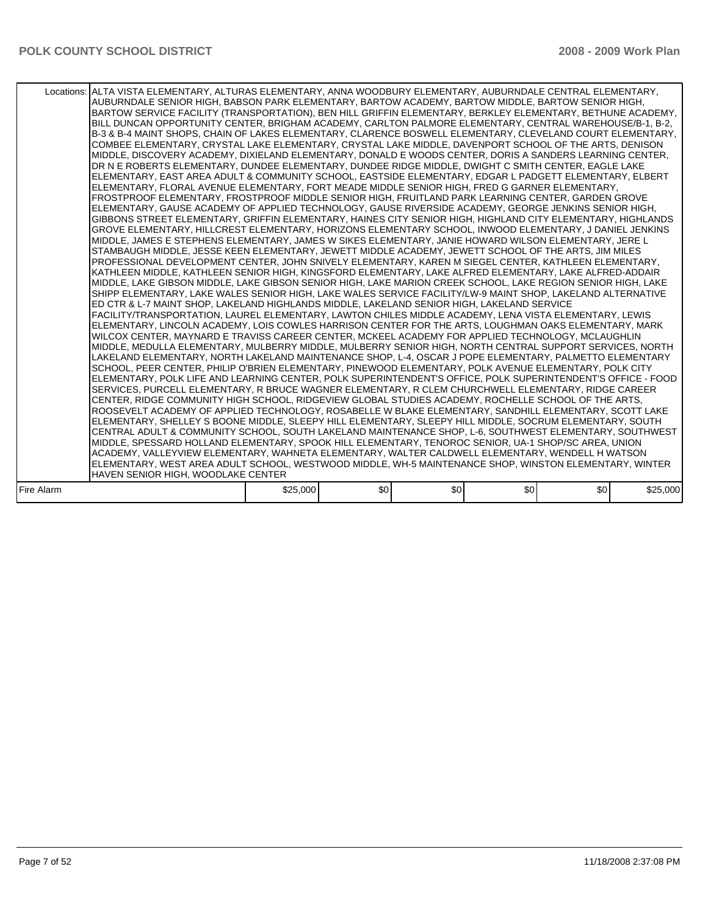| | | | | | | |
|---|---|---|---|---|---|---|
| Locations: | ALTA VISTA ELEMENTARY, ALTURAS ELEMENTARY, ANNA WOODBURY ELEMENTARY, AUBURNDALE CENTRAL ELEMENTARY, AUBURNDALE SENIOR HIGH, BABSON PARK ELEMENTARY, BARTOW ACADEMY, BARTOW MIDDLE, BARTOW SENIOR HIGH, BARTOW SERVICE FACILITY (TRANSPORTATION), BEN HILL GRIFFIN ELEMENTARY, BERKLEY ELEMENTARY, BETHUNE ACADEMY, BILL DUNCAN OPPORTUNITY CENTER, BRIGHAM ACADEMY, CARLTON PALMORE ELEMENTARY, CENTRAL WAREHOUSE/B-1, B-2, B-3 & B-4 MAINT SHOPS, CHAIN OF LAKES ELEMENTARY, CLARENCE BOSWELL ELEMENTARY, CLEVELAND COURT ELEMENTARY, COMBEE ELEMENTARY, CRYSTAL LAKE ELEMENTARY, CRYSTAL LAKE MIDDLE, DAVENPORT SCHOOL OF THE ARTS, DENISON MIDDLE, DISCOVERY ACADEMY, DIXIELAND ELEMENTARY, DONALD E WOODS CENTER, DORIS A SANDERS LEARNING CENTER, DR N E ROBERTS ELEMENTARY, DUNDEE ELEMENTARY, DUNDEE RIDGE MIDDLE, DWIGHT C SMITH CENTER, EAGLE LAKE ELEMENTARY, EAST AREA ADULT & COMMUNITY SCHOOL, EASTSIDE ELEMENTARY, EDGAR L PADGETT ELEMENTARY, ELBERT ELEMENTARY, FLORAL AVENUE ELEMENTARY, FORT MEADE MIDDLE SENIOR HIGH, FRED G GARNER ELEMENTARY, FROSTPROOF ELEMENTARY, FROSTPROOF MIDDLE SENIOR HIGH, FRUITLAND PARK LEARNING CENTER, GARDEN GROVE ELEMENTARY, GAUSE ACADEMY OF APPLIED TECHNOLOGY, GAUSE RIVERSIDE ACADEMY, GEORGE JENKINS SENIOR HIGH, GIBBONS STREET ELEMENTARY, GRIFFIN ELEMENTARY, HAINES CITY SENIOR HIGH, HIGHLAND CITY ELEMENTARY, HIGHLANDS GROVE ELEMENTARY, HILLCREST ELEMENTARY, HORIZONS ELEMENTARY SCHOOL, INWOOD ELEMENTARY, J DANIEL JENKINS MIDDLE, JAMES E STEPHENS ELEMENTARY, JAMES W SIKES ELEMENTARY, JANIE HOWARD WILSON ELEMENTARY, JERE L STAMBAUGH MIDDLE, JESSE KEEN ELEMENTARY, JEWETT MIDDLE ACADEMY, JEWETT SCHOOL OF THE ARTS, JIM MILES PROFESSIONAL DEVELOPMENT CENTER, JOHN SNIVELY ELEMENTARY, KAREN M SIEGEL CENTER, KATHLEEN ELEMENTARY, KATHLEEN MIDDLE, KATHLEEN SENIOR HIGH, KINGSFORD ELEMENTARY, LAKE ALFRED ELEMENTARY, LAKE ALFRED-ADDAIR MIDDLE, LAKE GIBSON MIDDLE, LAKE GIBSON SENIOR HIGH, LAKE MARION CREEK SCHOOL, LAKE REGION SENIOR HIGH, LAKE SHIPP ELEMENTARY, LAKE WALES SENIOR HIGH, LAKE WALES SERVICE FACILITY/LW-9 MAINT SHOP, LAKELAND ALTERNATIVE ED CTR & L-7 MAINT SHOP, LAKELAND HIGHLANDS MIDDLE, LAKELAND SENIOR HIGH, LAKELAND SERVICE FACILITY/TRANSPORTATION, LAUREL ELEMENTARY, LAWTON CHILES MIDDLE ACADEMY, LENA VISTA ELEMENTARY, LEWIS ELEMENTARY, LINCOLN ACADEMY, LOIS COWLES HARRISON CENTER FOR THE ARTS, LOUGHMAN OAKS ELEMENTARY, MARK WILCOX CENTER, MAYNARD E TRAVISS CAREER CENTER, MCKEEL ACADEMY FOR APPLIED TECHNOLOGY, MCLAUGHLIN MIDDLE, MEDULLA ELEMENTARY, MULBERRY MIDDLE, MULBERRY SENIOR HIGH, NORTH CENTRAL SUPPORT SERVICES, NORTH LAKELAND ELEMENTARY, NORTH LAKELAND MAINTENANCE SHOP, L-4, OSCAR J POPE ELEMENTARY, PALMETTO ELEMENTARY SCHOOL, PEER CENTER, PHILIP O'BRIEN ELEMENTARY, PINEWOOD ELEMENTARY, POLK AVENUE ELEMENTARY, POLK CITY ELEMENTARY, POLK LIFE AND LEARNING CENTER, POLK SUPERINTENDENT'S OFFICE, POLK SUPERINTENDENT'S OFFICE - FOOD SERVICES, PURCELL ELEMENTARY, R BRUCE WAGNER ELEMENTARY, R CLEM CHURCHWELL ELEMENTARY, RIDGE CAREER CENTER, RIDGE COMMUNITY HIGH SCHOOL, RIDGEVIEW GLOBAL STUDIES ACADEMY, ROCHELLE SCHOOL OF THE ARTS, ROOSEVELT ACADEMY OF APPLIED TECHNOLOGY, ROSABELLE W BLAKE ELEMENTARY, SANDHILL ELEMENTARY, SCOTT LAKE ELEMENTARY, SHELLEY S BOONE MIDDLE, SLEEPY HILL ELEMENTARY, SLEEPY HILL MIDDLE, SOCRUM ELEMENTARY, SOUTH CENTRAL ADULT & COMMUNITY SCHOOL, SOUTH LAKELAND MAINTENANCE SHOP, L-6, SOUTHWEST ELEMENTARY, SOUTHWEST MIDDLE, SPESSARD HOLLAND ELEMENTARY, SPOOK HILL ELEMENTARY, TENOROC SENIOR, UA-1 SHOP/SC AREA, UNION ACADEMY, VALLEYVIEW ELEMENTARY, WAHNETA ELEMENTARY, WALTER CALDWELL ELEMENTARY, WENDELL H WATSON ELEMENTARY, WEST AREA ADULT SCHOOL, WESTWOOD MIDDLE, WH-5 MAINTENANCE SHOP, WINSTON ELEMENTARY, WINTER HAVEN SENIOR HIGH, WOODLAKE CENTER | | | | | |
| Fire Alarm | | $25,000 | $0 | $0 | $0 | $0 | $25,000 |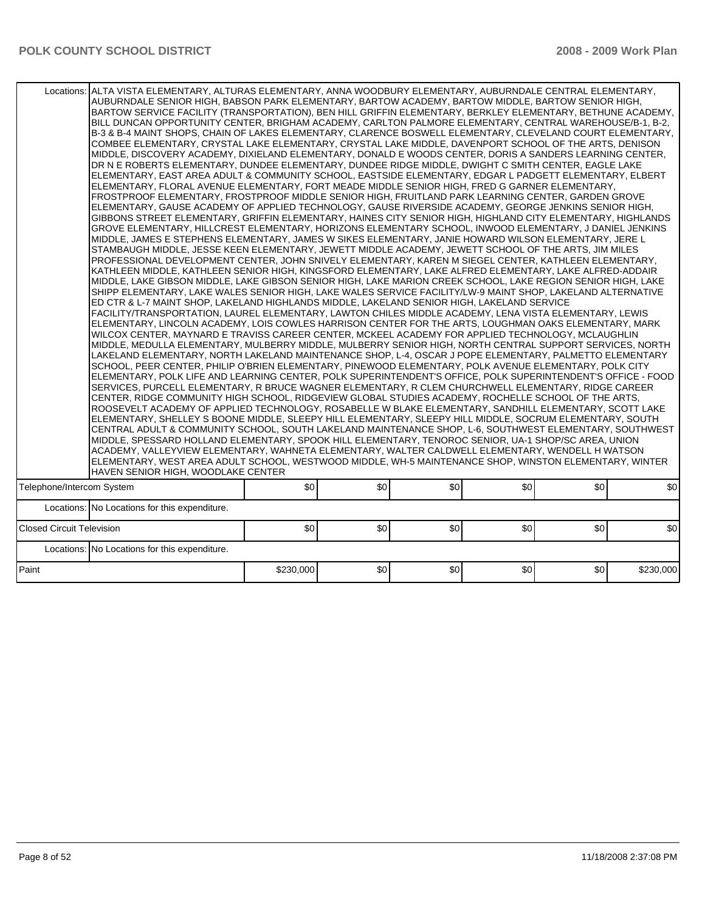| | | | | | | | |
|---|---|---|---|---|---|---|---|
| Locations: | ALTA VISTA ELEMENTARY, ALTURAS ELEMENTARY, ANNA WOODBURY ELEMENTARY, AUBURNDALE CENTRAL ELEMENTARY, AUBURNDALE SENIOR HIGH, BABSON PARK ELEMENTARY, BARTOW ACADEMY, BARTOW MIDDLE, BARTOW SENIOR HIGH, BARTOW SERVICE FACILITY (TRANSPORTATION), BEN HILL GRIFFIN ELEMENTARY, BERKLEY ELEMENTARY, BETHUNE ACADEMY, BILL DUNCAN OPPORTUNITY CENTER, BRIGHAM ACADEMY, CARLTON PALMORE ELEMENTARY, CENTRAL WAREHOUSE/B-1, B-2, B-3 & B-4 MAINT SHOPS, CHAIN OF LAKES ELEMENTARY, CLARENCE BOSWELL ELEMENTARY, CLEVELAND COURT ELEMENTARY, COMBEE ELEMENTARY, CRYSTAL LAKE ELEMENTARY, CRYSTAL LAKE MIDDLE, DAVENPORT SCHOOL OF THE ARTS, DENISON MIDDLE, DISCOVERY ACADEMY, DIXIELAND ELEMENTARY, DONALD E WOODS CENTER, DORIS A SANDERS LEARNING CENTER, DR N E ROBERTS ELEMENTARY, DUNDEE ELEMENTARY, DUNDEE RIDGE MIDDLE, DWIGHT C SMITH CENTER, EAGLE LAKE ELEMENTARY, EAST AREA ADULT & COMMUNITY SCHOOL, EASTSIDE ELEMENTARY, EDGAR L PADGETT ELEMENTARY, ELBERT ELEMENTARY, FLORAL AVENUE ELEMENTARY, FORT MEADE MIDDLE SENIOR HIGH, FRED G GARNER ELEMENTARY, FROSTPROOF ELEMENTARY, FROSTPROOF MIDDLE SENIOR HIGH, FRUITLAND PARK LEARNING CENTER, GARDEN GROVE ELEMENTARY, GAUSE ACADEMY OF APPLIED TECHNOLOGY, GAUSE RIVERSIDE ACADEMY, GEORGE JENKINS SENIOR HIGH, GIBBONS STREET ELEMENTARY, GRIFFIN ELEMENTARY, HAINES CITY SENIOR HIGH, HIGHLAND CITY ELEMENTARY, HIGHLANDS GROVE ELEMENTARY, HILLCREST ELEMENTARY, HORIZONS ELEMENTARY SCHOOL, INWOOD ELEMENTARY, J DANIEL JENKINS MIDDLE, JAMES E STEPHENS ELEMENTARY, JAMES W SIKES ELEMENTARY, JANIE HOWARD WILSON ELEMENTARY, JERE L STAMBAUGH MIDDLE, JESSE KEEN ELEMENTARY, JEWETT MIDDLE ACADEMY, JEWETT SCHOOL OF THE ARTS, JIM MILES PROFESSIONAL DEVELOPMENT CENTER, JOHN SNIVELY ELEMENTARY, KAREN M SIEGEL CENTER, KATHLEEN ELEMENTARY, KATHLEEN MIDDLE, KATHLEEN SENIOR HIGH, KINGSFORD ELEMENTARY, LAKE ALFRED ELEMENTARY, LAKE ALFRED-ADDAIR MIDDLE, LAKE GIBSON MIDDLE, LAKE GIBSON SENIOR HIGH, LAKE MARION CREEK SCHOOL, LAKE REGION SENIOR HIGH, LAKE SHIPP ELEMENTARY, LAKE WALES SENIOR HIGH, LAKE WALES SERVICE FACILITY/LW-9 MAINT SHOP, LAKELAND ALTERNATIVE ED CTR & L-7 MAINT SHOP, LAKELAND HIGHLANDS MIDDLE, LAKELAND SENIOR HIGH, LAKELAND SERVICE FACILITY/TRANSPORTATION, LAUREL ELEMENTARY, LAWTON CHILES MIDDLE ACADEMY, LENA VISTA ELEMENTARY, LEWIS ELEMENTARY, LINCOLN ACADEMY, LOIS COWLES HARRISON CENTER FOR THE ARTS, LOUGHMAN OAKS ELEMENTARY, MARK WILCOX CENTER, MAYNARD E TRAVISS CAREER CENTER, MCKEEL ACADEMY FOR APPLIED TECHNOLOGY, MCLAUGHLIN MIDDLE, MEDULLA ELEMENTARY, MULBERRY MIDDLE, MULBERRY SENIOR HIGH, NORTH CENTRAL SUPPORT SERVICES, NORTH LAKELAND ELEMENTARY, NORTH LAKELAND MAINTENANCE SHOP, L-4, OSCAR J POPE ELEMENTARY, PALMETTO ELEMENTARY SCHOOL, PEER CENTER, PHILIP O'BRIEN ELEMENTARY, PINEWOOD ELEMENTARY, POLK AVENUE ELEMENTARY, POLK CITY ELEMENTARY, POLK LIFE AND LEARNING CENTER, POLK SUPERINTENDENT'S OFFICE, POLK SUPERINTENDENT'S OFFICE - FOOD SERVICES, PURCELL ELEMENTARY, R BRUCE WAGNER ELEMENTARY, R CLEM CHURCHWELL ELEMENTARY, RIDGE CAREER CENTER, RIDGE COMMUNITY HIGH SCHOOL, RIDGEVIEW GLOBAL STUDIES ACADEMY, ROCHELLE SCHOOL OF THE ARTS, ROOSEVELT ACADEMY OF APPLIED TECHNOLOGY, ROSABELLE W BLAKE ELEMENTARY, SANDHILL ELEMENTARY, SCOTT LAKE ELEMENTARY, SHELLEY S BOONE MIDDLE, SLEEPY HILL ELEMENTARY, SLEEPY HILL MIDDLE, SOCRUM ELEMENTARY, SOUTH CENTRAL ADULT & COMMUNITY SCHOOL, SOUTH LAKELAND MAINTENANCE SHOP, L-6, SOUTHWEST ELEMENTARY, SOUTHWEST MIDDLE, SPESSARD HOLLAND ELEMENTARY, SPOOK HILL ELEMENTARY, TENOROC SENIOR, UA-1 SHOP/SC AREA, UNION ACADEMY, VALLEYVIEW ELEMENTARY, WAHNETA ELEMENTARY, WALTER CALDWELL ELEMENTARY, WENDELL H WATSON ELEMENTARY, WEST AREA ADULT SCHOOL, WESTWOOD MIDDLE, WH-5 MAINTENANCE SHOP, WINSTON ELEMENTARY, WINTER HAVEN SENIOR HIGH, WOODLAKE CENTER | | | | | | |
| Telephone/Intercom System | | $0 | $0 | $0 | $0 | $0 | $0 |
| Locations: | No Locations for this expenditure. | | | | | | |
| Closed Circuit Television | | $0 | $0 | $0 | $0 | $0 | $0 |
| Locations: | No Locations for this expenditure. | | | | | | |
| Paint | | $230,000 | $0 | $0 | $0 | $0 | $230,000 |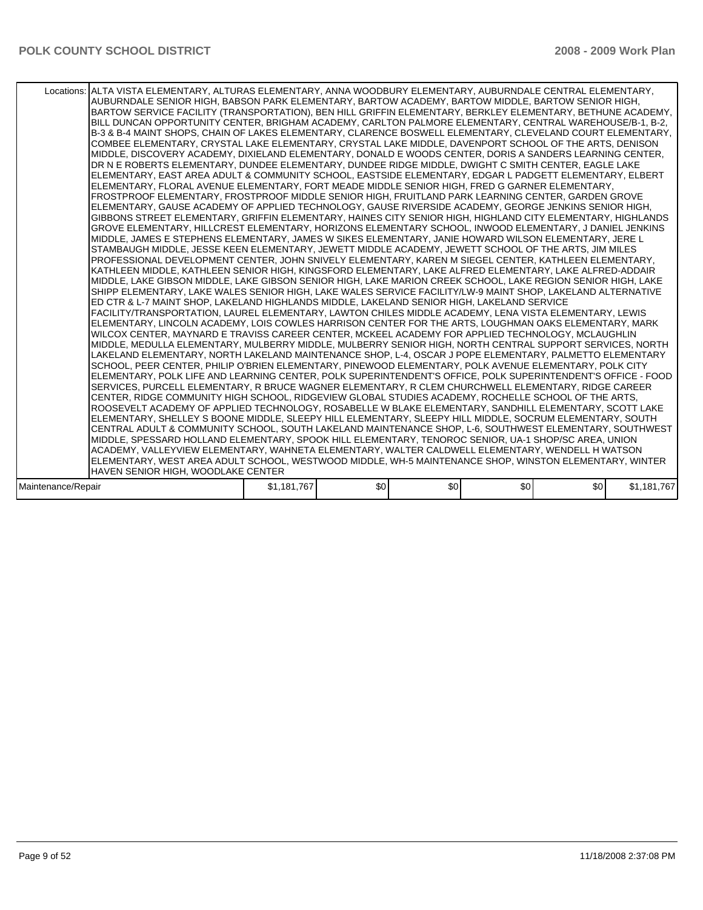| | | | | | | |
|---|---|---|---|---|---|---|
| Locations: | ALTA VISTA ELEMENTARY, ALTURAS ELEMENTARY, ANNA WOODBURY ELEMENTARY, AUBURNDALE CENTRAL ELEMENTARY, AUBURNDALE SENIOR HIGH, BABSON PARK ELEMENTARY, BARTOW ACADEMY, BARTOW MIDDLE, BARTOW SENIOR HIGH, BARTOW SERVICE FACILITY (TRANSPORTATION), BEN HILL GRIFFIN ELEMENTARY, BERKLEY ELEMENTARY, BETHUNE ACADEMY, BILL DUNCAN OPPORTUNITY CENTER, BRIGHAM ACADEMY, CARLTON PALMORE ELEMENTARY, CENTRAL WAREHOUSE/B-1, B-2, B-3 & B-4 MAINT SHOPS, CHAIN OF LAKES ELEMENTARY, CLARENCE BOSWELL ELEMENTARY, CLEVELAND COURT ELEMENTARY, COMBEE ELEMENTARY, CRYSTAL LAKE ELEMENTARY, CRYSTAL LAKE MIDDLE, DAVENPORT SCHOOL OF THE ARTS, DENISON MIDDLE, DISCOVERY ACADEMY, DIXIELAND ELEMENTARY, DONALD E WOODS CENTER, DORIS A SANDERS LEARNING CENTER, DR N E ROBERTS ELEMENTARY, DUNDEE ELEMENTARY, DUNDEE RIDGE MIDDLE, DWIGHT C SMITH CENTER, EAGLE LAKE ELEMENTARY, EAST AREA ADULT & COMMUNITY SCHOOL, EASTSIDE ELEMENTARY, EDGAR L PADGETT ELEMENTARY, ELBERT ELEMENTARY, FLORAL AVENUE ELEMENTARY, FORT MEADE MIDDLE SENIOR HIGH, FRED G GARNER ELEMENTARY, FROSTPROOF ELEMENTARY, FROSTPROOF MIDDLE SENIOR HIGH, FRUITLAND PARK LEARNING CENTER, GARDEN GROVE ELEMENTARY, GAUSE ACADEMY OF APPLIED TECHNOLOGY, GAUSE RIVERSIDE ACADEMY, GEORGE JENKINS SENIOR HIGH, GIBBONS STREET ELEMENTARY, GRIFFIN ELEMENTARY, HAINES CITY SENIOR HIGH, HIGHLAND CITY ELEMENTARY, HIGHLANDS GROVE ELEMENTARY, HILLCREST ELEMENTARY, HORIZONS ELEMENTARY SCHOOL, INWOOD ELEMENTARY, J DANIEL JENKINS MIDDLE, JAMES E STEPHENS ELEMENTARY, JAMES W SIKES ELEMENTARY, JANIE HOWARD WILSON ELEMENTARY, JERE L STAMBAUGH MIDDLE, JESSE KEEN ELEMENTARY, JEWETT MIDDLE ACADEMY, JEWETT SCHOOL OF THE ARTS, JIM MILES PROFESSIONAL DEVELOPMENT CENTER, JOHN SNIVELY ELEMENTARY, KAREN M SIEGEL CENTER, KATHLEEN ELEMENTARY, KATHLEEN MIDDLE, KATHLEEN SENIOR HIGH, KINGSFORD ELEMENTARY, LAKE ALFRED ELEMENTARY, LAKE ALFRED-ADDAIR MIDDLE, LAKE GIBSON MIDDLE, LAKE GIBSON SENIOR HIGH, LAKE MARION CREEK SCHOOL, LAKE REGION SENIOR HIGH, LAKE SHIPP ELEMENTARY, LAKE WALES SENIOR HIGH, LAKE WALES SERVICE FACILITY/LW-9 MAINT SHOP, LAKELAND ALTERNATIVE ED CTR & L-7 MAINT SHOP, LAKELAND HIGHLANDS MIDDLE, LAKELAND SENIOR HIGH, LAKELAND SERVICE FACILITY/TRANSPORTATION, LAUREL ELEMENTARY, LAWTON CHILES MIDDLE ACADEMY, LENA VISTA ELEMENTARY, LEWIS ELEMENTARY, LINCOLN ACADEMY, LOIS COWLES HARRISON CENTER FOR THE ARTS, LOUGHMAN OAKS ELEMENTARY, MARK WILCOX CENTER, MAYNARD E TRAVISS CAREER CENTER, MCKEEL ACADEMY FOR APPLIED TECHNOLOGY, MCLAUGHLIN MIDDLE, MEDULLA ELEMENTARY, MULBERRY MIDDLE, MULBERRY SENIOR HIGH, NORTH CENTRAL SUPPORT SERVICES, NORTH LAKELAND ELEMENTARY, NORTH LAKELAND MAINTENANCE SHOP, L-4, OSCAR J POPE ELEMENTARY, PALMETTO ELEMENTARY SCHOOL, PEER CENTER, PHILIP O'BRIEN ELEMENTARY, PINEWOOD ELEMENTARY, POLK AVENUE ELEMENTARY, POLK CITY ELEMENTARY, POLK LIFE AND LEARNING CENTER, POLK SUPERINTENDENT'S OFFICE, POLK SUPERINTENDENT'S OFFICE - FOOD SERVICES, PURCELL ELEMENTARY, R BRUCE WAGNER ELEMENTARY, R CLEM CHURCHWELL ELEMENTARY, RIDGE CAREER CENTER, RIDGE COMMUNITY HIGH SCHOOL, RIDGEVIEW GLOBAL STUDIES ACADEMY, ROCHELLE SCHOOL OF THE ARTS, ROOSEVELT ACADEMY OF APPLIED TECHNOLOGY, ROSABELLE W BLAKE ELEMENTARY, SANDHILL ELEMENTARY, SCOTT LAKE ELEMENTARY, SHELLEY S BOONE MIDDLE, SLEEPY HILL ELEMENTARY, SLEEPY HILL MIDDLE, SOCRUM ELEMENTARY, SOUTH CENTRAL ADULT & COMMUNITY SCHOOL, SOUTH LAKELAND MAINTENANCE SHOP, L-6, SOUTHWEST ELEMENTARY, SOUTHWEST MIDDLE, SPESSARD HOLLAND ELEMENTARY, SPOOK HILL ELEMENTARY, TENOROC SENIOR, UA-1 SHOP/SC AREA, UNION ACADEMY, VALLEYVIEW ELEMENTARY, WAHNETA ELEMENTARY, WALTER CALDWELL ELEMENTARY, WENDELL H WATSON ELEMENTARY, WEST AREA ADULT SCHOOL, WESTWOOD MIDDLE, WH-5 MAINTENANCE SHOP, WINSTON ELEMENTARY, WINTER HAVEN SENIOR HIGH, WOODLAKE CENTER | | | | | |
| Maintenance/Repair | | $1,181,767 | $0 | $0 | $0 | $0 | $1,181,767 |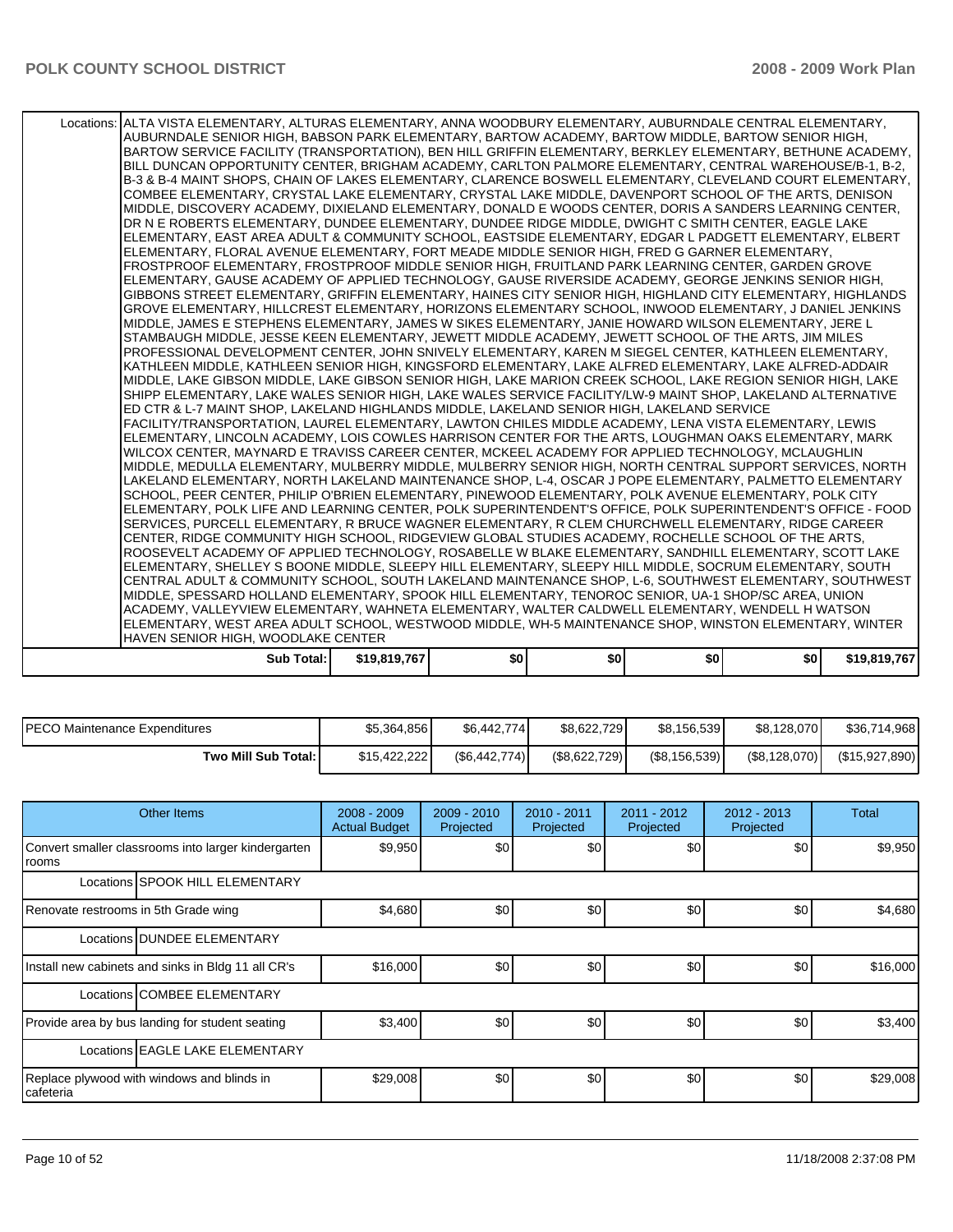| | | | | | | |
|---|---|---|---|---|---|---|
| Locations: | ALTA VISTA ELEMENTARY, ALTURAS ELEMENTARY, ANNA WOODBURY ELEMENTARY, AUBURNDALE CENTRAL ELEMENTARY, AUBURNDALE SENIOR HIGH, BABSON PARK ELEMENTARY, BARTOW ACADEMY, BARTOW MIDDLE, BARTOW SENIOR HIGH, BARTOW SERVICE FACILITY (TRANSPORTATION), BEN HILL GRIFFIN ELEMENTARY, BERKLEY ELEMENTARY, BETHUNE ACADEMY, BILL DUNCAN OPPORTUNITY CENTER, BRIGHAM ACADEMY, CARLTON PALMORE ELEMENTARY, CENTRAL WAREHOUSE/B-1, B-2, B-3 & B-4 MAINT SHOPS, CHAIN OF LAKES ELEMENTARY, CLARENCE BOSWELL ELEMENTARY, CLEVELAND COURT ELEMENTARY, COMBEE ELEMENTARY, CRYSTAL LAKE ELEMENTARY, CRYSTAL LAKE MIDDLE, DAVENPORT SCHOOL OF THE ARTS, DENISON MIDDLE, DISCOVERY ACADEMY, DIXIELAND ELEMENTARY, DONALD E WOODS CENTER, DORIS A SANDERS LEARNING CENTER, DR N E ROBERTS ELEMENTARY, DUNDEE ELEMENTARY, DUNDEE RIDGE MIDDLE, DWIGHT C SMITH CENTER, EAGLE LAKE ELEMENTARY, EAST AREA ADULT & COMMUNITY SCHOOL, EASTSIDE ELEMENTARY, EDGAR L PADGETT ELEMENTARY, ELBERT ELEMENTARY, FLORAL AVENUE ELEMENTARY, FORT MEADE MIDDLE SENIOR HIGH, FRED G GARNER ELEMENTARY, FROSTPROOF ELEMENTARY, FROSTPROOF MIDDLE SENIOR HIGH, FRUITLAND PARK LEARNING CENTER, GARDEN GROVE ELEMENTARY, GAUSE ACADEMY OF APPLIED TECHNOLOGY, GAUSE RIVERSIDE ACADEMY, GEORGE JENKINS SENIOR HIGH, GIBBONS STREET ELEMENTARY, GRIFFIN ELEMENTARY, HAINES CITY SENIOR HIGH, HIGHLAND CITY ELEMENTARY, HIGHLANDS GROVE ELEMENTARY, HILLCREST ELEMENTARY, HORIZONS ELEMENTARY SCHOOL, INWOOD ELEMENTARY, J DANIEL JENKINS MIDDLE, JAMES E STEPHENS ELEMENTARY, JAMES W SIKES ELEMENTARY, JANIE HOWARD WILSON ELEMENTARY, JERE L STAMBAUGH MIDDLE, JESSE KEEN ELEMENTARY, JEWETT MIDDLE ACADEMY, JEWETT SCHOOL OF THE ARTS, JIM MILES PROFESSIONAL DEVELOPMENT CENTER, JOHN SNIVELY ELEMENTARY, KAREN M SIEGEL CENTER, KATHLEEN ELEMENTARY, KATHLEEN MIDDLE, KATHLEEN SENIOR HIGH, KINGSFORD ELEMENTARY, LAKE ALFRED ELEMENTARY, LAKE ALFRED-ADDAIR MIDDLE, LAKE GIBSON MIDDLE, LAKE GIBSON SENIOR HIGH, LAKE MARION CREEK SCHOOL, LAKE REGION SENIOR HIGH, LAKE SHIPP ELEMENTARY, LAKE WALES SENIOR HIGH, LAKE WALES SERVICE FACILITY/LW-9 MAINT SHOP, LAKELAND ALTERNATIVE ED CTR & L-7 MAINT SHOP, LAKELAND HIGHLANDS MIDDLE, LAKELAND SENIOR HIGH, LAKELAND SERVICE FACILITY/TRANSPORTATION, LAUREL ELEMENTARY, LAWTON CHILES MIDDLE ACADEMY, LENA VISTA ELEMENTARY, LEWIS ELEMENTARY, LINCOLN ACADEMY, LOIS COWLES HARRISON CENTER FOR THE ARTS, LOUGHMAN OAKS ELEMENTARY, MARK WILCOX CENTER, MAYNARD E TRAVISS CAREER CENTER, MCKEEL ACADEMY FOR APPLIED TECHNOLOGY, MCLAUGHLIN MIDDLE, MEDULLA ELEMENTARY, MULBERRY MIDDLE, MULBERRY SENIOR HIGH, NORTH CENTRAL SUPPORT SERVICES, NORTH LAKELAND ELEMENTARY, NORTH LAKELAND MAINTENANCE SHOP, L-4, OSCAR J POPE ELEMENTARY, PALMETTO ELEMENTARY SCHOOL, PEER CENTER, PHILIP O'BRIEN ELEMENTARY, PINEWOOD ELEMENTARY, POLK AVENUE ELEMENTARY, POLK CITY ELEMENTARY, POLK LIFE AND LEARNING CENTER, POLK SUPERINTENDENT'S OFFICE, POLK SUPERINTENDENT'S OFFICE - FOOD SERVICES, PURCELL ELEMENTARY, R BRUCE WAGNER ELEMENTARY, R CLEM CHURCHWELL ELEMENTARY, RIDGE CAREER CENTER, RIDGE COMMUNITY HIGH SCHOOL, RIDGEVIEW GLOBAL STUDIES ACADEMY, ROCHELLE SCHOOL OF THE ARTS, ROOSEVELT ACADEMY OF APPLIED TECHNOLOGY, ROSABELLE W BLAKE ELEMENTARY, SANDHILL ELEMENTARY, SCOTT LAKE ELEMENTARY, SHELLEY S BOONE MIDDLE, SLEEPY HILL ELEMENTARY, SLEEPY HILL MIDDLE, SOCRUM ELEMENTARY, SOUTH CENTRAL ADULT & COMMUNITY SCHOOL, SOUTH LAKELAND MAINTENANCE SHOP, L-6, SOUTHWEST ELEMENTARY, SOUTHWEST MIDDLE, SPESSARD HOLLAND ELEMENTARY, SPOOK HILL ELEMENTARY, TENOROC SENIOR, UA-1 SHOP/SC AREA, UNION ACADEMY, VALLEYVIEW ELEMENTARY, WAHNETA ELEMENTARY, WALTER CALDWELL ELEMENTARY, WENDELL H WATSON ELEMENTARY, WEST AREA ADULT SCHOOL, WESTWOOD MIDDLE, WH-5 MAINTENANCE SHOP, WINSTON ELEMENTARY, WINTER HAVEN SENIOR HIGH, WOODLAKE CENTER | | | | | |
| **Sub Total:** | **$19,819,767** | **$0** | **$0** | **$0** | **$0** | **$19,819,767** |

| | | | | | | |
|---|---|---|---|---|---|---|
| PECO Maintenance Expenditures | $5,364,856 | $6,442,774 | $8,622,729 | $8,156,539 | $8,128,070 | $36,714,968 |
| **Two Mill Sub Total:** | $15,422,222 | ($6,442,774) | ($8,622,729) | ($8,156,539) | ($8,128,070) | ($15,927,890) |

| Other Items | | 2008 - 2009 Actual Budget | 2009 - 2010 Projected | 2010 - 2011 Projected | 2011 - 2012 Projected | 2012 - 2013 Projected | Total |
|---|---|---|---|---|---|---|---|
| Convert smaller classrooms into larger kindergarten rooms | | $9,950 | $0 | $0 | $0 | $0 | $9,950 |
| Locations | SPOOK HILL ELEMENTARY | | | | | | |
| Renovate restrooms in 5th Grade wing | | $4,680 | $0 | $0 | $0 | $0 | $4,680 |
| Locations | DUNDEE ELEMENTARY | | | | | | |
| Install new cabinets and sinks in Bldg 11 all CR's | | $16,000 | $0 | $0 | $0 | $0 | $16,000 |
| Locations | COMBEE ELEMENTARY | | | | | | |
| Provide area by bus landing for student seating | | $3,400 | $0 | $0 | $0 | $0 | $3,400 |
| Locations | EAGLE LAKE ELEMENTARY | | | | | | |
| Replace plywood with windows and blinds in cafeteria | | $29,008 | $0 | $0 | $0 | $0 | $29,008 |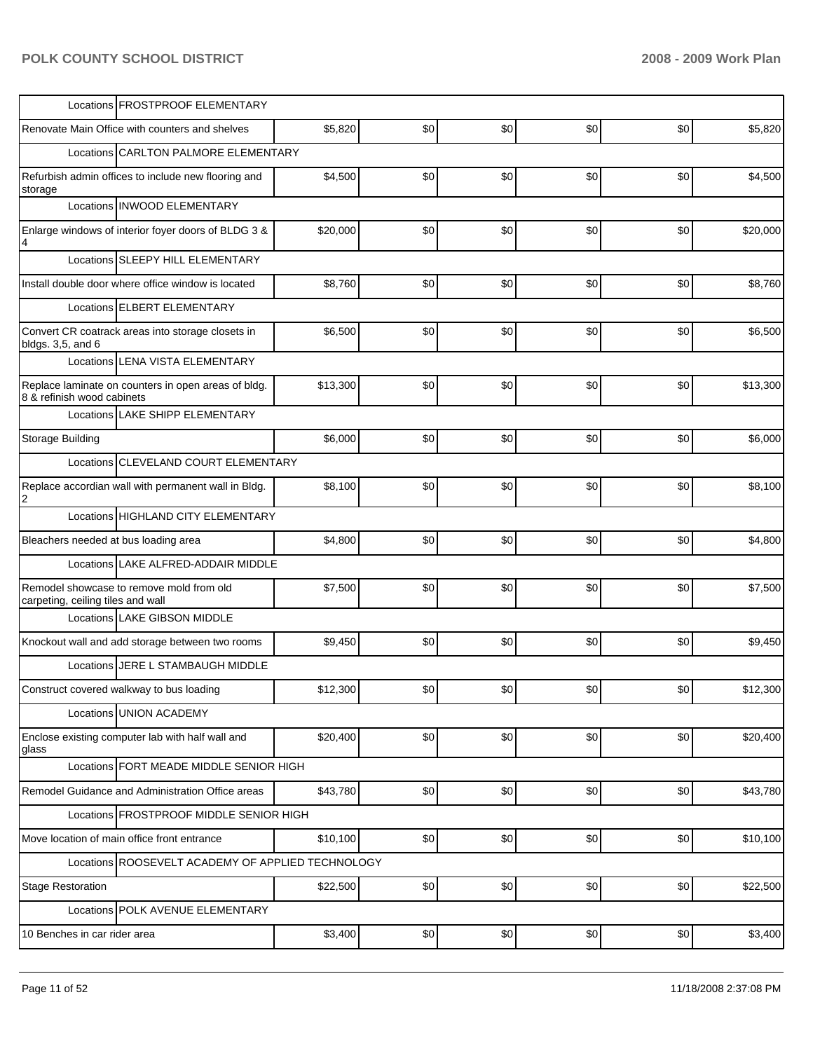| | | | | | | |
|---|---|---|---|---|---|---|
| Locations | FROSTPROOF ELEMENTARY | | | | | |
| Renovate Main Office with counters and shelves | $5,820 | $0 | $0 | $0 | $0 | $5,820 |
| Locations | CARLTON PALMORE ELEMENTARY | | | | | |
| Refurbish admin offices to include new flooring and storage | $4,500 | $0 | $0 | $0 | $0 | $4,500 |
| Locations | INWOOD ELEMENTARY | | | | | |
| Enlarge windows of interior foyer doors of BLDG 3 & 4 | $20,000 | $0 | $0 | $0 | $0 | $20,000 |
| Locations | SLEEPY HILL ELEMENTARY | | | | | |
| Install double door where office window is located | $8,760 | $0 | $0 | $0 | $0 | $8,760 |
| Locations | ELBERT ELEMENTARY | | | | | |
| Convert CR coatrack areas into storage closets in bldgs. 3,5, and 6 | $6,500 | $0 | $0 | $0 | $0 | $6,500 |
| Locations | LENA VISTA ELEMENTARY | | | | | |
| Replace laminate on counters in open areas of bldg. 8 & refinish wood cabinets | $13,300 | $0 | $0 | $0 | $0 | $13,300 |
| Locations | LAKE SHIPP ELEMENTARY | | | | | |
| Storage Building | $6,000 | $0 | $0 | $0 | $0 | $6,000 |
| Locations | CLEVELAND COURT ELEMENTARY | | | | | |
| Replace accordian wall with permanent wall in Bldg. 2 | $8,100 | $0 | $0 | $0 | $0 | $8,100 |
| Locations | HIGHLAND CITY ELEMENTARY | | | | | |
| Bleachers needed at bus loading area | $4,800 | $0 | $0 | $0 | $0 | $4,800 |
| Locations | LAKE ALFRED-ADDAIR MIDDLE | | | | | |
| Remodel showcase to remove mold from old carpeting, ceiling tiles and wall | $7,500 | $0 | $0 | $0 | $0 | $7,500 |
| Locations | LAKE GIBSON MIDDLE | | | | | |
| Knockout wall and add storage between two rooms | $9,450 | $0 | $0 | $0 | $0 | $9,450 |
| Locations | JERE L STAMBAUGH MIDDLE | | | | | |
| Construct covered walkway to bus loading | $12,300 | $0 | $0 | $0 | $0 | $12,300 |
| Locations | UNION ACADEMY | | | | | |
| Enclose existing computer lab with half wall and glass | $20,400 | $0 | $0 | $0 | $0 | $20,400 |
| Locations | FORT MEADE MIDDLE SENIOR HIGH | | | | | |
| Remodel Guidance and Administration Office areas | $43,780 | $0 | $0 | $0 | $0 | $43,780 |
| Locations | FROSTPROOF MIDDLE SENIOR HIGH | | | | | |
| Move location of main office front entrance | $10,100 | $0 | $0 | $0 | $0 | $10,100 |
| Locations | ROOSEVELT ACADEMY OF APPLIED TECHNOLOGY | | | | | |
| Stage Restoration | $22,500 | $0 | $0 | $0 | $0 | $22,500 |
| Locations | POLK AVENUE ELEMENTARY | | | | | |
| 10 Benches in car rider area | $3,400 | $0 | $0 | $0 | $0 | $3,400 |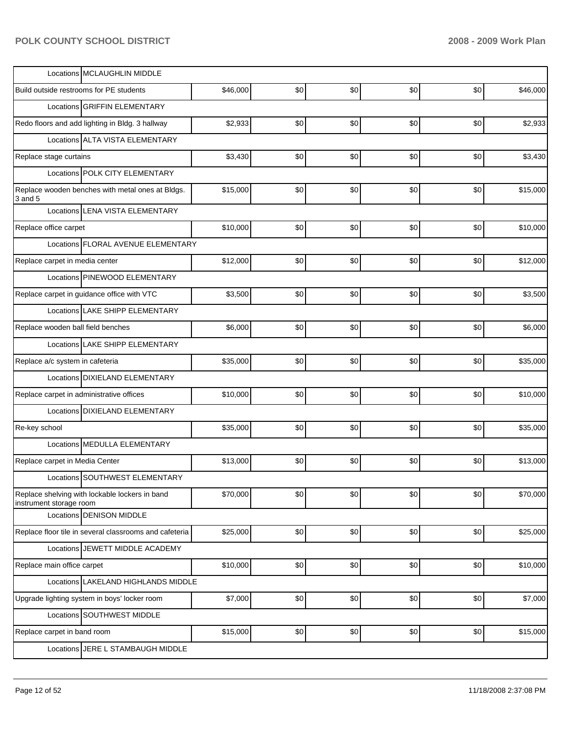| | | | | | | |
|---|---|---|---|---|---|---|
| Locations MCLAUGHLIN MIDDLE | | | | | | |
| Build outside restrooms for PE students | $46,000 | $0 | $0 | $0 | $0 | $46,000 |
| Locations GRIFFIN ELEMENTARY | | | | | | |
| Redo floors and add lighting in Bldg. 3 hallway | $2,933 | $0 | $0 | $0 | $0 | $2,933 |
| Locations ALTA VISTA ELEMENTARY | | | | | | |
| Replace stage curtains | $3,430 | $0 | $0 | $0 | $0 | $3,430 |
| Locations POLK CITY ELEMENTARY | | | | | | |
| Replace wooden benches with metal ones at Bldgs. 3 and 5 | $15,000 | $0 | $0 | $0 | $0 | $15,000 |
| Locations LENA VISTA ELEMENTARY | | | | | | |
| Replace office carpet | $10,000 | $0 | $0 | $0 | $0 | $10,000 |
| Locations FLORAL AVENUE ELEMENTARY | | | | | | |
| Replace carpet in media center | $12,000 | $0 | $0 | $0 | $0 | $12,000 |
| Locations PINEWOOD ELEMENTARY | | | | | | |
| Replace carpet in guidance office with VTC | $3,500 | $0 | $0 | $0 | $0 | $3,500 |
| Locations LAKE SHIPP ELEMENTARY | | | | | | |
| Replace wooden ball field benches | $6,000 | $0 | $0 | $0 | $0 | $6,000 |
| Locations LAKE SHIPP ELEMENTARY | | | | | | |
| Replace a/c system in cafeteria | $35,000 | $0 | $0 | $0 | $0 | $35,000 |
| Locations DIXIELAND ELEMENTARY | | | | | | |
| Replace carpet in administrative offices | $10,000 | $0 | $0 | $0 | $0 | $10,000 |
| Locations DIXIELAND ELEMENTARY | | | | | | |
| Re-key school | $35,000 | $0 | $0 | $0 | $0 | $35,000 |
| Locations MEDULLA ELEMENTARY | | | | | | |
| Replace carpet in Media Center | $13,000 | $0 | $0 | $0 | $0 | $13,000 |
| Locations SOUTHWEST ELEMENTARY | | | | | | |
| Replace shelving with lockable lockers in band instrument storage room | $70,000 | $0 | $0 | $0 | $0 | $70,000 |
| Locations DENISON MIDDLE | | | | | | |
| Replace floor tile in several classrooms and cafeteria | $25,000 | $0 | $0 | $0 | $0 | $25,000 |
| Locations JEWETT MIDDLE ACADEMY | | | | | | |
| Replace main office carpet | $10,000 | $0 | $0 | $0 | $0 | $10,000 |
| Locations LAKELAND HIGHLANDS MIDDLE | | | | | | |
| Upgrade lighting system in boys' locker room | $7,000 | $0 | $0 | $0 | $0 | $7,000 |
| Locations SOUTHWEST MIDDLE | | | | | | |
| Replace carpet in band room | $15,000 | $0 | $0 | $0 | $0 | $15,000 |
| Locations JERE L STAMBAUGH MIDDLE | | | | | | |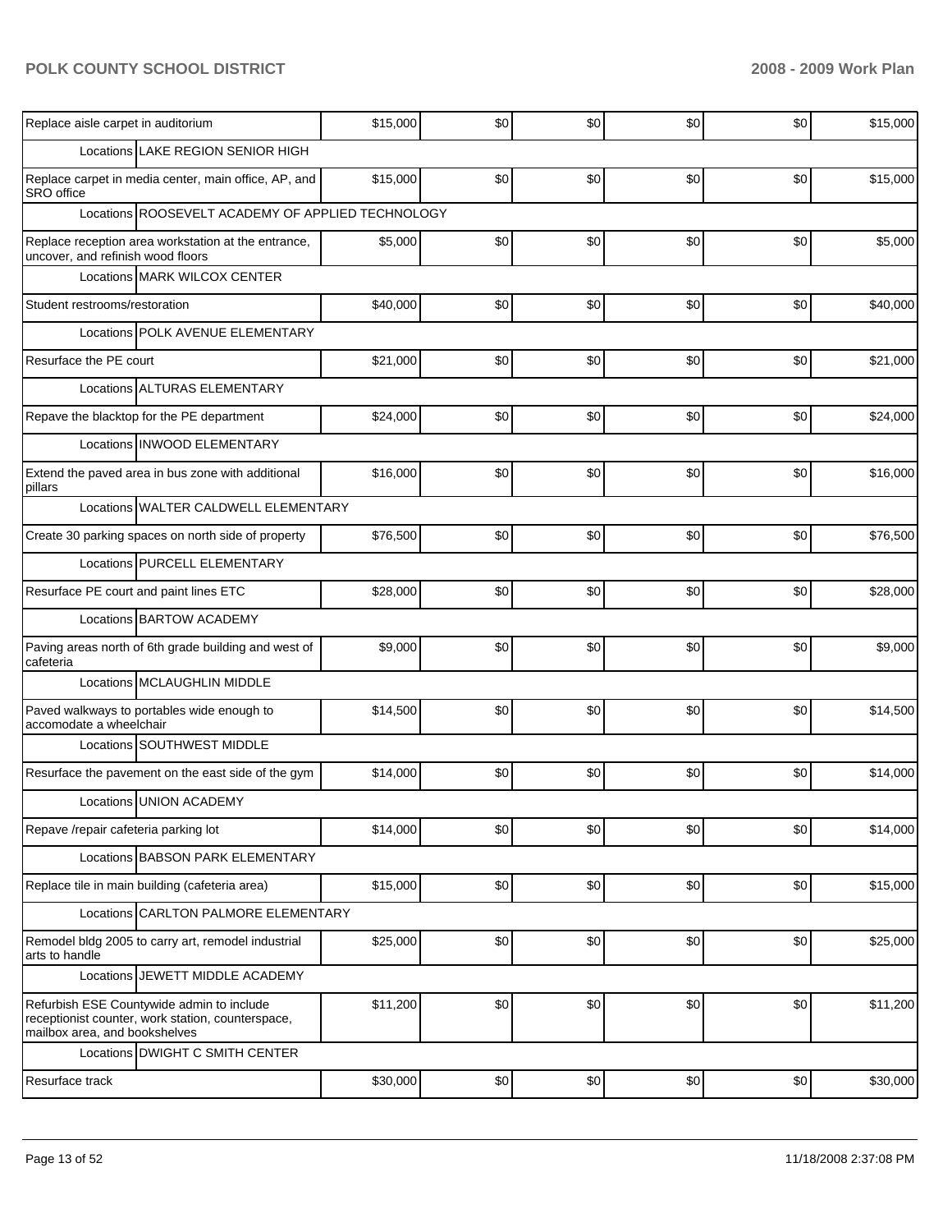| | | | | | | |
|---|---|---|---|---|---|---|
| Replace aisle carpet in auditorium | $15,000 | $0 | $0 | $0 | $0 | $15,000 |
| Locations LAKE REGION SENIOR HIGH | | | | | | |
| Replace carpet in media center, main office, AP, and SRO office | $15,000 | $0 | $0 | $0 | $0 | $15,000 |
| Locations ROOSEVELT ACADEMY OF APPLIED TECHNOLOGY | | | | | | |
| Replace reception area workstation at the entrance, uncover, and refinish wood floors | $5,000 | $0 | $0 | $0 | $0 | $5,000 |
| Locations MARK WILCOX CENTER | | | | | | |
| Student restrooms/restoration | $40,000 | $0 | $0 | $0 | $0 | $40,000 |
| Locations POLK AVENUE ELEMENTARY | | | | | | |
| Resurface the PE court | $21,000 | $0 | $0 | $0 | $0 | $21,000 |
| Locations ALTURAS ELEMENTARY | | | | | | |
| Repave the blacktop for the PE department | $24,000 | $0 | $0 | $0 | $0 | $24,000 |
| Locations INWOOD ELEMENTARY | | | | | | |
| Extend the paved area in bus zone with additional pillars | $16,000 | $0 | $0 | $0 | $0 | $16,000 |
| Locations WALTER CALDWELL ELEMENTARY | | | | | | |
| Create 30 parking spaces on north side of property | $76,500 | $0 | $0 | $0 | $0 | $76,500 |
| Locations PURCELL ELEMENTARY | | | | | | |
| Resurface PE court and paint lines ETC | $28,000 | $0 | $0 | $0 | $0 | $28,000 |
| Locations BARTOW ACADEMY | | | | | | |
| Paving areas north of 6th grade building and west of cafeteria | $9,000 | $0 | $0 | $0 | $0 | $9,000 |
| Locations MCLAUGHLIN MIDDLE | | | | | | |
| Paved walkways to portables wide enough to accomodate a wheelchair | $14,500 | $0 | $0 | $0 | $0 | $14,500 |
| Locations SOUTHWEST MIDDLE | | | | | | |
| Resurface the pavement on the east side of the gym | $14,000 | $0 | $0 | $0 | $0 | $14,000 |
| Locations UNION ACADEMY | | | | | | |
| Repave /repair cafeteria parking lot | $14,000 | $0 | $0 | $0 | $0 | $14,000 |
| Locations BABSON PARK ELEMENTARY | | | | | | |
| Replace tile in main building (cafeteria area) | $15,000 | $0 | $0 | $0 | $0 | $15,000 |
| Locations CARLTON PALMORE ELEMENTARY | | | | | | |
| Remodel bldg 2005 to carry art, remodel industrial arts to handle | $25,000 | $0 | $0 | $0 | $0 | $25,000 |
| Locations JEWETT MIDDLE ACADEMY | | | | | | |
| Refurbish ESE Countywide admin to include receptionist counter, work station, counterspace, mailbox area, and bookshelves | $11,200 | $0 | $0 | $0 | $0 | $11,200 |
| Locations DWIGHT C SMITH CENTER | | | | | | |
| Resurface track | $30,000 | $0 | $0 | $0 | $0 | $30,000 |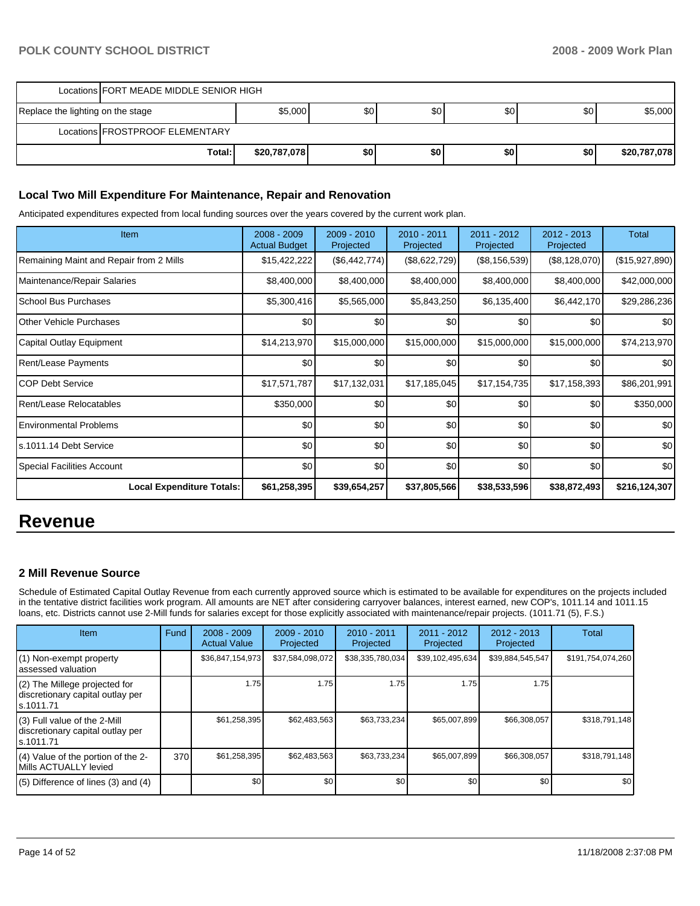| | | | | | | |
|---|---|---|---|---|---|---|
| Locations | FORT MEADE MIDDLE SENIOR HIGH | | | | | |
| Replace the lighting on the stage | | $5,000 | $0 | $0 | $0 | $0 | $5,000 |
| Locations | FROSTPROOF ELEMENTARY | | | | | |
| | Total: | $20,787,078 | $0 | $0 | $0 | $0 | $20,787,078 |

### Local Two Mill Expenditure For Maintenance, Repair and Renovation

Anticipated expenditures expected from local funding sources over the years covered by the current work plan.

| Item | 2008 - 2009 Actual Budget | 2009 - 2010 Projected | 2010 - 2011 Projected | 2011 - 2012 Projected | 2012 - 2013 Projected | Total |
|---|---|---|---|---|---|---|
| Remaining Maint and Repair from 2 Mills | $15,422,222 | ($6,442,774) | ($8,622,729) | ($8,156,539) | ($8,128,070) | ($15,927,890) |
| Maintenance/Repair Salaries | $8,400,000 | $8,400,000 | $8,400,000 | $8,400,000 | $8,400,000 | $42,000,000 |
| School Bus Purchases | $5,300,416 | $5,565,000 | $5,843,250 | $6,135,400 | $6,442,170 | $29,286,236 |
| Other Vehicle Purchases | $0 | $0 | $0 | $0 | $0 | $0 |
| Capital Outlay Equipment | $14,213,970 | $15,000,000 | $15,000,000 | $15,000,000 | $15,000,000 | $74,213,970 |
| Rent/Lease Payments | $0 | $0 | $0 | $0 | $0 | $0 |
| COP Debt Service | $17,571,787 | $17,132,031 | $17,185,045 | $17,154,735 | $17,158,393 | $86,201,991 |
| Rent/Lease Relocatables | $350,000 | $0 | $0 | $0 | $0 | $350,000 |
| Environmental Problems | $0 | $0 | $0 | $0 | $0 | $0 |
| s.1011.14 Debt Service | $0 | $0 | $0 | $0 | $0 | $0 |
| Special Facilities Account | $0 | $0 | $0 | $0 | $0 | $0 |
| **Local Expenditure Totals:** | **$61,258,395** | **$39,654,257** | **$37,805,566** | **$38,533,596** | **$38,872,493** | **$216,124,307** |

# Revenue

### 2 Mill Revenue Source

Schedule of Estimated Capital Outlay Revenue from each currently approved source which is estimated to be available for expenditures on the projects included in the tentative district facilities work program. All amounts are NET after considering carryover balances, interest earned, new COP's, 1011.14 and 1011.15 loans, etc. Districts cannot use 2-Mill funds for salaries except for those explicitly associated with maintenance/repair projects. (1011.71 (5), F.S.)

| Item | Fund | 2008 - 2009 Actual Value | 2009 - 2010 Projected | 2010 - 2011 Projected | 2011 - 2012 Projected | 2012 - 2013 Projected | Total |
|---|---|---|---|---|---|---|---|
| (1) Non-exempt property assessed valuation | | $36,847,154,973 | $37,584,098,072 | $38,335,780,034 | $39,102,495,634 | $39,884,545,547 | $191,754,074,260 |
| (2) The Millege projected for discretionary capital outlay per s.1011.71 | | 1.75 | 1.75 | 1.75 | 1.75 | 1.75 | |
| (3) Full value of the 2-Mill discretionary capital outlay per s.1011.71 | | $61,258,395 | $62,483,563 | $63,733,234 | $65,007,899 | $66,308,057 | $318,791,148 |
| (4) Value of the portion of the 2-Mills ACTUALLY levied | 370 | $61,258,395 | $62,483,563 | $63,733,234 | $65,007,899 | $66,308,057 | $318,791,148 |
| (5) Difference of lines (3) and (4) | | $0 | $0 | $0 | $0 | $0 | $0 |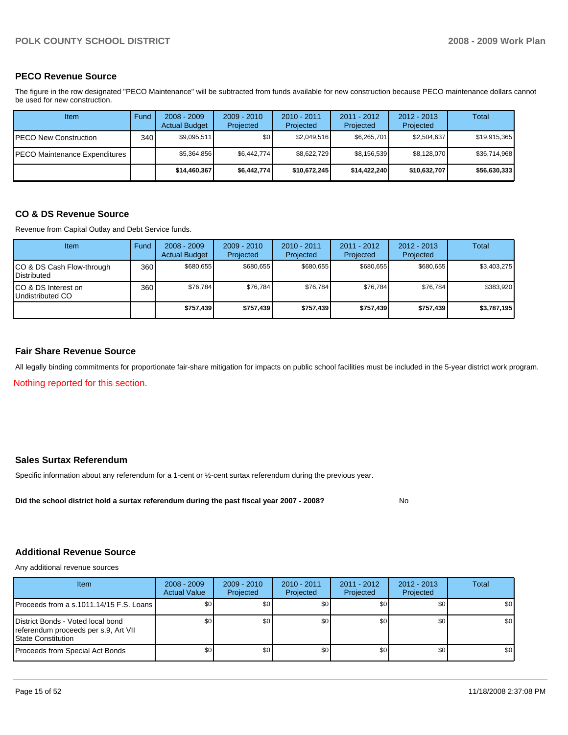## PECO Revenue Source

The figure in the row designated "PECO Maintenance" will be subtracted from funds available for new construction because PECO maintenance dollars cannot be used for new construction.

| Item | Fund | 2008 - 2009 Actual Budget | 2009 - 2010 Projected | 2010 - 2011 Projected | 2011 - 2012 Projected | 2012 - 2013 Projected | Total |
|---|---|---|---|---|---|---|---|
| PECO New Construction | 340 | $9,095,511 | $0 | $2,049,516 | $6,265,701 | $2,504,637 | $19,915,365 |
| PECO Maintenance Expenditures | | $5,364,856 | $6,442,774 | $8,622,729 | $8,156,539 | $8,128,070 | $36,714,968 |
| | | **$14,460,367** | **$6,442,774** | **$10,672,245** | **$14,422,240** | **$10,632,707** | **$56,630,333** |

## CO & DS Revenue Source

Revenue from Capital Outlay and Debt Service funds.

| Item | Fund | 2008 - 2009 Actual Budget | 2009 - 2010 Projected | 2010 - 2011 Projected | 2011 - 2012 Projected | 2012 - 2013 Projected | Total |
|---|---|---|---|---|---|---|---|
| CO & DS Cash Flow-through Distributed | 360 | $680,655 | $680,655 | $680,655 | $680,655 | $680,655 | $3,403,275 |
| CO & DS Interest on Undistributed CO | 360 | $76,784 | $76,784 | $76,784 | $76,784 | $76,784 | $383,920 |
| | | **$757,439** | **$757,439** | **$757,439** | **$757,439** | **$757,439** | **$3,787,195** |

## Fair Share Revenue Source

All legally binding commitments for proportionate fair-share mitigation for impacts on public school facilities must be included in the 5-year district work program.

Nothing reported for this section.

## Sales Surtax Referendum

Specific information about any referendum for a 1-cent or ½-cent surtax referendum during the previous year.

**Did the school district hold a surtax referendum during the past fiscal year 2007 - 2008?** No

## Additional Revenue Source

Any additional revenue sources

| Item | 2008 - 2009 Actual Value | 2009 - 2010 Projected | 2010 - 2011 Projected | 2011 - 2012 Projected | 2012 - 2013 Projected | Total |
|---|---|---|---|---|---|---|
| Proceeds from a s.1011.14/15 F.S. Loans | $0 | $0 | $0 | $0 | $0 | $0 |
| District Bonds - Voted local bond referendum proceeds per s.9, Art VII State Constitution | $0 | $0 | $0 | $0 | $0 | $0 |
| Proceeds from Special Act Bonds | $0 | $0 | $0 | $0 | $0 | $0 |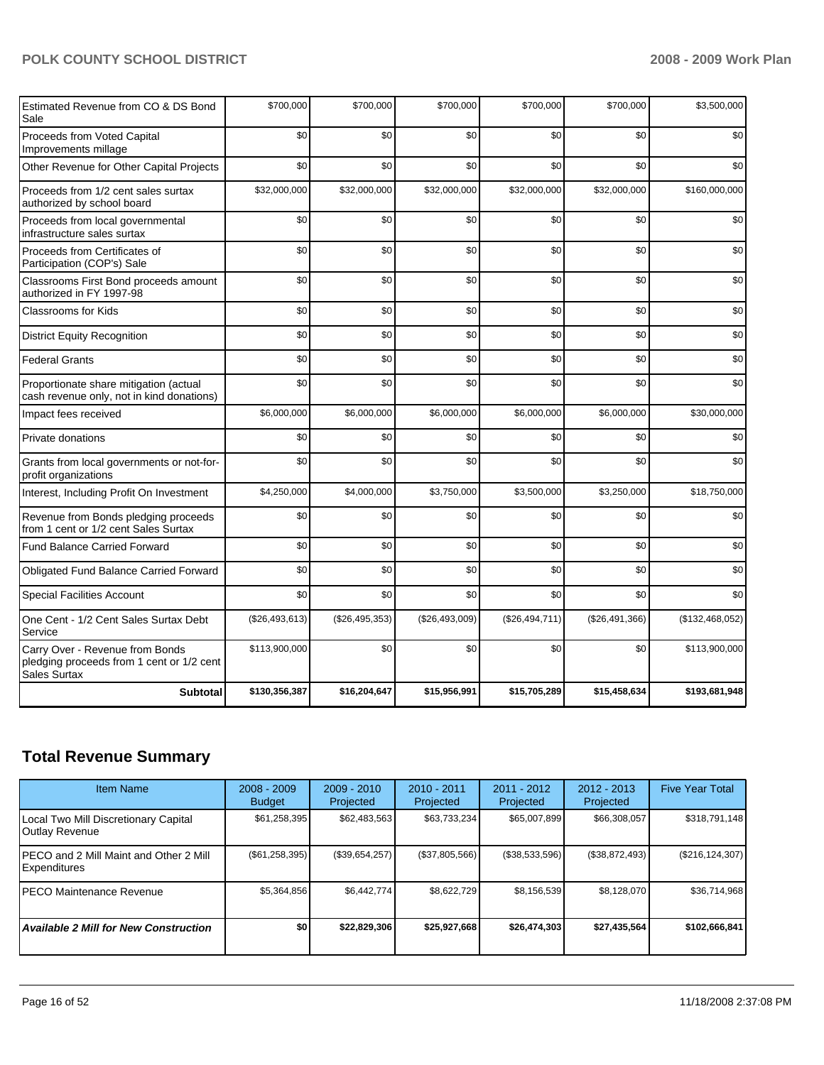| | | | | | | |
|---|---|---|---|---|---|---|
| Estimated Revenue from CO & DS Bond Sale | $700,000 | $700,000 | $700,000 | $700,000 | $700,000 | $3,500,000 |
| Proceeds from Voted Capital Improvements millage | $0 | $0 | $0 | $0 | $0 | $0 |
| Other Revenue for Other Capital Projects | $0 | $0 | $0 | $0 | $0 | $0 |
| Proceeds from 1/2 cent sales surtax authorized by school board | $32,000,000 | $32,000,000 | $32,000,000 | $32,000,000 | $32,000,000 | $160,000,000 |
| Proceeds from local governmental infrastructure sales surtax | $0 | $0 | $0 | $0 | $0 | $0 |
| Proceeds from Certificates of Participation (COP's) Sale | $0 | $0 | $0 | $0 | $0 | $0 |
| Classrooms First Bond proceeds amount authorized in FY 1997-98 | $0 | $0 | $0 | $0 | $0 | $0 |
| Classrooms for Kids | $0 | $0 | $0 | $0 | $0 | $0 |
| District Equity Recognition | $0 | $0 | $0 | $0 | $0 | $0 |
| Federal Grants | $0 | $0 | $0 | $0 | $0 | $0 |
| Proportionate share mitigation (actual cash revenue only, not in kind donations) | $0 | $0 | $0 | $0 | $0 | $0 |
| Impact fees received | $6,000,000 | $6,000,000 | $6,000,000 | $6,000,000 | $6,000,000 | $30,000,000 |
| Private donations | $0 | $0 | $0 | $0 | $0 | $0 |
| Grants from local governments or not-for-profit organizations | $0 | $0 | $0 | $0 | $0 | $0 |
| Interest, Including Profit On Investment | $4,250,000 | $4,000,000 | $3,750,000 | $3,500,000 | $3,250,000 | $18,750,000 |
| Revenue from Bonds pledging proceeds from 1 cent or 1/2 cent Sales Surtax | $0 | $0 | $0 | $0 | $0 | $0 |
| Fund Balance Carried Forward | $0 | $0 | $0 | $0 | $0 | $0 |
| Obligated Fund Balance Carried Forward | $0 | $0 | $0 | $0 | $0 | $0 |
| Special Facilities Account | $0 | $0 | $0 | $0 | $0 | $0 |
| One Cent - 1/2 Cent Sales Surtax Debt Service | ($26,493,613) | ($26,495,353) | ($26,493,009) | ($26,494,711) | ($26,491,366) | ($132,468,052) |
| Carry Over - Revenue from Bonds pledging proceeds from 1 cent or 1/2 cent Sales Surtax | $113,900,000 | $0 | $0 | $0 | $0 | $113,900,000 |
| **Subtotal** | **$130,356,387** | **$16,204,647** | **$15,956,991** | **$15,705,289** | **$15,458,634** | **$193,681,948** |

## Total Revenue Summary

| Item Name | 2008 - 2009 Budget | 2009 - 2010 Projected | 2010 - 2011 Projected | 2011 - 2012 Projected | 2012 - 2013 Projected | Five Year Total |
|---|---|---|---|---|---|---|
| Local Two Mill Discretionary Capital Outlay Revenue | $61,258,395 | $62,483,563 | $63,733,234 | $65,007,899 | $66,308,057 | $318,791,148 |
| PECO and 2 Mill Maint and Other 2 Mill Expenditures | ($61,258,395) | ($39,654,257) | ($37,805,566) | ($38,533,596) | ($38,872,493) | ($216,124,307) |
| PECO Maintenance Revenue | $5,364,856 | $6,442,774 | $8,622,729 | $8,156,539 | $8,128,070 | $36,714,968 |
| ***Available 2 Mill for New Construction*** | **$0** | **$22,829,306** | **$25,927,668** | **$26,474,303** | **$27,435,564** | **$102,666,841** |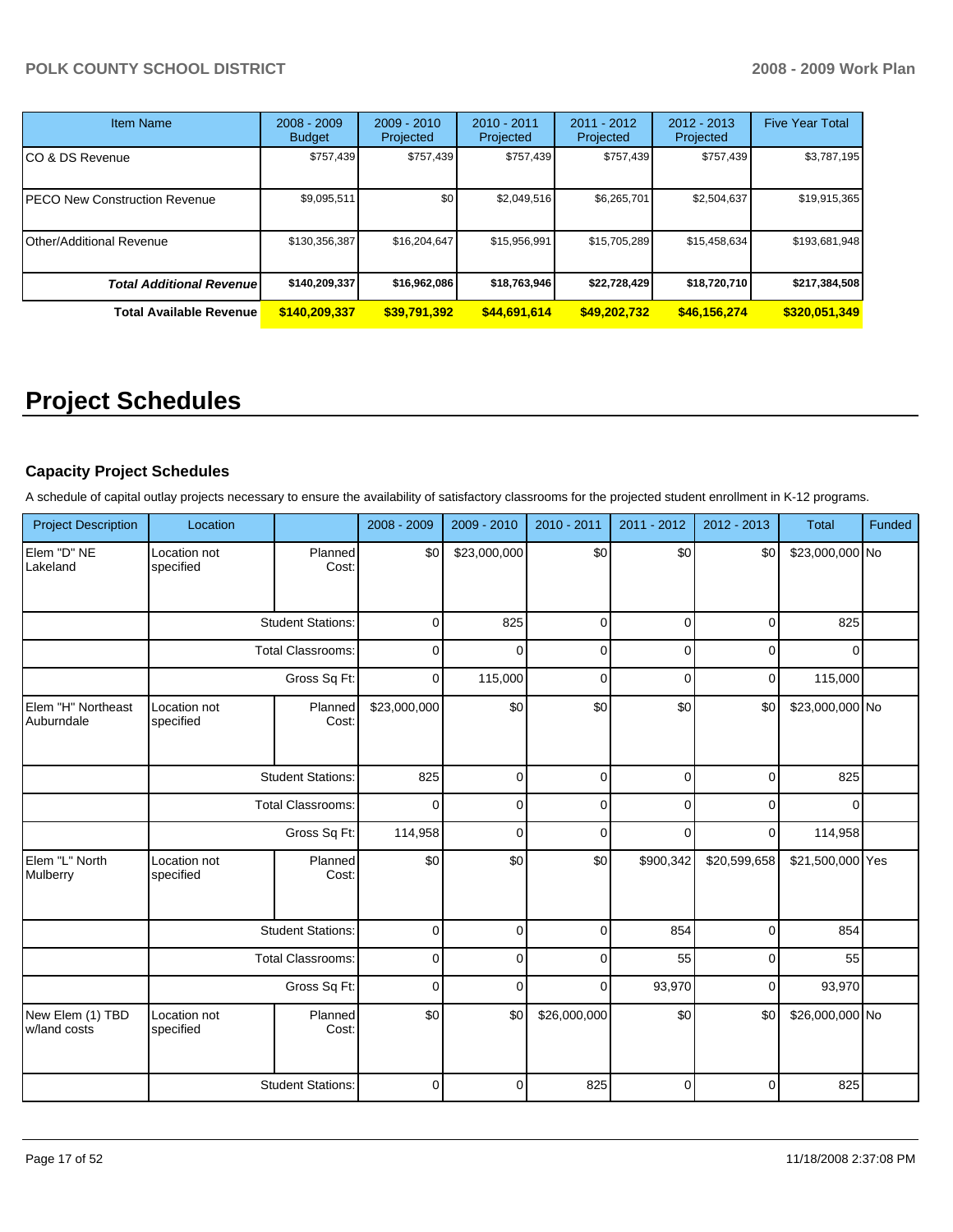| Item Name | 2008 - 2009 Budget | 2009 - 2010 Projected | 2010 - 2011 Projected | 2011 - 2012 Projected | 2012 - 2013 Projected | Five Year Total |
|---|---|---|---|---|---|---|
| CO & DS Revenue | $757,439 | $757,439 | $757,439 | $757,439 | $757,439 | $3,787,195 |
| PECO New Construction Revenue | $9,095,511 | $0 | $2,049,516 | $6,265,701 | $2,504,637 | $19,915,365 |
| Other/Additional Revenue | $130,356,387 | $16,204,647 | $15,956,991 | $15,705,289 | $15,458,634 | $193,681,948 |
| ***Total Additional Revenue*** | **$140,209,337** | **$16,962,086** | **$18,763,946** | **$22,728,429** | **$18,720,710** | **$217,384,508** |
| **Total Available Revenue** | **$140,209,337** | **$39,791,392** | **$44,691,614** | **$49,202,732** | **$46,156,274** | **$320,051,349** |

# Project Schedules

### Capacity Project Schedules

A schedule of capital outlay projects necessary to ensure the availability of satisfactory classrooms for the projected student enrollment in K-12 programs.

| Project Description | Location | | 2008 - 2009 | 2009 - 2010 | 2010 - 2011 | 2011 - 2012 | 2012 - 2013 | Total | Funded |
|---|---|---|---|---|---|---|---|---|---|
| Elem "D" NE Lakeland | Location not specified | Planned Cost: | $0 | $23,000,000 | $0 | $0 | $0 | $23,000,000 | No |
| | | Student Stations: | 0 | 825 | 0 | 0 | 0 | 825 | |
| | | Total Classrooms: | 0 | 0 | 0 | 0 | 0 | 0 | |
| | | Gross Sq Ft: | 0 | 115,000 | 0 | 0 | 0 | 115,000 | |
| Elem "H" Northeast Auburndale | Location not specified | Planned Cost: | $23,000,000 | $0 | $0 | $0 | $0 | $23,000,000 | No |
| | | Student Stations: | 825 | 0 | 0 | 0 | 0 | 825 | |
| | | Total Classrooms: | 0 | 0 | 0 | 0 | 0 | 0 | |
| | | Gross Sq Ft: | 114,958 | 0 | 0 | 0 | 0 | 114,958 | |
| Elem "L" North Mulberry | Location not specified | Planned Cost: | $0 | $0 | $0 | $900,342 | $20,599,658 | $21,500,000 | Yes |
| | | Student Stations: | 0 | 0 | 0 | 854 | 0 | 854 | |
| | | Total Classrooms: | 0 | 0 | 0 | 55 | 0 | 55 | |
| | | Gross Sq Ft: | 0 | 0 | 0 | 93,970 | 0 | 93,970 | |
| New Elem (1) TBD w/land costs | Location not specified | Planned Cost: | $0 | $0 | $26,000,000 | $0 | $0 | $26,000,000 | No |
| | | Student Stations: | 0 | 0 | 825 | 0 | 0 | 825 | |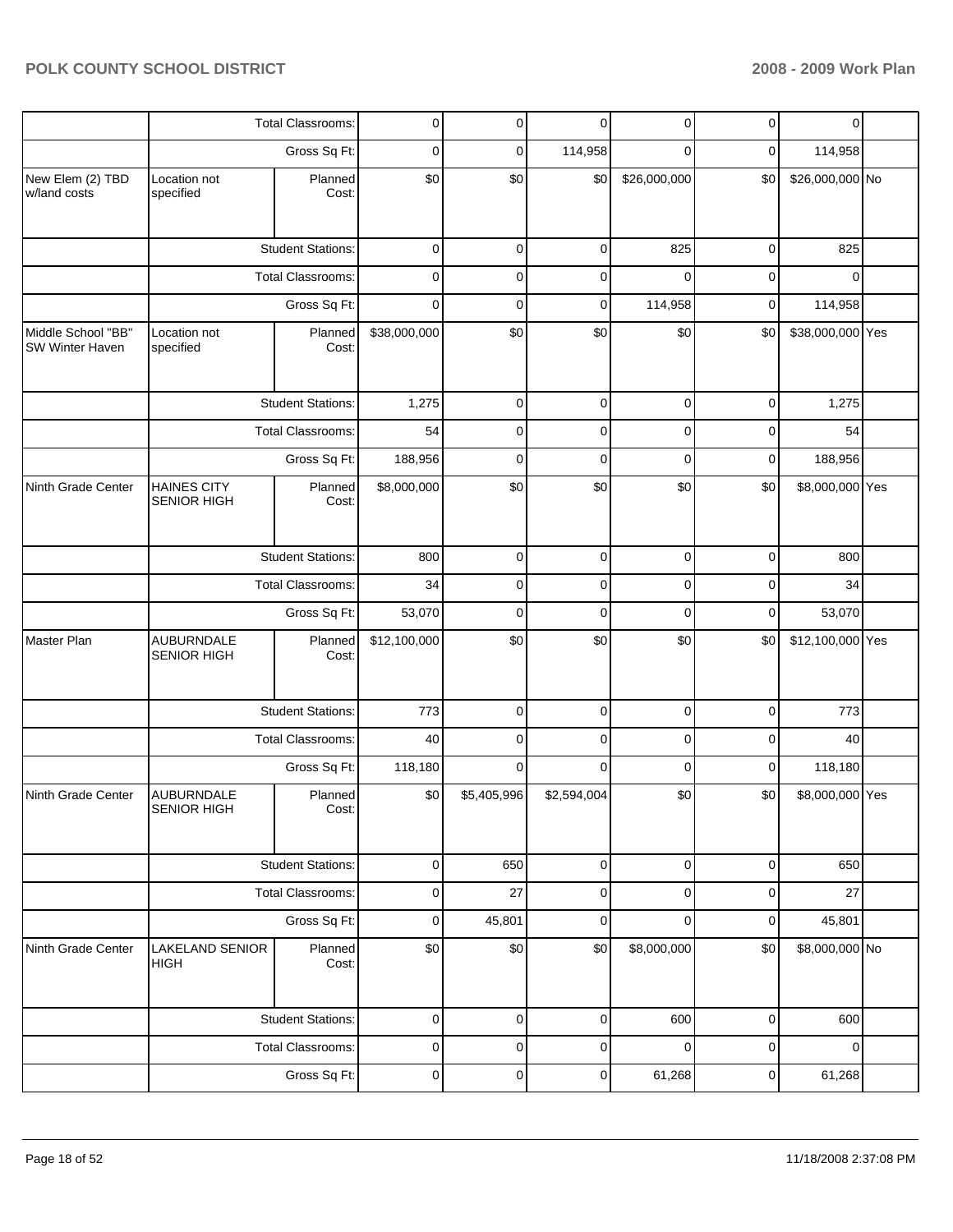| | | | | | | | | | |
|---|---|---|---|---|---|---|---|---|---|
| | | Total Classrooms: | 0 | 0 | 0 | 0 | 0 | 0 | |
| | | Gross Sq Ft: | 0 | 0 | 114,958 | 0 | 0 | 114,958 | |
| New Elem (2) TBD w/land costs | Location not specified | Planned Cost: | $0 | $0 | $0 | $26,000,000 | $0 | $26,000,000 | No |
| | | Student Stations: | 0 | 0 | 0 | 825 | 0 | 825 | |
| | | Total Classrooms: | 0 | 0 | 0 | 0 | 0 | 0 | |
| | | Gross Sq Ft: | 0 | 0 | 0 | 114,958 | 0 | 114,958 | |
| Middle School "BB" SW Winter Haven | Location not specified | Planned Cost: | $38,000,000 | $0 | $0 | $0 | $0 | $38,000,000 | Yes |
| | | Student Stations: | 1,275 | 0 | 0 | 0 | 0 | 1,275 | |
| | | Total Classrooms: | 54 | 0 | 0 | 0 | 0 | 54 | |
| | | Gross Sq Ft: | 188,956 | 0 | 0 | 0 | 0 | 188,956 | |
| Ninth Grade Center | HAINES CITY SENIOR HIGH | Planned Cost: | $8,000,000 | $0 | $0 | $0 | $0 | $8,000,000 | Yes |
| | | Student Stations: | 800 | 0 | 0 | 0 | 0 | 800 | |
| | | Total Classrooms: | 34 | 0 | 0 | 0 | 0 | 34 | |
| | | Gross Sq Ft: | 53,070 | 0 | 0 | 0 | 0 | 53,070 | |
| Master Plan | AUBURNDALE SENIOR HIGH | Planned Cost: | $12,100,000 | $0 | $0 | $0 | $0 | $12,100,000 | Yes |
| | | Student Stations: | 773 | 0 | 0 | 0 | 0 | 773 | |
| | | Total Classrooms: | 40 | 0 | 0 | 0 | 0 | 40 | |
| | | Gross Sq Ft: | 118,180 | 0 | 0 | 0 | 0 | 118,180 | |
| Ninth Grade Center | AUBURNDALE SENIOR HIGH | Planned Cost: | $0 | $5,405,996 | $2,594,004 | $0 | $0 | $8,000,000 | Yes |
| | | Student Stations: | 0 | 650 | 0 | 0 | 0 | 650 | |
| | | Total Classrooms: | 0 | 27 | 0 | 0 | 0 | 27 | |
| | | Gross Sq Ft: | 0 | 45,801 | 0 | 0 | 0 | 45,801 | |
| Ninth Grade Center | LAKELAND SENIOR HIGH | Planned Cost: | $0 | $0 | $0 | $8,000,000 | $0 | $8,000,000 | No |
| | | Student Stations: | 0 | 0 | 0 | 600 | 0 | 600 | |
| | | Total Classrooms: | 0 | 0 | 0 | 0 | 0 | 0 | |
| | | Gross Sq Ft: | 0 | 0 | 0 | 61,268 | 0 | 61,268 | |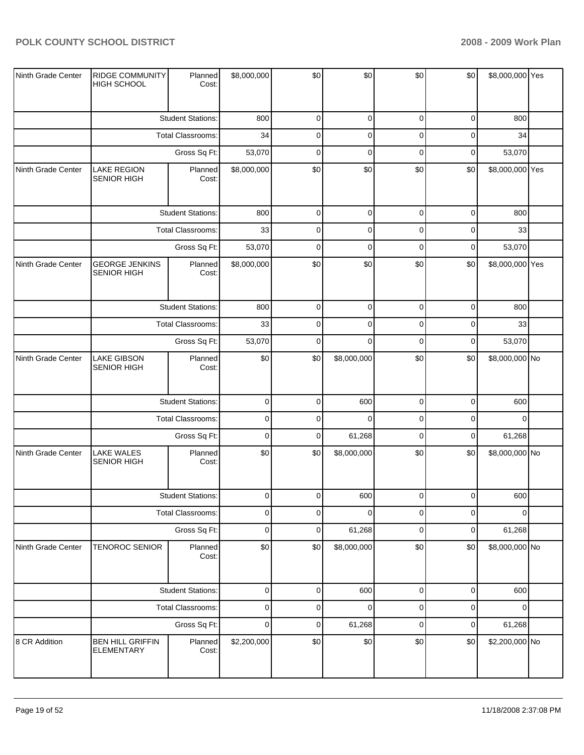| Ninth Grade Center | RIDGE COMMUNITY HIGH SCHOOL | Planned Cost: | $8,000,000 | $0 | $0 | $0 | $0 | $8,000,000 | Yes |
|---|---|---|---|---|---|---|---|---|---|
| | | Student Stations: | 800 | 0 | 0 | 0 | 0 | 800 | |
| | | Total Classrooms: | 34 | 0 | 0 | 0 | 0 | 34 | |
| | | Gross Sq Ft: | 53,070 | 0 | 0 | 0 | 0 | 53,070 | |
| Ninth Grade Center | LAKE REGION SENIOR HIGH | Planned Cost: | $8,000,000 | $0 | $0 | $0 | $0 | $8,000,000 | Yes |
| | | Student Stations: | 800 | 0 | 0 | 0 | 0 | 800 | |
| | | Total Classrooms: | 33 | 0 | 0 | 0 | 0 | 33 | |
| | | Gross Sq Ft: | 53,070 | 0 | 0 | 0 | 0 | 53,070 | |
| Ninth Grade Center | GEORGE JENKINS SENIOR HIGH | Planned Cost: | $8,000,000 | $0 | $0 | $0 | $0 | $8,000,000 | Yes |
| | | Student Stations: | 800 | 0 | 0 | 0 | 0 | 800 | |
| | | Total Classrooms: | 33 | 0 | 0 | 0 | 0 | 33 | |
| | | Gross Sq Ft: | 53,070 | 0 | 0 | 0 | 0 | 53,070 | |
| Ninth Grade Center | LAKE GIBSON SENIOR HIGH | Planned Cost: | $0 | $0 | $8,000,000 | $0 | $0 | $8,000,000 | No |
| | | Student Stations: | 0 | 0 | 600 | 0 | 0 | 600 | |
| | | Total Classrooms: | 0 | 0 | 0 | 0 | 0 | 0 | |
| | | Gross Sq Ft: | 0 | 0 | 61,268 | 0 | 0 | 61,268 | |
| Ninth Grade Center | LAKE WALES SENIOR HIGH | Planned Cost: | $0 | $0 | $8,000,000 | $0 | $0 | $8,000,000 | No |
| | | Student Stations: | 0 | 0 | 600 | 0 | 0 | 600 | |
| | | Total Classrooms: | 0 | 0 | 0 | 0 | 0 | 0 | |
| | | Gross Sq Ft: | 0 | 0 | 61,268 | 0 | 0 | 61,268 | |
| Ninth Grade Center | TENOROC SENIOR | Planned Cost: | $0 | $0 | $8,000,000 | $0 | $0 | $8,000,000 | No |
| | | Student Stations: | 0 | 0 | 600 | 0 | 0 | 600 | |
| | | Total Classrooms: | 0 | 0 | 0 | 0 | 0 | 0 | |
| | | Gross Sq Ft: | 0 | 0 | 61,268 | 0 | 0 | 61,268 | |
| 8 CR Addition | BEN HILL GRIFFIN ELEMENTARY | Planned Cost: | $2,200,000 | $0 | $0 | $0 | $0 | $2,200,000 | No |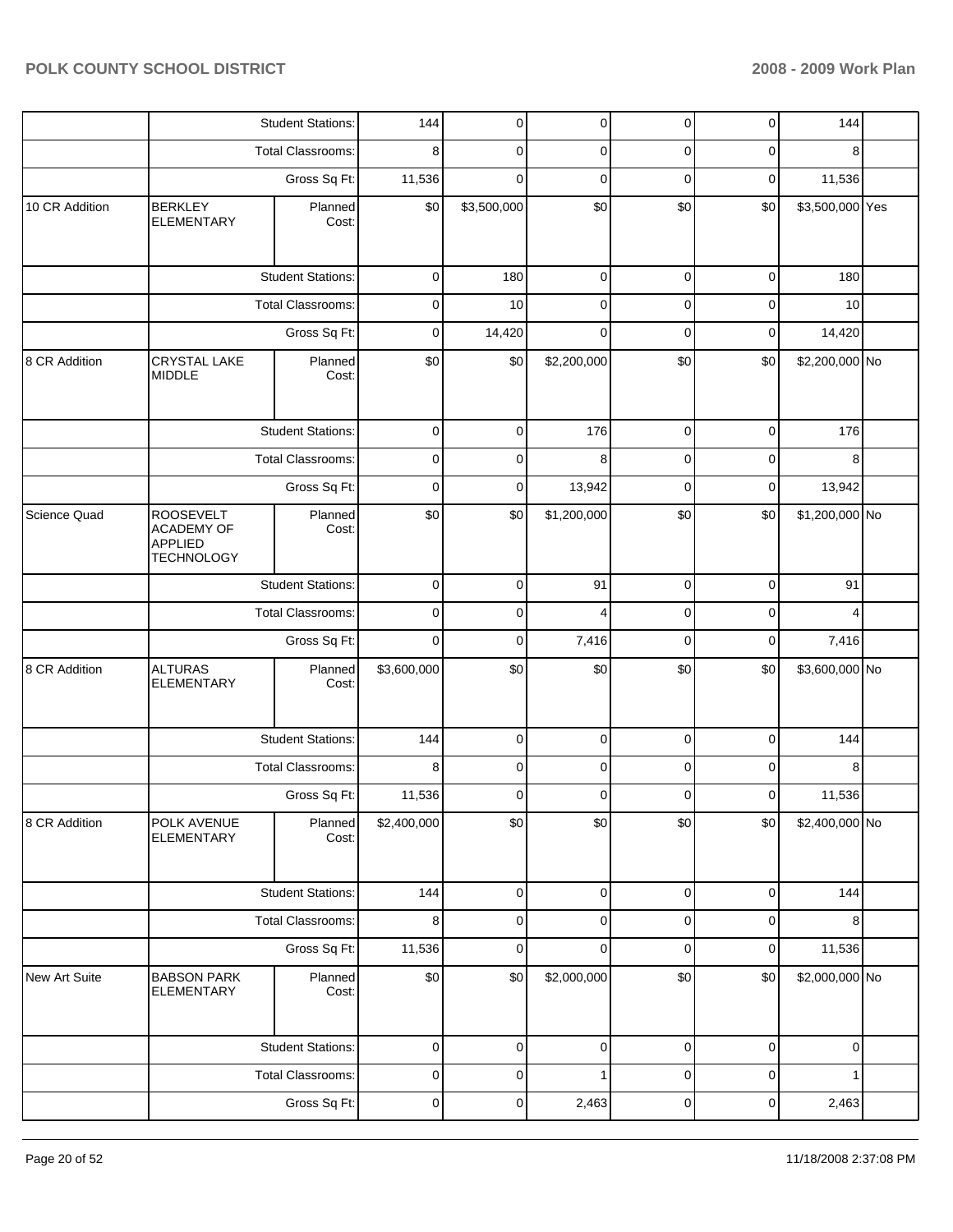| | | | | | | | | | |
|---|---|---|---|---|---|---|---|---|---|
| | | Student Stations: | 144 | 0 | 0 | 0 | 0 | 144 | |
| | | Total Classrooms: | 8 | 0 | 0 | 0 | 0 | 8 | |
| | | Gross Sq Ft: | 11,536 | 0 | 0 | 0 | 0 | 11,536 | |
| 10 CR Addition | BERKLEY ELEMENTARY | Planned Cost: | $0 | $3,500,000 | $0 | $0 | $0 | $3,500,000 | Yes |
| | | Student Stations: | 0 | 180 | 0 | 0 | 0 | 180 | |
| | | Total Classrooms: | 0 | 10 | 0 | 0 | 0 | 10 | |
| | | Gross Sq Ft: | 0 | 14,420 | 0 | 0 | 0 | 14,420 | |
| 8 CR Addition | CRYSTAL LAKE MIDDLE | Planned Cost: | $0 | $0 | $2,200,000 | $0 | $0 | $2,200,000 | No |
| | | Student Stations: | 0 | 0 | 176 | 0 | 0 | 176 | |
| | | Total Classrooms: | 0 | 0 | 8 | 0 | 0 | 8 | |
| | | Gross Sq Ft: | 0 | 0 | 13,942 | 0 | 0 | 13,942 | |
| Science Quad | ROOSEVELT ACADEMY OF APPLIED TECHNOLOGY | Planned Cost: | $0 | $0 | $1,200,000 | $0 | $0 | $1,200,000 | No |
| | | Student Stations: | 0 | 0 | 91 | 0 | 0 | 91 | |
| | | Total Classrooms: | 0 | 0 | 4 | 0 | 0 | 4 | |
| | | Gross Sq Ft: | 0 | 0 | 7,416 | 0 | 0 | 7,416 | |
| 8 CR Addition | ALTURAS ELEMENTARY | Planned Cost: | $3,600,000 | $0 | $0 | $0 | $0 | $3,600,000 | No |
| | | Student Stations: | 144 | 0 | 0 | 0 | 0 | 144 | |
| | | Total Classrooms: | 8 | 0 | 0 | 0 | 0 | 8 | |
| | | Gross Sq Ft: | 11,536 | 0 | 0 | 0 | 0 | 11,536 | |
| 8 CR Addition | POLK AVENUE ELEMENTARY | Planned Cost: | $2,400,000 | $0 | $0 | $0 | $0 | $2,400,000 | No |
| | | Student Stations: | 144 | 0 | 0 | 0 | 0 | 144 | |
| | | Total Classrooms: | 8 | 0 | 0 | 0 | 0 | 8 | |
| | | Gross Sq Ft: | 11,536 | 0 | 0 | 0 | 0 | 11,536 | |
| New Art Suite | BABSON PARK ELEMENTARY | Planned Cost: | $0 | $0 | $2,000,000 | $0 | $0 | $2,000,000 | No |
| | | Student Stations: | 0 | 0 | 0 | 0 | 0 | 0 | |
| | | Total Classrooms: | 0 | 0 | 1 | 0 | 0 | 1 | |
| | | Gross Sq Ft: | 0 | 0 | 2,463 | 0 | 0 | 2,463 | |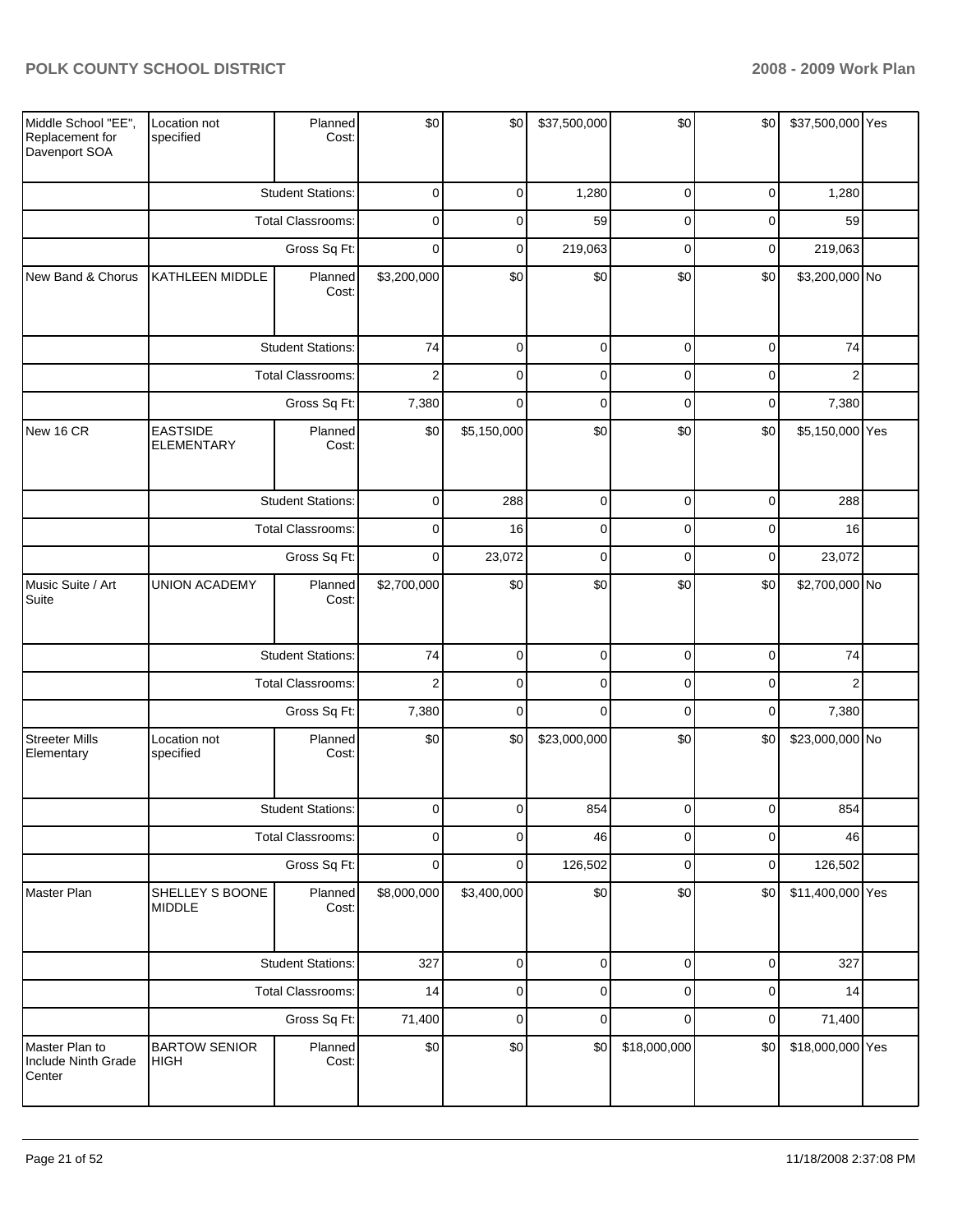| | | | | | | | | | |
|---|---|---|---|---|---|---|---|---|---|
| Middle School "EE", Replacement for Davenport SOA | Location not specified | Planned Cost: | $0 | $0 | $37,500,000 | $0 | $0 | $37,500,000 | Yes |
| | Student Stations: | | 0 | 0 | 1,280 | 0 | 0 | 1,280 | |
| | Total Classrooms: | | 0 | 0 | 59 | 0 | 0 | 59 | |
| | Gross Sq Ft: | | 0 | 0 | 219,063 | 0 | 0 | 219,063 | |
| New Band & Chorus | KATHLEEN MIDDLE | Planned Cost: | $3,200,000 | $0 | $0 | $0 | $0 | $3,200,000 | No |
| | Student Stations: | | 74 | 0 | 0 | 0 | 0 | 74 | |
| | Total Classrooms: | | 2 | 0 | 0 | 0 | 0 | 2 | |
| | Gross Sq Ft: | | 7,380 | 0 | 0 | 0 | 0 | 7,380 | |
| New 16 CR | EASTSIDE ELEMENTARY | Planned Cost: | $0 | $5,150,000 | $0 | $0 | $0 | $5,150,000 | Yes |
| | Student Stations: | | 0 | 288 | 0 | 0 | 0 | 288 | |
| | Total Classrooms: | | 0 | 16 | 0 | 0 | 0 | 16 | |
| | Gross Sq Ft: | | 0 | 23,072 | 0 | 0 | 0 | 23,072 | |
| Music Suite / Art Suite | UNION ACADEMY | Planned Cost: | $2,700,000 | $0 | $0 | $0 | $0 | $2,700,000 | No |
| | Student Stations: | | 74 | 0 | 0 | 0 | 0 | 74 | |
| | Total Classrooms: | | 2 | 0 | 0 | 0 | 0 | 2 | |
| | Gross Sq Ft: | | 7,380 | 0 | 0 | 0 | 0 | 7,380 | |
| Streeter Mills Elementary | Location not specified | Planned Cost: | $0 | $0 | $23,000,000 | $0 | $0 | $23,000,000 | No |
| | Student Stations: | | 0 | 0 | 854 | 0 | 0 | 854 | |
| | Total Classrooms: | | 0 | 0 | 46 | 0 | 0 | 46 | |
| | Gross Sq Ft: | | 0 | 0 | 126,502 | 0 | 0 | 126,502 | |
| Master Plan | SHELLEY S BOONE MIDDLE | Planned Cost: | $8,000,000 | $3,400,000 | $0 | $0 | $0 | $11,400,000 | Yes |
| | Student Stations: | | 327 | 0 | 0 | 0 | 0 | 327 | |
| | Total Classrooms: | | 14 | 0 | 0 | 0 | 0 | 14 | |
| | Gross Sq Ft: | | 71,400 | 0 | 0 | 0 | 0 | 71,400 | |
| Master Plan to Include Ninth Grade Center | BARTOW SENIOR HIGH | Planned Cost: | $0 | $0 | $0 | $18,000,000 | $0 | $18,000,000 | Yes |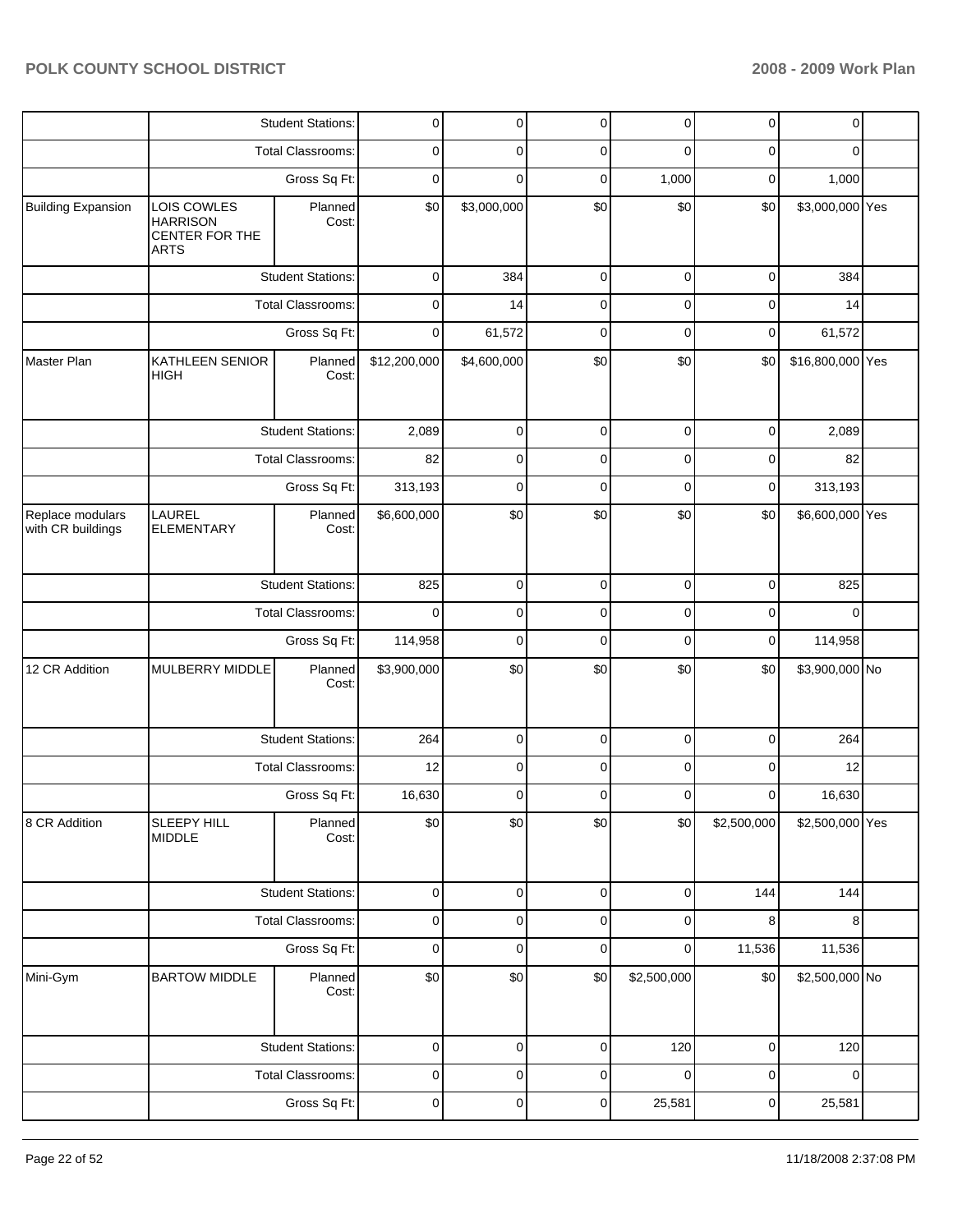| | | | | | | | | | |
|---|---|---|---|---|---|---|---|---|---|
| | | Student Stations: | 0 | 0 | 0 | 0 | 0 | 0 | |
| | | Total Classrooms: | 0 | 0 | 0 | 0 | 0 | 0 | |
| | | Gross Sq Ft: | 0 | 0 | 0 | 1,000 | 0 | 1,000 | |
| Building Expansion | LOIS COWLES HARRISON CENTER FOR THE ARTS | Planned Cost: | $0 | $3,000,000 | $0 | $0 | $0 | $3,000,000 | Yes |
| | | Student Stations: | 0 | 384 | 0 | 0 | 0 | 384 | |
| | | Total Classrooms: | 0 | 14 | 0 | 0 | 0 | 14 | |
| | | Gross Sq Ft: | 0 | 61,572 | 0 | 0 | 0 | 61,572 | |
| Master Plan | KATHLEEN SENIOR HIGH | Planned Cost: | $12,200,000 | $4,600,000 | $0 | $0 | $0 | $16,800,000 | Yes |
| | | Student Stations: | 2,089 | 0 | 0 | 0 | 0 | 2,089 | |
| | | Total Classrooms: | 82 | 0 | 0 | 0 | 0 | 82 | |
| | | Gross Sq Ft: | 313,193 | 0 | 0 | 0 | 0 | 313,193 | |
| Replace modulars with CR buildings | LAUREL ELEMENTARY | Planned Cost: | $6,600,000 | $0 | $0 | $0 | $0 | $6,600,000 | Yes |
| | | Student Stations: | 825 | 0 | 0 | 0 | 0 | 825 | |
| | | Total Classrooms: | 0 | 0 | 0 | 0 | 0 | 0 | |
| | | Gross Sq Ft: | 114,958 | 0 | 0 | 0 | 0 | 114,958 | |
| 12 CR Addition | MULBERRY MIDDLE | Planned Cost: | $3,900,000 | $0 | $0 | $0 | $0 | $3,900,000 | No |
| | | Student Stations: | 264 | 0 | 0 | 0 | 0 | 264 | |
| | | Total Classrooms: | 12 | 0 | 0 | 0 | 0 | 12 | |
| | | Gross Sq Ft: | 16,630 | 0 | 0 | 0 | 0 | 16,630 | |
| 8 CR Addition | SLEEPY HILL MIDDLE | Planned Cost: | $0 | $0 | $0 | $0 | $2,500,000 | $2,500,000 | Yes |
| | | Student Stations: | 0 | 0 | 0 | 0 | 144 | 144 | |
| | | Total Classrooms: | 0 | 0 | 0 | 0 | 8 | 8 | |
| | | Gross Sq Ft: | 0 | 0 | 0 | 0 | 11,536 | 11,536 | |
| Mini-Gym | BARTOW MIDDLE | Planned Cost: | $0 | $0 | $0 | $2,500,000 | $0 | $2,500,000 | No |
| | | Student Stations: | 0 | 0 | 0 | 120 | 0 | 120 | |
| | | Total Classrooms: | 0 | 0 | 0 | 0 | 0 | 0 | |
| | | Gross Sq Ft: | 0 | 0 | 0 | 25,581 | 0 | 25,581 | |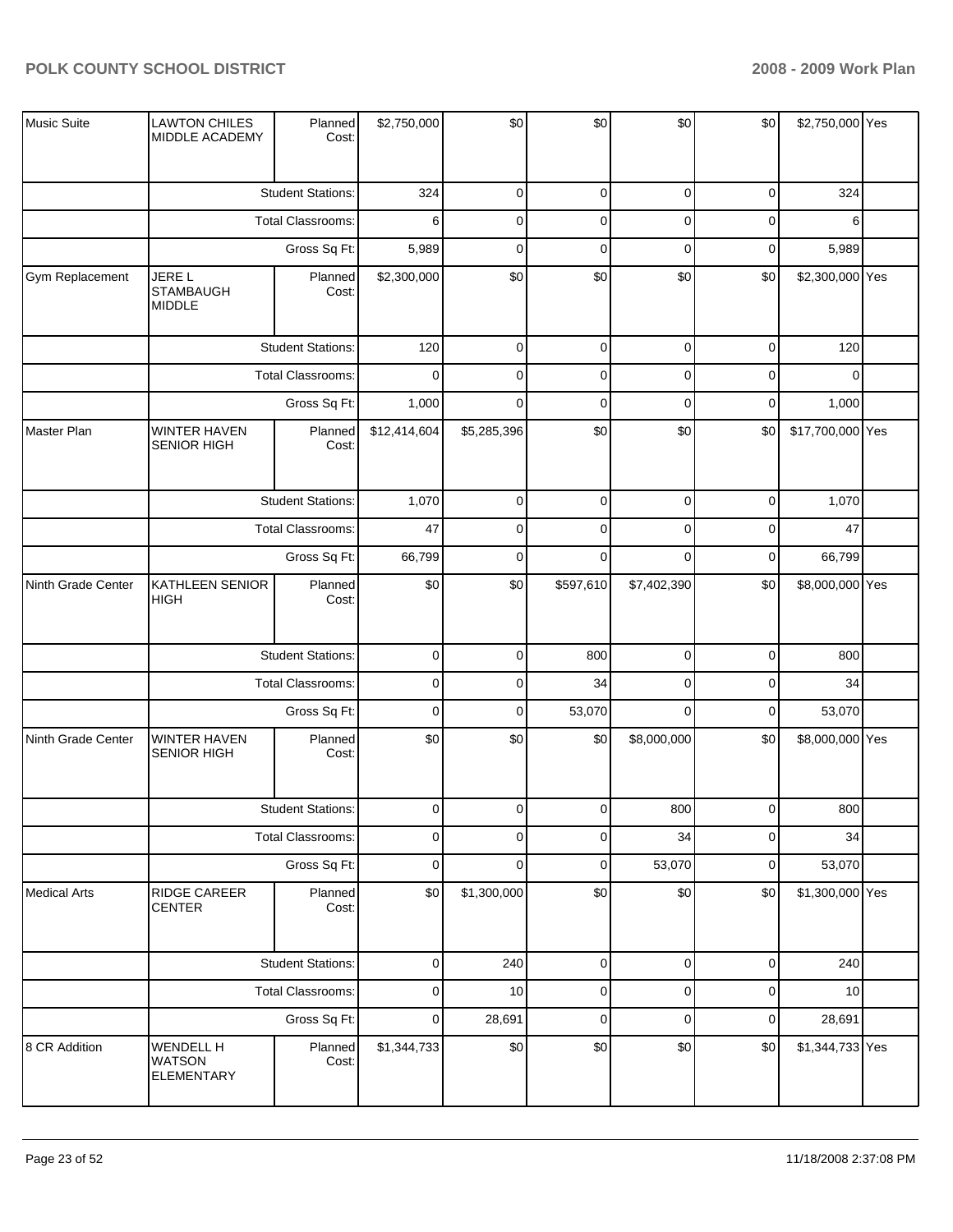| Music Suite | LAWTON CHILES MIDDLE ACADEMY | Planned Cost: | $2,750,000 | $0 | $0 | $0 | $0 | $2,750,000 | Yes |
|---|---|---|---|---|---|---|---|---|---|
| | | Student Stations: | 324 | 0 | 0 | 0 | 0 | 324 | |
| | | Total Classrooms: | 6 | 0 | 0 | 0 | 0 | 6 | |
| | | Gross Sq Ft: | 5,989 | 0 | 0 | 0 | 0 | 5,989 | |
| Gym Replacement | JERE L STAMBAUGH MIDDLE | Planned Cost: | $2,300,000 | $0 | $0 | $0 | $0 | $2,300,000 | Yes |
| | | Student Stations: | 120 | 0 | 0 | 0 | 0 | 120 | |
| | | Total Classrooms: | 0 | 0 | 0 | 0 | 0 | 0 | |
| | | Gross Sq Ft: | 1,000 | 0 | 0 | 0 | 0 | 1,000 | |
| Master Plan | WINTER HAVEN SENIOR HIGH | Planned Cost: | $12,414,604 | $5,285,396 | $0 | $0 | $0 | $17,700,000 | Yes |
| | | Student Stations: | 1,070 | 0 | 0 | 0 | 0 | 1,070 | |
| | | Total Classrooms: | 47 | 0 | 0 | 0 | 0 | 47 | |
| | | Gross Sq Ft: | 66,799 | 0 | 0 | 0 | 0 | 66,799 | |
| Ninth Grade Center | KATHLEEN SENIOR HIGH | Planned Cost: | $0 | $0 | $597,610 | $7,402,390 | $0 | $8,000,000 | Yes |
| | | Student Stations: | 0 | 0 | 800 | 0 | 0 | 800 | |
| | | Total Classrooms: | 0 | 0 | 34 | 0 | 0 | 34 | |
| | | Gross Sq Ft: | 0 | 0 | 53,070 | 0 | 0 | 53,070 | |
| Ninth Grade Center | WINTER HAVEN SENIOR HIGH | Planned Cost: | $0 | $0 | $0 | $8,000,000 | $0 | $8,000,000 | Yes |
| | | Student Stations: | 0 | 0 | 0 | 800 | 0 | 800 | |
| | | Total Classrooms: | 0 | 0 | 0 | 34 | 0 | 34 | |
| | | Gross Sq Ft: | 0 | 0 | 0 | 53,070 | 0 | 53,070 | |
| Medical Arts | RIDGE CAREER CENTER | Planned Cost: | $0 | $1,300,000 | $0 | $0 | $0 | $1,300,000 | Yes |
| | | Student Stations: | 0 | 240 | 0 | 0 | 0 | 240 | |
| | | Total Classrooms: | 0 | 10 | 0 | 0 | 0 | 10 | |
| | | Gross Sq Ft: | 0 | 28,691 | 0 | 0 | 0 | 28,691 | |
| 8 CR Addition | WENDELL H WATSON ELEMENTARY | Planned Cost: | $1,344,733 | $0 | $0 | $0 | $0 | $1,344,733 | Yes |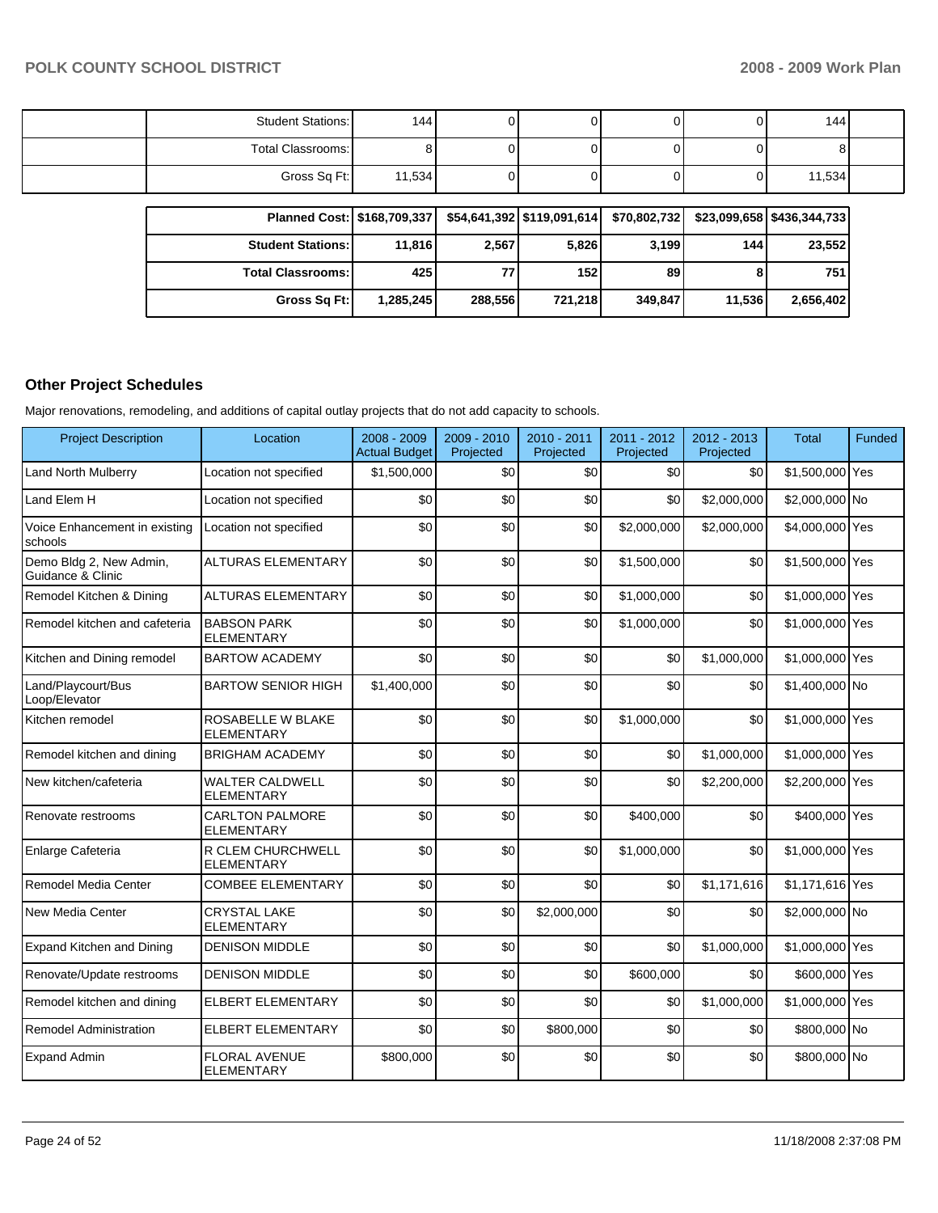| | | | | | | | | |
|---|---|---|---|---|---|---|---|---|
| | Student Stations: | 144 | 0 | 0 | 0 | 0 | 144 | |
| | Total Classrooms: | 8 | 0 | 0 | 0 | 0 | 8 | |
| | Gross Sq Ft: | 11,534 | 0 | 0 | 0 | 0 | 11,534 | |

| | | | | | | |
|---|---|---|---|---|---|---|
| **Planned Cost:** | **$168,709,337** | **$54,641,392** | **$119,091,614** | **$70,802,732** | **$23,099,658** | **$436,344,733** |
| **Student Stations:** | **11,816** | **2,567** | **5,826** | **3,199** | **144** | **23,552** |
| **Total Classrooms:** | **425** | **77** | **152** | **89** | **8** | **751** |
| **Gross Sq Ft:** | **1,285,245** | **288,556** | **721,218** | **349,847** | **11,536** | **2,656,402** |

## Other Project Schedules

Major renovations, remodeling, and additions of capital outlay projects that do not add capacity to schools.

| Project Description | Location | 2008 - 2009 Actual Budget | 2009 - 2010 Projected | 2010 - 2011 Projected | 2011 - 2012 Projected | 2012 - 2013 Projected | Total | Funded |
|---|---|---|---|---|---|---|---|---|
| Land North Mulberry | Location not specified | $1,500,000 | $0 | $0 | $0 | $0 | $1,500,000 | Yes |
| Land Elem H | Location not specified | $0 | $0 | $0 | $0 | $2,000,000 | $2,000,000 | No |
| Voice Enhancement in existing schools | Location not specified | $0 | $0 | $0 | $2,000,000 | $2,000,000 | $4,000,000 | Yes |
| Demo Bldg 2, New Admin, Guidance & Clinic | ALTURAS ELEMENTARY | $0 | $0 | $0 | $1,500,000 | $0 | $1,500,000 | Yes |
| Remodel Kitchen & Dining | ALTURAS ELEMENTARY | $0 | $0 | $0 | $1,000,000 | $0 | $1,000,000 | Yes |
| Remodel kitchen and cafeteria | BABSON PARK ELEMENTARY | $0 | $0 | $0 | $1,000,000 | $0 | $1,000,000 | Yes |
| Kitchen and Dining remodel | BARTOW ACADEMY | $0 | $0 | $0 | $0 | $1,000,000 | $1,000,000 | Yes |
| Land/Playcourt/Bus Loop/Elevator | BARTOW SENIOR HIGH | $1,400,000 | $0 | $0 | $0 | $0 | $1,400,000 | No |
| Kitchen remodel | ROSABELLE W BLAKE ELEMENTARY | $0 | $0 | $0 | $1,000,000 | $0 | $1,000,000 | Yes |
| Remodel kitchen and dining | BRIGHAM ACADEMY | $0 | $0 | $0 | $0 | $1,000,000 | $1,000,000 | Yes |
| New kitchen/cafeteria | WALTER CALDWELL ELEMENTARY | $0 | $0 | $0 | $0 | $2,200,000 | $2,200,000 | Yes |
| Renovate restrooms | CARLTON PALMORE ELEMENTARY | $0 | $0 | $0 | $400,000 | $0 | $400,000 | Yes |
| Enlarge Cafeteria | R CLEM CHURCHWELL ELEMENTARY | $0 | $0 | $0 | $1,000,000 | $0 | $1,000,000 | Yes |
| Remodel Media Center | COMBEE ELEMENTARY | $0 | $0 | $0 | $0 | $1,171,616 | $1,171,616 | Yes |
| New Media Center | CRYSTAL LAKE ELEMENTARY | $0 | $0 | $2,000,000 | $0 | $0 | $2,000,000 | No |
| Expand Kitchen and Dining | DENISON MIDDLE | $0 | $0 | $0 | $0 | $1,000,000 | $1,000,000 | Yes |
| Renovate/Update restrooms | DENISON MIDDLE | $0 | $0 | $0 | $600,000 | $0 | $600,000 | Yes |
| Remodel kitchen and dining | ELBERT ELEMENTARY | $0 | $0 | $0 | $0 | $1,000,000 | $1,000,000 | Yes |
| Remodel Administration | ELBERT ELEMENTARY | $0 | $0 | $800,000 | $0 | $0 | $800,000 | No |
| Expand Admin | FLORAL AVENUE ELEMENTARY | $800,000 | $0 | $0 | $0 | $0 | $800,000 | No |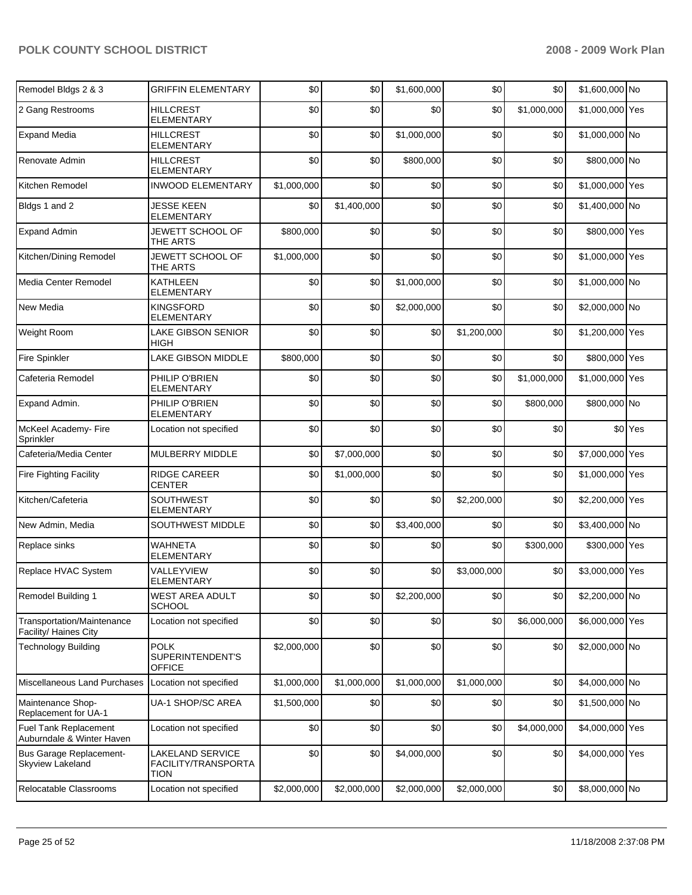| Remodel Bldgs 2 & 3 | GRIFFIN ELEMENTARY | $0 | $0 | $1,600,000 | $0 | $0 | $1,600,000 | No |
|---|---|---|---|---|---|---|---|---|
| 2 Gang Restrooms | HILLCREST ELEMENTARY | $0 | $0 | $0 | $0 | $1,000,000 | $1,000,000 | Yes |
| Expand Media | HILLCREST ELEMENTARY | $0 | $0 | $1,000,000 | $0 | $0 | $1,000,000 | No |
| Renovate Admin | HILLCREST ELEMENTARY | $0 | $0 | $800,000 | $0 | $0 | $800,000 | No |
| Kitchen Remodel | INWOOD ELEMENTARY | $1,000,000 | $0 | $0 | $0 | $0 | $1,000,000 | Yes |
| Bldgs 1 and 2 | JESSE KEEN ELEMENTARY | $0 | $1,400,000 | $0 | $0 | $0 | $1,400,000 | No |
| Expand Admin | JEWETT SCHOOL OF THE ARTS | $800,000 | $0 | $0 | $0 | $0 | $800,000 | Yes |
| Kitchen/Dining Remodel | JEWETT SCHOOL OF THE ARTS | $1,000,000 | $0 | $0 | $0 | $0 | $1,000,000 | Yes |
| Media Center Remodel | KATHLEEN ELEMENTARY | $0 | $0 | $1,000,000 | $0 | $0 | $1,000,000 | No |
| New Media | KINGSFORD ELEMENTARY | $0 | $0 | $2,000,000 | $0 | $0 | $2,000,000 | No |
| Weight Room | LAKE GIBSON SENIOR HIGH | $0 | $0 | $0 | $1,200,000 | $0 | $1,200,000 | Yes |
| Fire Spinkler | LAKE GIBSON MIDDLE | $800,000 | $0 | $0 | $0 | $0 | $800,000 | Yes |
| Cafeteria Remodel | PHILIP O'BRIEN ELEMENTARY | $0 | $0 | $0 | $0 | $1,000,000 | $1,000,000 | Yes |
| Expand Admin. | PHILIP O'BRIEN ELEMENTARY | $0 | $0 | $0 | $0 | $800,000 | $800,000 | No |
| McKeel Academy- Fire Sprinkler | Location not specified | $0 | $0 | $0 | $0 | $0 | $0 | Yes |
| Cafeteria/Media Center | MULBERRY MIDDLE | $0 | $7,000,000 | $0 | $0 | $0 | $7,000,000 | Yes |
| Fire Fighting Facility | RIDGE CAREER CENTER | $0 | $1,000,000 | $0 | $0 | $0 | $1,000,000 | Yes |
| Kitchen/Cafeteria | SOUTHWEST ELEMENTARY | $0 | $0 | $0 | $2,200,000 | $0 | $2,200,000 | Yes |
| New Admin, Media | SOUTHWEST MIDDLE | $0 | $0 | $3,400,000 | $0 | $0 | $3,400,000 | No |
| Replace sinks | WAHNETA ELEMENTARY | $0 | $0 | $0 | $0 | $300,000 | $300,000 | Yes |
| Replace HVAC System | VALLEYVIEW ELEMENTARY | $0 | $0 | $0 | $3,000,000 | $0 | $3,000,000 | Yes |
| Remodel Building 1 | WEST AREA ADULT SCHOOL | $0 | $0 | $2,200,000 | $0 | $0 | $2,200,000 | No |
| Transportation/Maintenance Facility/ Haines City | Location not specified | $0 | $0 | $0 | $0 | $6,000,000 | $6,000,000 | Yes |
| Technology Building | POLK SUPERINTENDENT'S OFFICE | $2,000,000 | $0 | $0 | $0 | $0 | $2,000,000 | No |
| Miscellaneous Land Purchases | Location not specified | $1,000,000 | $1,000,000 | $1,000,000 | $1,000,000 | $0 | $4,000,000 | No |
| Maintenance Shop- Replacement for UA-1 | UA-1 SHOP/SC AREA | $1,500,000 | $0 | $0 | $0 | $0 | $1,500,000 | No |
| Fuel Tank Replacement Auburndale & Winter Haven | Location not specified | $0 | $0 | $0 | $0 | $4,000,000 | $4,000,000 | Yes |
| Bus Garage Replacement- Skyview Lakeland | LAKELAND SERVICE FACILITY/TRANSPORTATION | $0 | $0 | $4,000,000 | $0 | $0 | $4,000,000 | Yes |
| Relocatable Classrooms | Location not specified | $2,000,000 | $2,000,000 | $2,000,000 | $2,000,000 | $0 | $8,000,000 | No |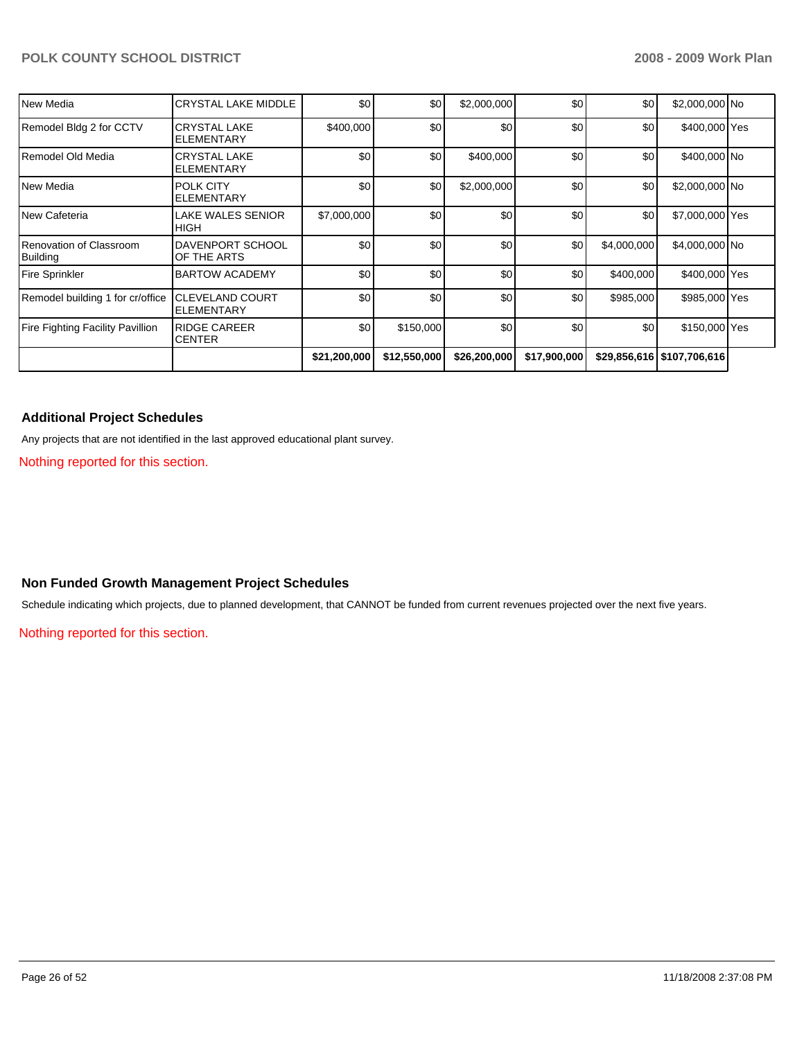| | | | | | | | | |
|---|---|---|---|---|---|---|---|---|
| New Media | CRYSTAL LAKE MIDDLE | $0 | $0 | $2,000,000 | $0 | $0 | $2,000,000 | No |
| Remodel Bldg 2 for CCTV | CRYSTAL LAKE ELEMENTARY | $400,000 | $0 | $0 | $0 | $0 | $400,000 | Yes |
| Remodel Old Media | CRYSTAL LAKE ELEMENTARY | $0 | $0 | $400,000 | $0 | $0 | $400,000 | No |
| New Media | POLK CITY ELEMENTARY | $0 | $0 | $2,000,000 | $0 | $0 | $2,000,000 | No |
| New Cafeteria | LAKE WALES SENIOR HIGH | $7,000,000 | $0 | $0 | $0 | $0 | $7,000,000 | Yes |
| Renovation of Classroom Building | DAVENPORT SCHOOL OF THE ARTS | $0 | $0 | $0 | $0 | $4,000,000 | $4,000,000 | No |
| Fire Sprinkler | BARTOW ACADEMY | $0 | $0 | $0 | $0 | $400,000 | $400,000 | Yes |
| Remodel building 1 for cr/office | CLEVELAND COURT ELEMENTARY | $0 | $0 | $0 | $0 | $985,000 | $985,000 | Yes |
| Fire Fighting Facility Pavillion | RIDGE CAREER CENTER | $0 | $150,000 | $0 | $0 | $0 | $150,000 | Yes |
| | | **$21,200,000** | **$12,550,000** | **$26,200,000** | **$17,900,000** | **$29,856,616** | **$107,706,616** | |

### Additional Project Schedules

Any projects that are not identified in the last approved educational plant survey.

Nothing reported for this section.

### Non Funded Growth Management Project Schedules

Schedule indicating which projects, due to planned development, that CANNOT be funded from current revenues projected over the next five years.

Nothing reported for this section.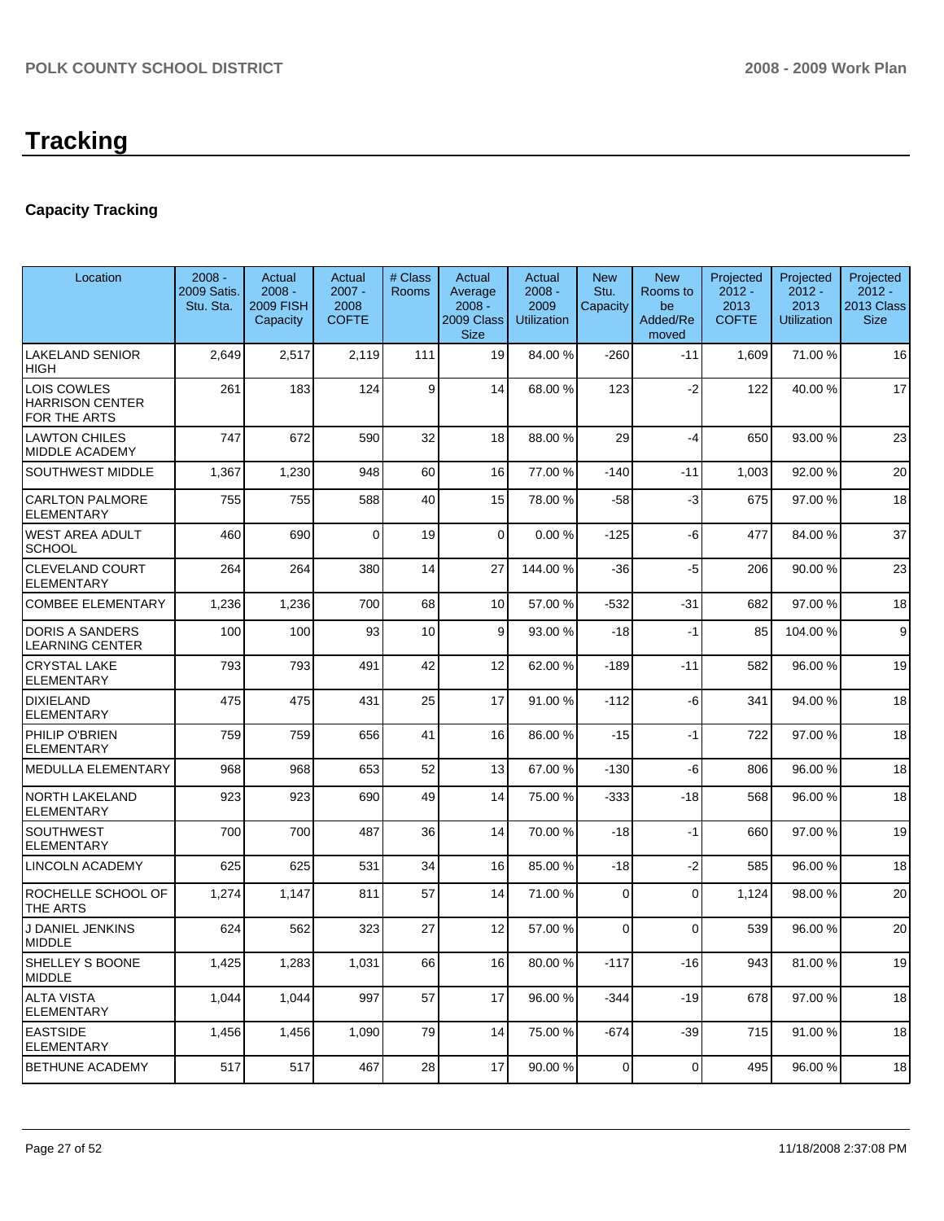# Tracking

## Capacity Tracking

| Location | 2008 - 2009 Satis. Stu. Sta. | Actual 2008 - 2009 FISH Capacity | Actual 2007 - 2008 COFTE | # Class Rooms | Actual Average 2008 - 2009 Class Size | Actual 2008 - 2009 Utilization | New Stu. Capacity | New Rooms to be Added/Removed | Projected 2012 - 2013 COFTE | Projected 2012 - 2013 Utilization | Projected 2012 - 2013 Class Size |
|---|---|---|---|---|---|---|---|---|---|---|---|
| LAKELAND SENIOR HIGH | 2,649 | 2,517 | 2,119 | 111 | 19 | 84.00 % | -260 | -11 | 1,609 | 71.00 % | 16 |
| LOIS COWLES HARRISON CENTER FOR THE ARTS | 261 | 183 | 124 | 9 | 14 | 68.00 % | 123 | -2 | 122 | 40.00 % | 17 |
| LAWTON CHILES MIDDLE ACADEMY | 747 | 672 | 590 | 32 | 18 | 88.00 % | 29 | -4 | 650 | 93.00 % | 23 |
| SOUTHWEST MIDDLE | 1,367 | 1,230 | 948 | 60 | 16 | 77.00 % | -140 | -11 | 1,003 | 92.00 % | 20 |
| CARLTON PALMORE ELEMENTARY | 755 | 755 | 588 | 40 | 15 | 78.00 % | -58 | -3 | 675 | 97.00 % | 18 |
| WEST AREA ADULT SCHOOL | 460 | 690 | 0 | 19 | 0 | 0.00 % | -125 | -6 | 477 | 84.00 % | 37 |
| CLEVELAND COURT ELEMENTARY | 264 | 264 | 380 | 14 | 27 | 144.00 % | -36 | -5 | 206 | 90.00 % | 23 |
| COMBEE ELEMENTARY | 1,236 | 1,236 | 700 | 68 | 10 | 57.00 % | -532 | -31 | 682 | 97.00 % | 18 |
| DORIS A SANDERS LEARNING CENTER | 100 | 100 | 93 | 10 | 9 | 93.00 % | -18 | -1 | 85 | 104.00 % | 9 |
| CRYSTAL LAKE ELEMENTARY | 793 | 793 | 491 | 42 | 12 | 62.00 % | -189 | -11 | 582 | 96.00 % | 19 |
| DIXIELAND ELEMENTARY | 475 | 475 | 431 | 25 | 17 | 91.00 % | -112 | -6 | 341 | 94.00 % | 18 |
| PHILIP O'BRIEN ELEMENTARY | 759 | 759 | 656 | 41 | 16 | 86.00 % | -15 | -1 | 722 | 97.00 % | 18 |
| MEDULLA ELEMENTARY | 968 | 968 | 653 | 52 | 13 | 67.00 % | -130 | -6 | 806 | 96.00 % | 18 |
| NORTH LAKELAND ELEMENTARY | 923 | 923 | 690 | 49 | 14 | 75.00 % | -333 | -18 | 568 | 96.00 % | 18 |
| SOUTHWEST ELEMENTARY | 700 | 700 | 487 | 36 | 14 | 70.00 % | -18 | -1 | 660 | 97.00 % | 19 |
| LINCOLN ACADEMY | 625 | 625 | 531 | 34 | 16 | 85.00 % | -18 | -2 | 585 | 96.00 % | 18 |
| ROCHELLE SCHOOL OF THE ARTS | 1,274 | 1,147 | 811 | 57 | 14 | 71.00 % | 0 | 0 | 1,124 | 98.00 % | 20 |
| J DANIEL JENKINS MIDDLE | 624 | 562 | 323 | 27 | 12 | 57.00 % | 0 | 0 | 539 | 96.00 % | 20 |
| SHELLEY S BOONE MIDDLE | 1,425 | 1,283 | 1,031 | 66 | 16 | 80.00 % | -117 | -16 | 943 | 81.00 % | 19 |
| ALTA VISTA ELEMENTARY | 1,044 | 1,044 | 997 | 57 | 17 | 96.00 % | -344 | -19 | 678 | 97.00 % | 18 |
| EASTSIDE ELEMENTARY | 1,456 | 1,456 | 1,090 | 79 | 14 | 75.00 % | -674 | -39 | 715 | 91.00 % | 18 |
| BETHUNE ACADEMY | 517 | 517 | 467 | 28 | 17 | 90.00 % | 0 | 0 | 495 | 96.00 % | 18 |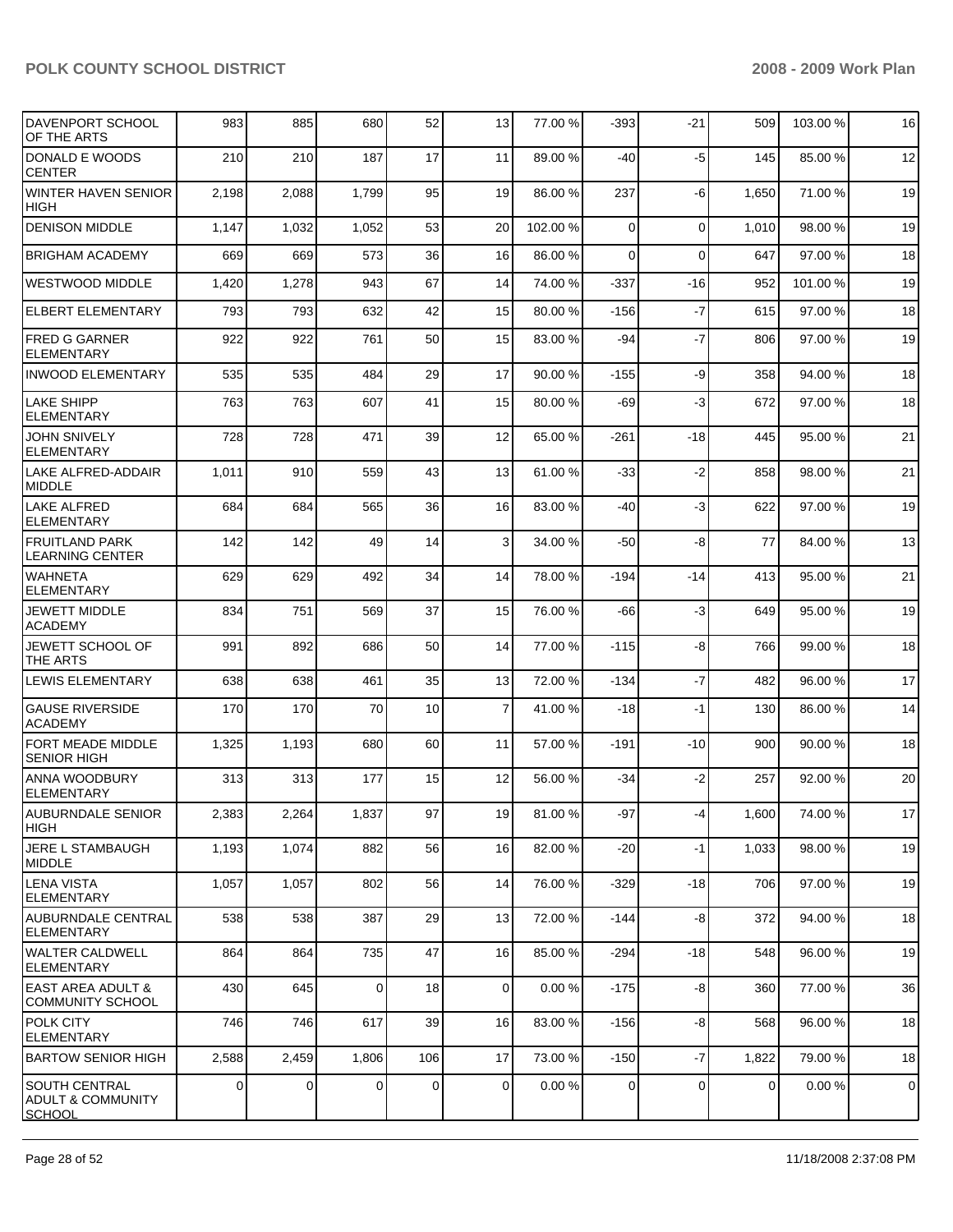| | | | | | | | | | | | |
|---|---|---|---|---|---|---|---|---|---|---|---|
| DAVENPORT SCHOOL OF THE ARTS | 983 | 885 | 680 | 52 | 13 | 77.00 % | -393 | -21 | 509 | 103.00 % | 16 |
| DONALD E WOODS CENTER | 210 | 210 | 187 | 17 | 11 | 89.00 % | -40 | -5 | 145 | 85.00 % | 12 |
| WINTER HAVEN SENIOR HIGH | 2,198 | 2,088 | 1,799 | 95 | 19 | 86.00 % | 237 | -6 | 1,650 | 71.00 % | 19 |
| DENISON MIDDLE | 1,147 | 1,032 | 1,052 | 53 | 20 | 102.00 % | 0 | 0 | 1,010 | 98.00 % | 19 |
| BRIGHAM ACADEMY | 669 | 669 | 573 | 36 | 16 | 86.00 % | 0 | 0 | 647 | 97.00 % | 18 |
| WESTWOOD MIDDLE | 1,420 | 1,278 | 943 | 67 | 14 | 74.00 % | -337 | -16 | 952 | 101.00 % | 19 |
| ELBERT ELEMENTARY | 793 | 793 | 632 | 42 | 15 | 80.00 % | -156 | -7 | 615 | 97.00 % | 18 |
| FRED G GARNER ELEMENTARY | 922 | 922 | 761 | 50 | 15 | 83.00 % | -94 | -7 | 806 | 97.00 % | 19 |
| INWOOD ELEMENTARY | 535 | 535 | 484 | 29 | 17 | 90.00 % | -155 | -9 | 358 | 94.00 % | 18 |
| LAKE SHIPP ELEMENTARY | 763 | 763 | 607 | 41 | 15 | 80.00 % | -69 | -3 | 672 | 97.00 % | 18 |
| JOHN SNIVELY ELEMENTARY | 728 | 728 | 471 | 39 | 12 | 65.00 % | -261 | -18 | 445 | 95.00 % | 21 |
| LAKE ALFRED-ADDAIR MIDDLE | 1,011 | 910 | 559 | 43 | 13 | 61.00 % | -33 | -2 | 858 | 98.00 % | 21 |
| LAKE ALFRED ELEMENTARY | 684 | 684 | 565 | 36 | 16 | 83.00 % | -40 | -3 | 622 | 97.00 % | 19 |
| FRUITLAND PARK LEARNING CENTER | 142 | 142 | 49 | 14 | 3 | 34.00 % | -50 | -8 | 77 | 84.00 % | 13 |
| WAHNETA ELEMENTARY | 629 | 629 | 492 | 34 | 14 | 78.00 % | -194 | -14 | 413 | 95.00 % | 21 |
| JEWETT MIDDLE ACADEMY | 834 | 751 | 569 | 37 | 15 | 76.00 % | -66 | -3 | 649 | 95.00 % | 19 |
| JEWETT SCHOOL OF THE ARTS | 991 | 892 | 686 | 50 | 14 | 77.00 % | -115 | -8 | 766 | 99.00 % | 18 |
| LEWIS ELEMENTARY | 638 | 638 | 461 | 35 | 13 | 72.00 % | -134 | -7 | 482 | 96.00 % | 17 |
| GAUSE RIVERSIDE ACADEMY | 170 | 170 | 70 | 10 | 7 | 41.00 % | -18 | -1 | 130 | 86.00 % | 14 |
| FORT MEADE MIDDLE SENIOR HIGH | 1,325 | 1,193 | 680 | 60 | 11 | 57.00 % | -191 | -10 | 900 | 90.00 % | 18 |
| ANNA WOODBURY ELEMENTARY | 313 | 313 | 177 | 15 | 12 | 56.00 % | -34 | -2 | 257 | 92.00 % | 20 |
| AUBURNDALE SENIOR HIGH | 2,383 | 2,264 | 1,837 | 97 | 19 | 81.00 % | -97 | -4 | 1,600 | 74.00 % | 17 |
| JERE L STAMBAUGH MIDDLE | 1,193 | 1,074 | 882 | 56 | 16 | 82.00 % | -20 | -1 | 1,033 | 98.00 % | 19 |
| LENA VISTA ELEMENTARY | 1,057 | 1,057 | 802 | 56 | 14 | 76.00 % | -329 | -18 | 706 | 97.00 % | 19 |
| AUBURNDALE CENTRAL ELEMENTARY | 538 | 538 | 387 | 29 | 13 | 72.00 % | -144 | -8 | 372 | 94.00 % | 18 |
| WALTER CALDWELL ELEMENTARY | 864 | 864 | 735 | 47 | 16 | 85.00 % | -294 | -18 | 548 | 96.00 % | 19 |
| EAST AREA ADULT & COMMUNITY SCHOOL | 430 | 645 | 0 | 18 | 0 | 0.00 % | -175 | -8 | 360 | 77.00 % | 36 |
| POLK CITY ELEMENTARY | 746 | 746 | 617 | 39 | 16 | 83.00 % | -156 | -8 | 568 | 96.00 % | 18 |
| BARTOW SENIOR HIGH | 2,588 | 2,459 | 1,806 | 106 | 17 | 73.00 % | -150 | -7 | 1,822 | 79.00 % | 18 |
| SOUTH CENTRAL ADULT & COMMUNITY SCHOOL | 0 | 0 | 0 | 0 | 0 | 0.00 % | 0 | 0 | 0 | 0.00 % | 0 |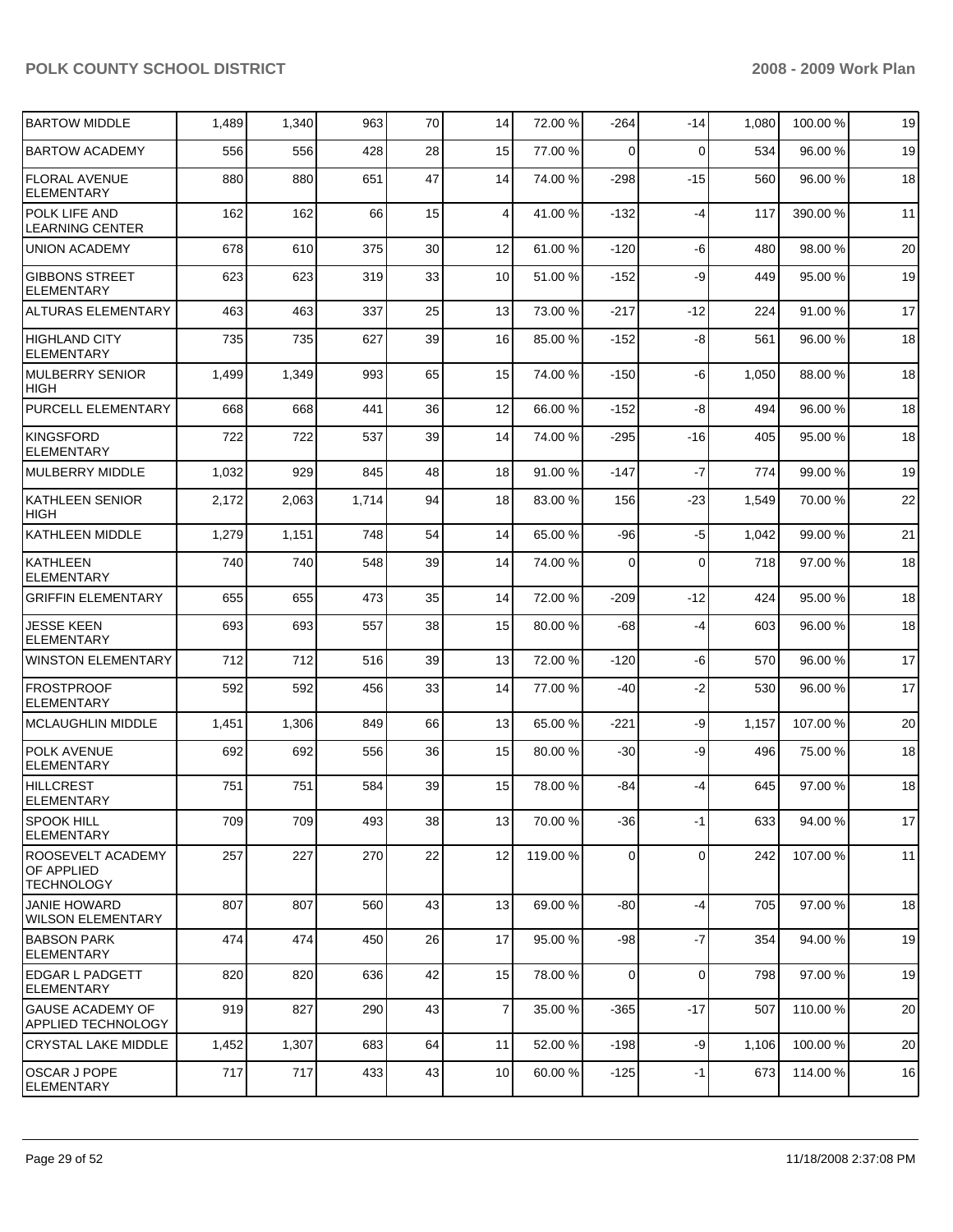| | | | | | | | | | | |
|---|---|---|---|---|---|---|---|---|---|---|
| BARTOW MIDDLE | 1,489 | 1,340 | 963 | 70 | 14 | 72.00 % | -264 | -14 | 1,080 | 100.00 % | 19 |
| BARTOW ACADEMY | 556 | 556 | 428 | 28 | 15 | 77.00 % | 0 | 0 | 534 | 96.00 % | 19 |
| FLORAL AVENUE ELEMENTARY | 880 | 880 | 651 | 47 | 14 | 74.00 % | -298 | -15 | 560 | 96.00 % | 18 |
| POLK LIFE AND LEARNING CENTER | 162 | 162 | 66 | 15 | 4 | 41.00 % | -132 | -4 | 117 | 390.00 % | 11 |
| UNION ACADEMY | 678 | 610 | 375 | 30 | 12 | 61.00 % | -120 | -6 | 480 | 98.00 % | 20 |
| GIBBONS STREET ELEMENTARY | 623 | 623 | 319 | 33 | 10 | 51.00 % | -152 | -9 | 449 | 95.00 % | 19 |
| ALTURAS ELEMENTARY | 463 | 463 | 337 | 25 | 13 | 73.00 % | -217 | -12 | 224 | 91.00 % | 17 |
| HIGHLAND CITY ELEMENTARY | 735 | 735 | 627 | 39 | 16 | 85.00 % | -152 | -8 | 561 | 96.00 % | 18 |
| MULBERRY SENIOR HIGH | 1,499 | 1,349 | 993 | 65 | 15 | 74.00 % | -150 | -6 | 1,050 | 88.00 % | 18 |
| PURCELL ELEMENTARY | 668 | 668 | 441 | 36 | 12 | 66.00 % | -152 | -8 | 494 | 96.00 % | 18 |
| KINGSFORD ELEMENTARY | 722 | 722 | 537 | 39 | 14 | 74.00 % | -295 | -16 | 405 | 95.00 % | 18 |
| MULBERRY MIDDLE | 1,032 | 929 | 845 | 48 | 18 | 91.00 % | -147 | -7 | 774 | 99.00 % | 19 |
| KATHLEEN SENIOR HIGH | 2,172 | 2,063 | 1,714 | 94 | 18 | 83.00 % | 156 | -23 | 1,549 | 70.00 % | 22 |
| KATHLEEN MIDDLE | 1,279 | 1,151 | 748 | 54 | 14 | 65.00 % | -96 | -5 | 1,042 | 99.00 % | 21 |
| KATHLEEN ELEMENTARY | 740 | 740 | 548 | 39 | 14 | 74.00 % | 0 | 0 | 718 | 97.00 % | 18 |
| GRIFFIN ELEMENTARY | 655 | 655 | 473 | 35 | 14 | 72.00 % | -209 | -12 | 424 | 95.00 % | 18 |
| JESSE KEEN ELEMENTARY | 693 | 693 | 557 | 38 | 15 | 80.00 % | -68 | -4 | 603 | 96.00 % | 18 |
| WINSTON ELEMENTARY | 712 | 712 | 516 | 39 | 13 | 72.00 % | -120 | -6 | 570 | 96.00 % | 17 |
| FROSTPROOF ELEMENTARY | 592 | 592 | 456 | 33 | 14 | 77.00 % | -40 | -2 | 530 | 96.00 % | 17 |
| MCLAUGHLIN MIDDLE | 1,451 | 1,306 | 849 | 66 | 13 | 65.00 % | -221 | -9 | 1,157 | 107.00 % | 20 |
| POLK AVENUE ELEMENTARY | 692 | 692 | 556 | 36 | 15 | 80.00 % | -30 | -9 | 496 | 75.00 % | 18 |
| HILLCREST ELEMENTARY | 751 | 751 | 584 | 39 | 15 | 78.00 % | -84 | -4 | 645 | 97.00 % | 18 |
| SPOOK HILL ELEMENTARY | 709 | 709 | 493 | 38 | 13 | 70.00 % | -36 | -1 | 633 | 94.00 % | 17 |
| ROOSEVELT ACADEMY OF APPLIED TECHNOLOGY | 257 | 227 | 270 | 22 | 12 | 119.00 % | 0 | 0 | 242 | 107.00 % | 11 |
| JANIE HOWARD WILSON ELEMENTARY | 807 | 807 | 560 | 43 | 13 | 69.00 % | -80 | -4 | 705 | 97.00 % | 18 |
| BABSON PARK ELEMENTARY | 474 | 474 | 450 | 26 | 17 | 95.00 % | -98 | -7 | 354 | 94.00 % | 19 |
| EDGAR L PADGETT ELEMENTARY | 820 | 820 | 636 | 42 | 15 | 78.00 % | 0 | 0 | 798 | 97.00 % | 19 |
| GAUSE ACADEMY OF APPLIED TECHNOLOGY | 919 | 827 | 290 | 43 | 7 | 35.00 % | -365 | -17 | 507 | 110.00 % | 20 |
| CRYSTAL LAKE MIDDLE | 1,452 | 1,307 | 683 | 64 | 11 | 52.00 % | -198 | -9 | 1,106 | 100.00 % | 20 |
| OSCAR J POPE ELEMENTARY | 717 | 717 | 433 | 43 | 10 | 60.00 % | -125 | -1 | 673 | 114.00 % | 16 |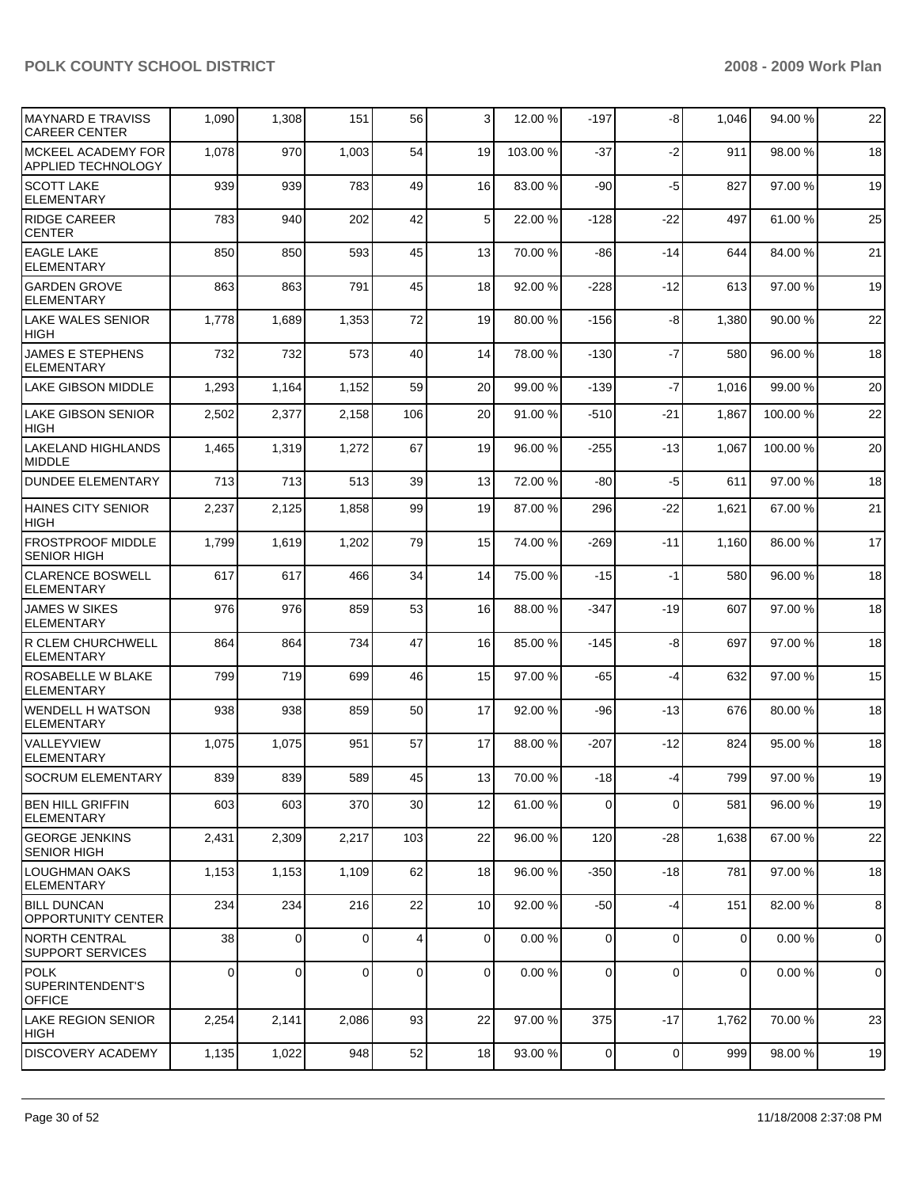| | | | | | | | | | | |
|---|---|---|---|---|---|---|---|---|---|---|
| MAYNARD E TRAVISS CAREER CENTER | 1,090 | 1,308 | 151 | 56 | 3 | 12.00 % | -197 | -8 | 1,046 | 94.00 % | 22 |
| MCKEEL ACADEMY FOR APPLIED TECHNOLOGY | 1,078 | 970 | 1,003 | 54 | 19 | 103.00 % | -37 | -2 | 911 | 98.00 % | 18 |
| SCOTT LAKE ELEMENTARY | 939 | 939 | 783 | 49 | 16 | 83.00 % | -90 | -5 | 827 | 97.00 % | 19 |
| RIDGE CAREER CENTER | 783 | 940 | 202 | 42 | 5 | 22.00 % | -128 | -22 | 497 | 61.00 % | 25 |
| EAGLE LAKE ELEMENTARY | 850 | 850 | 593 | 45 | 13 | 70.00 % | -86 | -14 | 644 | 84.00 % | 21 |
| GARDEN GROVE ELEMENTARY | 863 | 863 | 791 | 45 | 18 | 92.00 % | -228 | -12 | 613 | 97.00 % | 19 |
| LAKE WALES SENIOR HIGH | 1,778 | 1,689 | 1,353 | 72 | 19 | 80.00 % | -156 | -8 | 1,380 | 90.00 % | 22 |
| JAMES E STEPHENS ELEMENTARY | 732 | 732 | 573 | 40 | 14 | 78.00 % | -130 | -7 | 580 | 96.00 % | 18 |
| LAKE GIBSON MIDDLE | 1,293 | 1,164 | 1,152 | 59 | 20 | 99.00 % | -139 | -7 | 1,016 | 99.00 % | 20 |
| LAKE GIBSON SENIOR HIGH | 2,502 | 2,377 | 2,158 | 106 | 20 | 91.00 % | -510 | -21 | 1,867 | 100.00 % | 22 |
| LAKELAND HIGHLANDS MIDDLE | 1,465 | 1,319 | 1,272 | 67 | 19 | 96.00 % | -255 | -13 | 1,067 | 100.00 % | 20 |
| DUNDEE ELEMENTARY | 713 | 713 | 513 | 39 | 13 | 72.00 % | -80 | -5 | 611 | 97.00 % | 18 |
| HAINES CITY SENIOR HIGH | 2,237 | 2,125 | 1,858 | 99 | 19 | 87.00 % | 296 | -22 | 1,621 | 67.00 % | 21 |
| FROSTPROOF MIDDLE SENIOR HIGH | 1,799 | 1,619 | 1,202 | 79 | 15 | 74.00 % | -269 | -11 | 1,160 | 86.00 % | 17 |
| CLARENCE BOSWELL ELEMENTARY | 617 | 617 | 466 | 34 | 14 | 75.00 % | -15 | -1 | 580 | 96.00 % | 18 |
| JAMES W SIKES ELEMENTARY | 976 | 976 | 859 | 53 | 16 | 88.00 % | -347 | -19 | 607 | 97.00 % | 18 |
| R CLEM CHURCHWELL ELEMENTARY | 864 | 864 | 734 | 47 | 16 | 85.00 % | -145 | -8 | 697 | 97.00 % | 18 |
| ROSABELLE W BLAKE ELEMENTARY | 799 | 719 | 699 | 46 | 15 | 97.00 % | -65 | -4 | 632 | 97.00 % | 15 |
| WENDELL H WATSON ELEMENTARY | 938 | 938 | 859 | 50 | 17 | 92.00 % | -96 | -13 | 676 | 80.00 % | 18 |
| VALLEYVIEW ELEMENTARY | 1,075 | 1,075 | 951 | 57 | 17 | 88.00 % | -207 | -12 | 824 | 95.00 % | 18 |
| SOCRUM ELEMENTARY | 839 | 839 | 589 | 45 | 13 | 70.00 % | -18 | -4 | 799 | 97.00 % | 19 |
| BEN HILL GRIFFIN ELEMENTARY | 603 | 603 | 370 | 30 | 12 | 61.00 % | 0 | 0 | 581 | 96.00 % | 19 |
| GEORGE JENKINS SENIOR HIGH | 2,431 | 2,309 | 2,217 | 103 | 22 | 96.00 % | 120 | -28 | 1,638 | 67.00 % | 22 |
| LOUGHMAN OAKS ELEMENTARY | 1,153 | 1,153 | 1,109 | 62 | 18 | 96.00 % | -350 | -18 | 781 | 97.00 % | 18 |
| BILL DUNCAN OPPORTUNITY CENTER | 234 | 234 | 216 | 22 | 10 | 92.00 % | -50 | -4 | 151 | 82.00 % | 8 |
| NORTH CENTRAL SUPPORT SERVICES | 38 | 0 | 0 | 4 | 0 | 0.00 % | 0 | 0 | 0 | 0.00 % | 0 |
| POLK SUPERINTENDENT'S OFFICE | 0 | 0 | 0 | 0 | 0 | 0.00 % | 0 | 0 | 0 | 0.00 % | 0 |
| LAKE REGION SENIOR HIGH | 2,254 | 2,141 | 2,086 | 93 | 22 | 97.00 % | 375 | -17 | 1,762 | 70.00 % | 23 |
| DISCOVERY ACADEMY | 1,135 | 1,022 | 948 | 52 | 18 | 93.00 % | 0 | 0 | 999 | 98.00 % | 19 |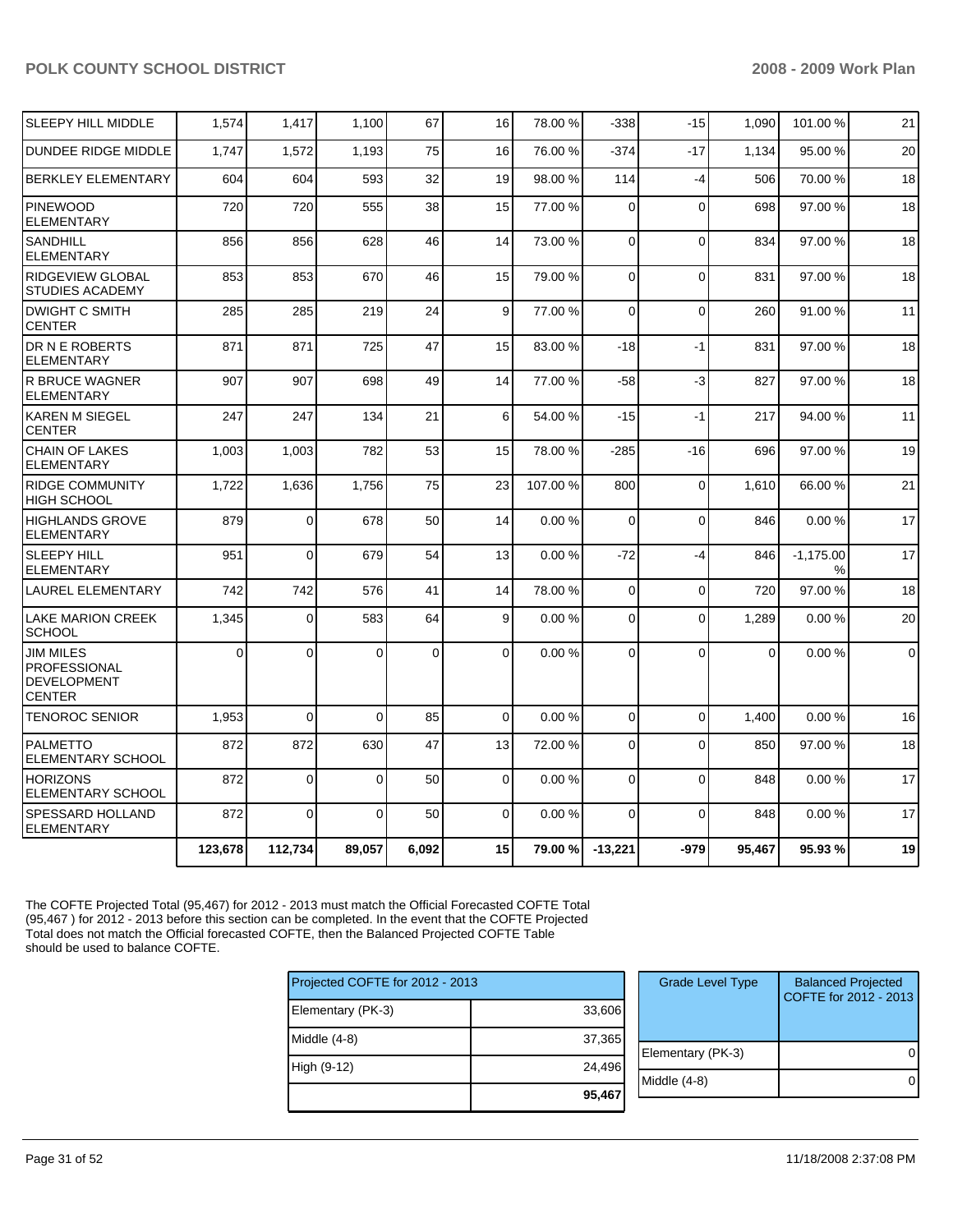| SLEEPY HILL MIDDLE | 1,574 | 1,417 | 1,100 | 67 | 16 | 78.00 % | -338 | -15 | 1,090 | 101.00 % | 21 |
|---|---|---|---|---|---|---|---|---|---|---|---|
| DUNDEE RIDGE MIDDLE | 1,747 | 1,572 | 1,193 | 75 | 16 | 76.00 % | -374 | -17 | 1,134 | 95.00 % | 20 |
| BERKLEY ELEMENTARY | 604 | 604 | 593 | 32 | 19 | 98.00 % | 114 | -4 | 506 | 70.00 % | 18 |
| PINEWOOD ELEMENTARY | 720 | 720 | 555 | 38 | 15 | 77.00 % | 0 | 0 | 698 | 97.00 % | 18 |
| SANDHILL ELEMENTARY | 856 | 856 | 628 | 46 | 14 | 73.00 % | 0 | 0 | 834 | 97.00 % | 18 |
| RIDGEVIEW GLOBAL STUDIES ACADEMY | 853 | 853 | 670 | 46 | 15 | 79.00 % | 0 | 0 | 831 | 97.00 % | 18 |
| DWIGHT C SMITH CENTER | 285 | 285 | 219 | 24 | 9 | 77.00 % | 0 | 0 | 260 | 91.00 % | 11 |
| DR N E ROBERTS ELEMENTARY | 871 | 871 | 725 | 47 | 15 | 83.00 % | -18 | -1 | 831 | 97.00 % | 18 |
| R BRUCE WAGNER ELEMENTARY | 907 | 907 | 698 | 49 | 14 | 77.00 % | -58 | -3 | 827 | 97.00 % | 18 |
| KAREN M SIEGEL CENTER | 247 | 247 | 134 | 21 | 6 | 54.00 % | -15 | -1 | 217 | 94.00 % | 11 |
| CHAIN OF LAKES ELEMENTARY | 1,003 | 1,003 | 782 | 53 | 15 | 78.00 % | -285 | -16 | 696 | 97.00 % | 19 |
| RIDGE COMMUNITY HIGH SCHOOL | 1,722 | 1,636 | 1,756 | 75 | 23 | 107.00 % | 800 | 0 | 1,610 | 66.00 % | 21 |
| HIGHLANDS GROVE ELEMENTARY | 879 | 0 | 678 | 50 | 14 | 0.00 % | 0 | 0 | 846 | 0.00 % | 17 |
| SLEEPY HILL ELEMENTARY | 951 | 0 | 679 | 54 | 13 | 0.00 % | -72 | -4 | 846 | -1,175.00 % | 17 |
| LAUREL ELEMENTARY | 742 | 742 | 576 | 41 | 14 | 78.00 % | 0 | 0 | 720 | 97.00 % | 18 |
| LAKE MARION CREEK SCHOOL | 1,345 | 0 | 583 | 64 | 9 | 0.00 % | 0 | 0 | 1,289 | 0.00 % | 20 |
| JIM MILES PROFESSIONAL DEVELOPMENT CENTER | 0 | 0 | 0 | 0 | 0 | 0.00 % | 0 | 0 | 0 | 0.00 % | 0 |
| TENOROC SENIOR | 1,953 | 0 | 0 | 85 | 0 | 0.00 % | 0 | 0 | 1,400 | 0.00 % | 16 |
| PALMETTO ELEMENTARY SCHOOL | 872 | 872 | 630 | 47 | 13 | 72.00 % | 0 | 0 | 850 | 97.00 % | 18 |
| HORIZONS ELEMENTARY SCHOOL | 872 | 0 | 0 | 50 | 0 | 0.00 % | 0 | 0 | 848 | 0.00 % | 17 |
| SPESSARD HOLLAND ELEMENTARY | 872 | 0 | 0 | 50 | 0 | 0.00 % | 0 | 0 | 848 | 0.00 % | 17 |
| | **123,678** | **112,734** | **89,057** | **6,092** | **15** | **79.00 %** | **-13,221** | **-979** | **95,467** | **95.93 %** | **19** |

The COFTE Projected Total (95,467) for 2012 - 2013 must match the Official Forecasted COFTE Total (95,467 ) for 2012 - 2013 before this section can be completed. In the event that the COFTE Projected Total does not match the Official forecasted COFTE, then the Balanced Projected COFTE Table should be used to balance COFTE.

| Projected COFTE for 2012 - 2013 | |
|---|---|
| Elementary (PK-3) | 33,606 |
| Middle (4-8) | 37,365 |
| High (9-12) | 24,496 |
| | **95,467** |

| Grade Level Type | Balanced Projected COFTE for 2012 - 2013 |
|---|---|
| Elementary (PK-3) | 0 |
| Middle (4-8) | 0 |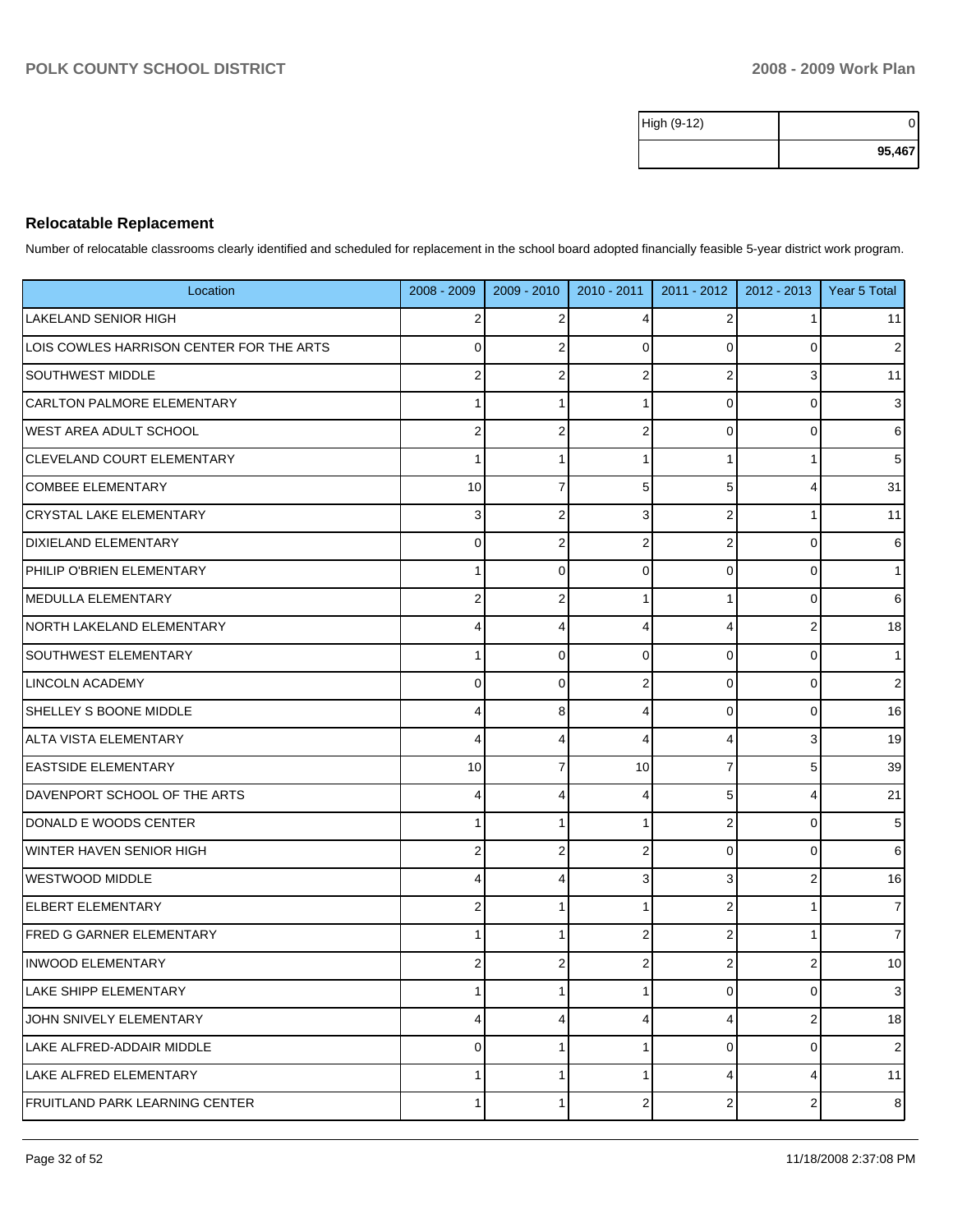| High (9-12) | 0 |
|---|---|
| | 95,467 |

## Relocatable Replacement

Number of relocatable classrooms clearly identified and scheduled for replacement in the school board adopted financially feasible 5-year district work program.

| Location | 2008 - 2009 | 2009 - 2010 | 2010 - 2011 | 2011 - 2012 | 2012 - 2013 | Year 5 Total |
|---|---|---|---|---|---|---|
| LAKELAND SENIOR HIGH | 2 | 2 | 4 | 2 | 1 | 11 |
| LOIS COWLES HARRISON CENTER FOR THE ARTS | 0 | 2 | 0 | 0 | 0 | 2 |
| SOUTHWEST MIDDLE | 2 | 2 | 2 | 2 | 3 | 11 |
| CARLTON PALMORE ELEMENTARY | 1 | 1 | 1 | 0 | 0 | 3 |
| WEST AREA ADULT SCHOOL | 2 | 2 | 2 | 0 | 0 | 6 |
| CLEVELAND COURT ELEMENTARY | 1 | 1 | 1 | 1 | 1 | 5 |
| COMBEE ELEMENTARY | 10 | 7 | 5 | 5 | 4 | 31 |
| CRYSTAL LAKE ELEMENTARY | 3 | 2 | 3 | 2 | 1 | 11 |
| DIXIELAND ELEMENTARY | 0 | 2 | 2 | 2 | 0 | 6 |
| PHILIP O'BRIEN ELEMENTARY | 1 | 0 | 0 | 0 | 0 | 1 |
| MEDULLA ELEMENTARY | 2 | 2 | 1 | 1 | 0 | 6 |
| NORTH LAKELAND ELEMENTARY | 4 | 4 | 4 | 4 | 2 | 18 |
| SOUTHWEST ELEMENTARY | 1 | 0 | 0 | 0 | 0 | 1 |
| LINCOLN ACADEMY | 0 | 0 | 2 | 0 | 0 | 2 |
| SHELLEY S BOONE MIDDLE | 4 | 8 | 4 | 0 | 0 | 16 |
| ALTA VISTA ELEMENTARY | 4 | 4 | 4 | 4 | 3 | 19 |
| EASTSIDE ELEMENTARY | 10 | 7 | 10 | 7 | 5 | 39 |
| DAVENPORT SCHOOL OF THE ARTS | 4 | 4 | 4 | 5 | 4 | 21 |
| DONALD E WOODS CENTER | 1 | 1 | 1 | 2 | 0 | 5 |
| WINTER HAVEN SENIOR HIGH | 2 | 2 | 2 | 0 | 0 | 6 |
| WESTWOOD MIDDLE | 4 | 4 | 3 | 3 | 2 | 16 |
| ELBERT ELEMENTARY | 2 | 1 | 1 | 2 | 1 | 7 |
| FRED G GARNER ELEMENTARY | 1 | 1 | 2 | 2 | 1 | 7 |
| INWOOD ELEMENTARY | 2 | 2 | 2 | 2 | 2 | 10 |
| LAKE SHIPP ELEMENTARY | 1 | 1 | 1 | 0 | 0 | 3 |
| JOHN SNIVELY ELEMENTARY | 4 | 4 | 4 | 4 | 2 | 18 |
| LAKE ALFRED-ADDAIR MIDDLE | 0 | 1 | 1 | 0 | 0 | 2 |
| LAKE ALFRED ELEMENTARY | 1 | 1 | 1 | 4 | 4 | 11 |
| FRUITLAND PARK LEARNING CENTER | 1 | 1 | 2 | 2 | 2 | 8 |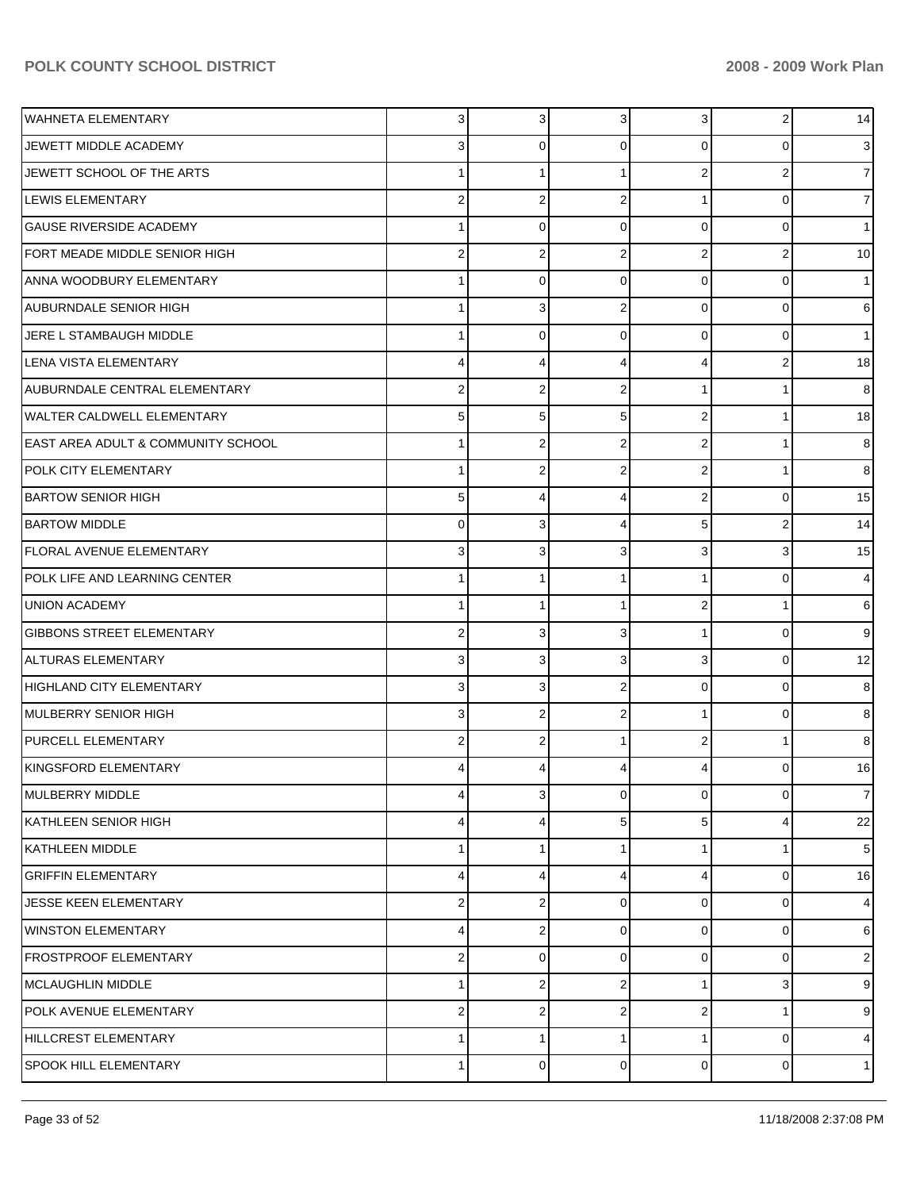| | | | | | | |
|---|---|---|---|---|---|---|
| WAHNETA ELEMENTARY | 3 | 3 | 3 | 3 | 2 | 14 |
| JEWETT MIDDLE ACADEMY | 3 | 0 | 0 | 0 | 0 | 3 |
| JEWETT SCHOOL OF THE ARTS | 1 | 1 | 1 | 2 | 2 | 7 |
| LEWIS ELEMENTARY | 2 | 2 | 2 | 1 | 0 | 7 |
| GAUSE RIVERSIDE ACADEMY | 1 | 0 | 0 | 0 | 0 | 1 |
| FORT MEADE MIDDLE SENIOR HIGH | 2 | 2 | 2 | 2 | 2 | 10 |
| ANNA WOODBURY ELEMENTARY | 1 | 0 | 0 | 0 | 0 | 1 |
| AUBURNDALE SENIOR HIGH | 1 | 3 | 2 | 0 | 0 | 6 |
| JERE L STAMBAUGH MIDDLE | 1 | 0 | 0 | 0 | 0 | 1 |
| LENA VISTA ELEMENTARY | 4 | 4 | 4 | 4 | 2 | 18 |
| AUBURNDALE CENTRAL ELEMENTARY | 2 | 2 | 2 | 1 | 1 | 8 |
| WALTER CALDWELL ELEMENTARY | 5 | 5 | 5 | 2 | 1 | 18 |
| EAST AREA ADULT & COMMUNITY SCHOOL | 1 | 2 | 2 | 2 | 1 | 8 |
| POLK CITY ELEMENTARY | 1 | 2 | 2 | 2 | 1 | 8 |
| BARTOW SENIOR HIGH | 5 | 4 | 4 | 2 | 0 | 15 |
| BARTOW MIDDLE | 0 | 3 | 4 | 5 | 2 | 14 |
| FLORAL AVENUE ELEMENTARY | 3 | 3 | 3 | 3 | 3 | 15 |
| POLK LIFE AND LEARNING CENTER | 1 | 1 | 1 | 1 | 0 | 4 |
| UNION ACADEMY | 1 | 1 | 1 | 2 | 1 | 6 |
| GIBBONS STREET ELEMENTARY | 2 | 3 | 3 | 1 | 0 | 9 |
| ALTURAS ELEMENTARY | 3 | 3 | 3 | 3 | 0 | 12 |
| HIGHLAND CITY ELEMENTARY | 3 | 3 | 2 | 0 | 0 | 8 |
| MULBERRY SENIOR HIGH | 3 | 2 | 2 | 1 | 0 | 8 |
| PURCELL ELEMENTARY | 2 | 2 | 1 | 2 | 1 | 8 |
| KINGSFORD ELEMENTARY | 4 | 4 | 4 | 4 | 0 | 16 |
| MULBERRY MIDDLE | 4 | 3 | 0 | 0 | 0 | 7 |
| KATHLEEN SENIOR HIGH | 4 | 4 | 5 | 5 | 4 | 22 |
| KATHLEEN MIDDLE | 1 | 1 | 1 | 1 | 1 | 5 |
| GRIFFIN ELEMENTARY | 4 | 4 | 4 | 4 | 0 | 16 |
| JESSE KEEN ELEMENTARY | 2 | 2 | 0 | 0 | 0 | 4 |
| WINSTON ELEMENTARY | 4 | 2 | 0 | 0 | 0 | 6 |
| FROSTPROOF ELEMENTARY | 2 | 0 | 0 | 0 | 0 | 2 |
| MCLAUGHLIN MIDDLE | 1 | 2 | 2 | 1 | 3 | 9 |
| POLK AVENUE ELEMENTARY | 2 | 2 | 2 | 2 | 1 | 9 |
| HILLCREST ELEMENTARY | 1 | 1 | 1 | 1 | 0 | 4 |
| SPOOK HILL ELEMENTARY | 1 | 0 | 0 | 0 | 0 | 1 |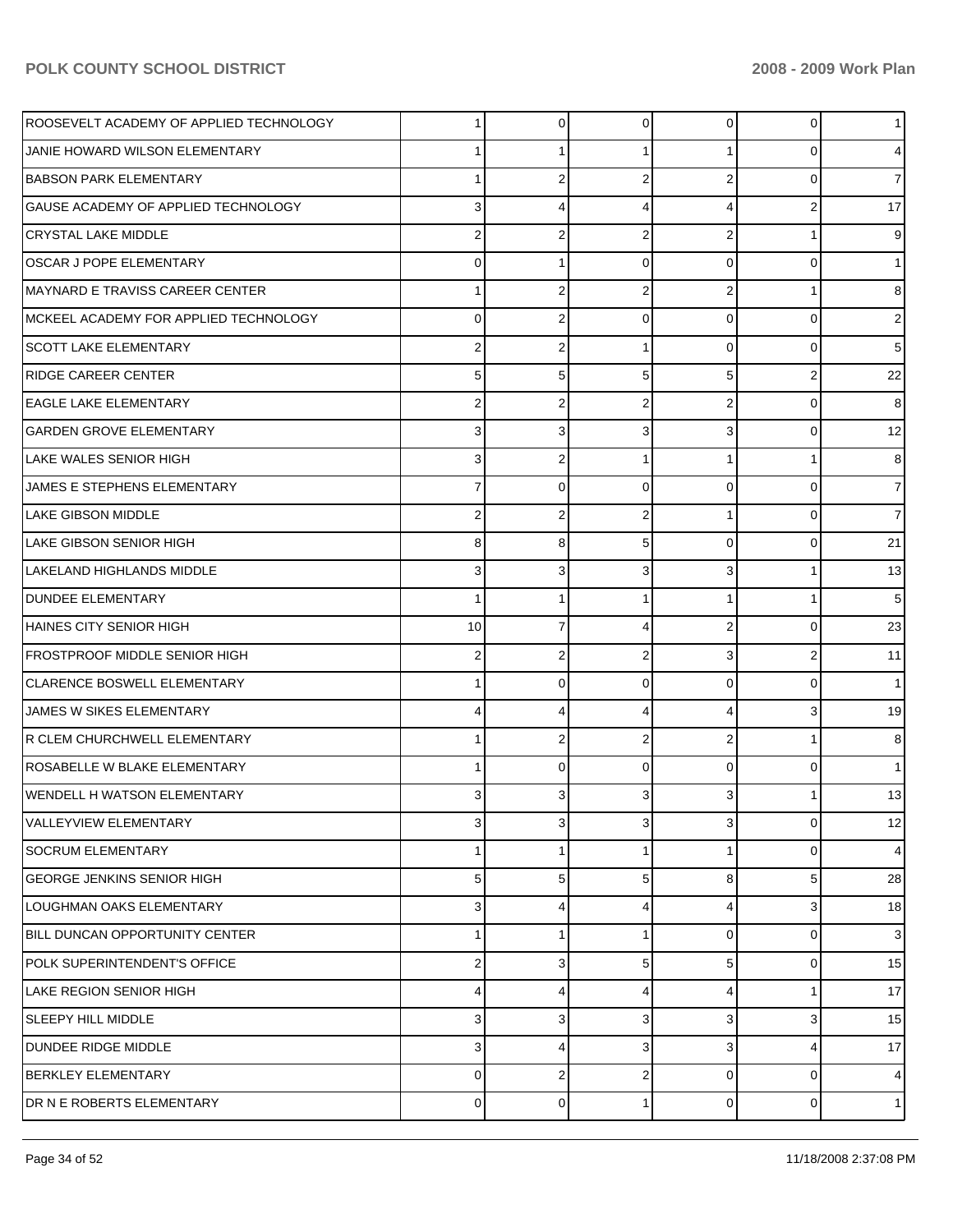| | | | | | | |
|---|---|---|---|---|---|---|
| ROOSEVELT ACADEMY OF APPLIED TECHNOLOGY | 1 | 0 | 0 | 0 | 0 | 1 |
| JANIE HOWARD WILSON ELEMENTARY | 1 | 1 | 1 | 1 | 0 | 4 |
| BABSON PARK ELEMENTARY | 1 | 2 | 2 | 2 | 0 | 7 |
| GAUSE ACADEMY OF APPLIED TECHNOLOGY | 3 | 4 | 4 | 4 | 2 | 17 |
| CRYSTAL LAKE MIDDLE | 2 | 2 | 2 | 2 | 1 | 9 |
| OSCAR J POPE ELEMENTARY | 0 | 1 | 0 | 0 | 0 | 1 |
| MAYNARD E TRAVISS CAREER CENTER | 1 | 2 | 2 | 2 | 1 | 8 |
| MCKEEL ACADEMY FOR APPLIED TECHNOLOGY | 0 | 2 | 0 | 0 | 0 | 2 |
| SCOTT LAKE ELEMENTARY | 2 | 2 | 1 | 0 | 0 | 5 |
| RIDGE CAREER CENTER | 5 | 5 | 5 | 5 | 2 | 22 |
| EAGLE LAKE ELEMENTARY | 2 | 2 | 2 | 2 | 0 | 8 |
| GARDEN GROVE ELEMENTARY | 3 | 3 | 3 | 3 | 0 | 12 |
| LAKE WALES SENIOR HIGH | 3 | 2 | 1 | 1 | 1 | 8 |
| JAMES E STEPHENS ELEMENTARY | 7 | 0 | 0 | 0 | 0 | 7 |
| LAKE GIBSON MIDDLE | 2 | 2 | 2 | 1 | 0 | 7 |
| LAKE GIBSON SENIOR HIGH | 8 | 8 | 5 | 0 | 0 | 21 |
| LAKELAND HIGHLANDS MIDDLE | 3 | 3 | 3 | 3 | 1 | 13 |
| DUNDEE ELEMENTARY | 1 | 1 | 1 | 1 | 1 | 5 |
| HAINES CITY SENIOR HIGH | 10 | 7 | 4 | 2 | 0 | 23 |
| FROSTPROOF MIDDLE SENIOR HIGH | 2 | 2 | 2 | 3 | 2 | 11 |
| CLARENCE BOSWELL ELEMENTARY | 1 | 0 | 0 | 0 | 0 | 1 |
| JAMES W SIKES ELEMENTARY | 4 | 4 | 4 | 4 | 3 | 19 |
| R CLEM CHURCHWELL ELEMENTARY | 1 | 2 | 2 | 2 | 1 | 8 |
| ROSABELLE W BLAKE ELEMENTARY | 1 | 0 | 0 | 0 | 0 | 1 |
| WENDELL H WATSON ELEMENTARY | 3 | 3 | 3 | 3 | 1 | 13 |
| VALLEYVIEW ELEMENTARY | 3 | 3 | 3 | 3 | 0 | 12 |
| SOCRUM ELEMENTARY | 1 | 1 | 1 | 1 | 0 | 4 |
| GEORGE JENKINS SENIOR HIGH | 5 | 5 | 5 | 8 | 5 | 28 |
| LOUGHMAN OAKS ELEMENTARY | 3 | 4 | 4 | 4 | 3 | 18 |
| BILL DUNCAN OPPORTUNITY CENTER | 1 | 1 | 1 | 0 | 0 | 3 |
| POLK SUPERINTENDENT'S OFFICE | 2 | 3 | 5 | 5 | 0 | 15 |
| LAKE REGION SENIOR HIGH | 4 | 4 | 4 | 4 | 1 | 17 |
| SLEEPY HILL MIDDLE | 3 | 3 | 3 | 3 | 3 | 15 |
| DUNDEE RIDGE MIDDLE | 3 | 4 | 3 | 3 | 4 | 17 |
| BERKLEY ELEMENTARY | 0 | 2 | 2 | 0 | 0 | 4 |
| DR N E ROBERTS ELEMENTARY | 0 | 0 | 1 | 0 | 0 | 1 |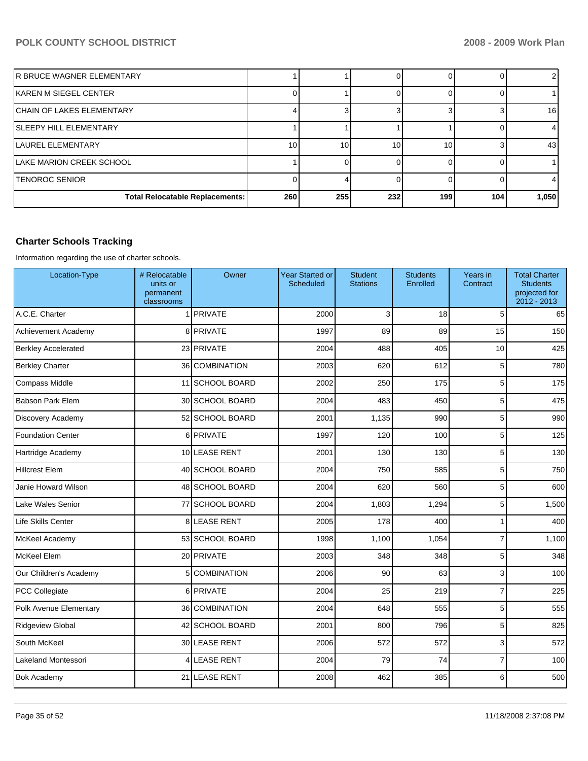| | | | | | | |
|---|---|---|---|---|---|---|
| R BRUCE WAGNER ELEMENTARY | 1 | 1 | 0 | 0 | 0 | 2 |
| KAREN M SIEGEL CENTER | 0 | 1 | 0 | 0 | 0 | 1 |
| CHAIN OF LAKES ELEMENTARY | 4 | 3 | 3 | 3 | 3 | 16 |
| SLEEPY HILL ELEMENTARY | 1 | 1 | 1 | 1 | 0 | 4 |
| LAUREL ELEMENTARY | 10 | 10 | 10 | 10 | 3 | 43 |
| LAKE MARION CREEK SCHOOL | 1 | 0 | 0 | 0 | 0 | 1 |
| TENOROC SENIOR | 0 | 4 | 0 | 0 | 0 | 4 |
| **Total Relocatable Replacements:** | **260** | **255** | **232** | **199** | **104** | **1,050** |

### Charter Schools Tracking

Information regarding the use of charter schools.

| Location-Type | # Relocatable units or permanent classrooms | Owner | Year Started or Scheduled | Student Stations | Students Enrolled | Years in Contract | Total Charter Students projected for 2012 - 2013 |
|---|---|---|---|---|---|---|---|
| A.C.E. Charter | 1 | PRIVATE | 2000 | 3 | 18 | 5 | 65 |
| Achievement Academy | 8 | PRIVATE | 1997 | 89 | 89 | 15 | 150 |
| Berkley Accelerated | 23 | PRIVATE | 2004 | 488 | 405 | 10 | 425 |
| Berkley Charter | 36 | COMBINATION | 2003 | 620 | 612 | 5 | 780 |
| Compass Middle | 11 | SCHOOL BOARD | 2002 | 250 | 175 | 5 | 175 |
| Babson Park Elem | 30 | SCHOOL BOARD | 2004 | 483 | 450 | 5 | 475 |
| Discovery Academy | 52 | SCHOOL BOARD | 2001 | 1,135 | 990 | 5 | 990 |
| Foundation Center | 6 | PRIVATE | 1997 | 120 | 100 | 5 | 125 |
| Hartridge Academy | 10 | LEASE RENT | 2001 | 130 | 130 | 5 | 130 |
| Hillcrest Elem | 40 | SCHOOL BOARD | 2004 | 750 | 585 | 5 | 750 |
| Janie Howard Wilson | 48 | SCHOOL BOARD | 2004 | 620 | 560 | 5 | 600 |
| Lake Wales Senior | 77 | SCHOOL BOARD | 2004 | 1,803 | 1,294 | 5 | 1,500 |
| Life Skills Center | 8 | LEASE RENT | 2005 | 178 | 400 | 1 | 400 |
| McKeel Academy | 53 | SCHOOL BOARD | 1998 | 1,100 | 1,054 | 7 | 1,100 |
| McKeel Elem | 20 | PRIVATE | 2003 | 348 | 348 | 5 | 348 |
| Our Children's Academy | 5 | COMBINATION | 2006 | 90 | 63 | 3 | 100 |
| PCC Collegiate | 6 | PRIVATE | 2004 | 25 | 219 | 7 | 225 |
| Polk Avenue Elementary | 36 | COMBINATION | 2004 | 648 | 555 | 5 | 555 |
| Ridgeview Global | 42 | SCHOOL BOARD | 2001 | 800 | 796 | 5 | 825 |
| South McKeel | 30 | LEASE RENT | 2006 | 572 | 572 | 3 | 572 |
| Lakeland Montessori | 4 | LEASE RENT | 2004 | 79 | 74 | 7 | 100 |
| Bok Academy | 21 | LEASE RENT | 2008 | 462 | 385 | 6 | 500 |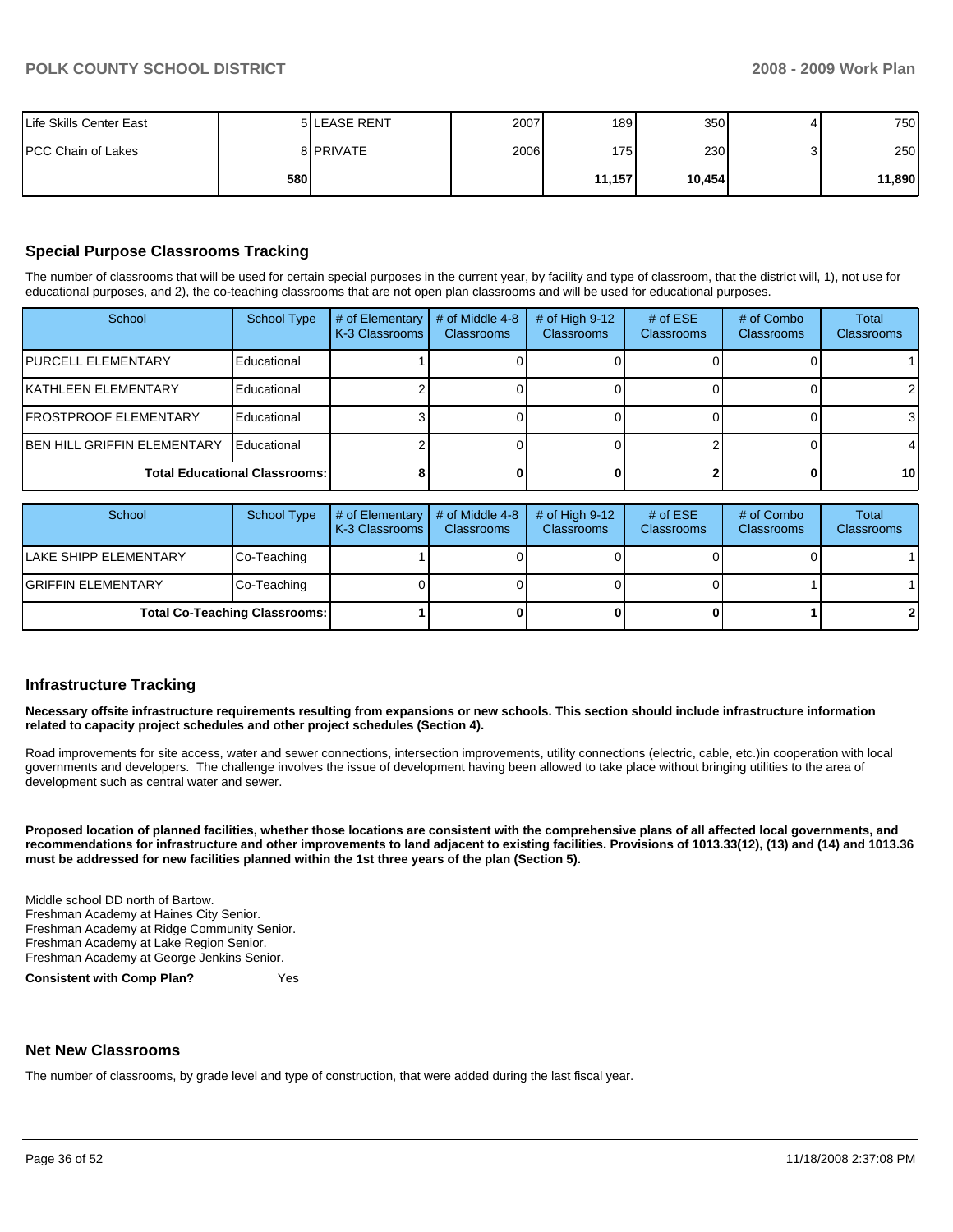| | | | | | | | |
|---|---|---|---|---|---|---|---|
| Life Skills Center East | 5 | LEASE RENT | 2007 | 189 | 350 | 4 | 750 |
| PCC Chain of Lakes | 8 | PRIVATE | 2006 | 175 | 230 | 3 | 250 |
| | **580** | | | **11,157** | **10,454** | | **11,890** |

## Special Purpose Classrooms Tracking

The number of classrooms that will be used for certain special purposes in the current year, by facility and type of classroom, that the district will, 1), not use for educational purposes, and 2), the co-teaching classrooms that are not open plan classrooms and will be used for educational purposes.

| School | School Type | # of Elementary K-3 Classrooms | # of Middle 4-8 Classrooms | # of High 9-12 Classrooms | # of ESE Classrooms | # of Combo Classrooms | Total Classrooms |
|---|---|---|---|---|---|---|---|
| PURCELL ELEMENTARY | Educational | 1 | 0 | 0 | 0 | 0 | 1 |
| KATHLEEN ELEMENTARY | Educational | 2 | 0 | 0 | 0 | 0 | 2 |
| FROSTPROOF ELEMENTARY | Educational | 3 | 0 | 0 | 0 | 0 | 3 |
| BEN HILL GRIFFIN ELEMENTARY | Educational | 2 | 0 | 0 | 2 | 0 | 4 |
| **Total Educational Classrooms:** | | **8** | **0** | **0** | **2** | **0** | **10** |

| School | School Type | # of Elementary K-3 Classrooms | # of Middle 4-8 Classrooms | # of High 9-12 Classrooms | # of ESE Classrooms | # of Combo Classrooms | Total Classrooms |
|---|---|---|---|---|---|---|---|
| LAKE SHIPP ELEMENTARY | Co-Teaching | 1 | 0 | 0 | 0 | 0 | 1 |
| GRIFFIN ELEMENTARY | Co-Teaching | 0 | 0 | 0 | 0 | 1 | 1 |
| **Total Co-Teaching Classrooms:** | | **1** | **0** | **0** | **0** | **1** | **2** |

## Infrastructure Tracking

**Necessary offsite infrastructure requirements resulting from expansions or new schools. This section should include infrastructure information related to capacity project schedules and other project schedules (Section 4).**

Road improvements for site access, water and sewer connections, intersection improvements, utility connections (electric, cable, etc.)in cooperation with local governments and developers. The challenge involves the issue of development having been allowed to take place without bringing utilities to the area of development such as central water and sewer.

**Proposed location of planned facilities, whether those locations are consistent with the comprehensive plans of all affected local governments, and recommendations for infrastructure and other improvements to land adjacent to existing facilities. Provisions of 1013.33(12), (13) and (14) and 1013.36 must be addressed for new facilities planned within the 1st three years of the plan (Section 5).**

Middle school DD north of Bartow.
Freshman Academy at Haines City Senior.
Freshman Academy at Ridge Community Senior.
Freshman Academy at Lake Region Senior.
Freshman Academy at George Jenkins Senior.

**Consistent with Comp Plan?** Yes

## Net New Classrooms

The number of classrooms, by grade level and type of construction, that were added during the last fiscal year.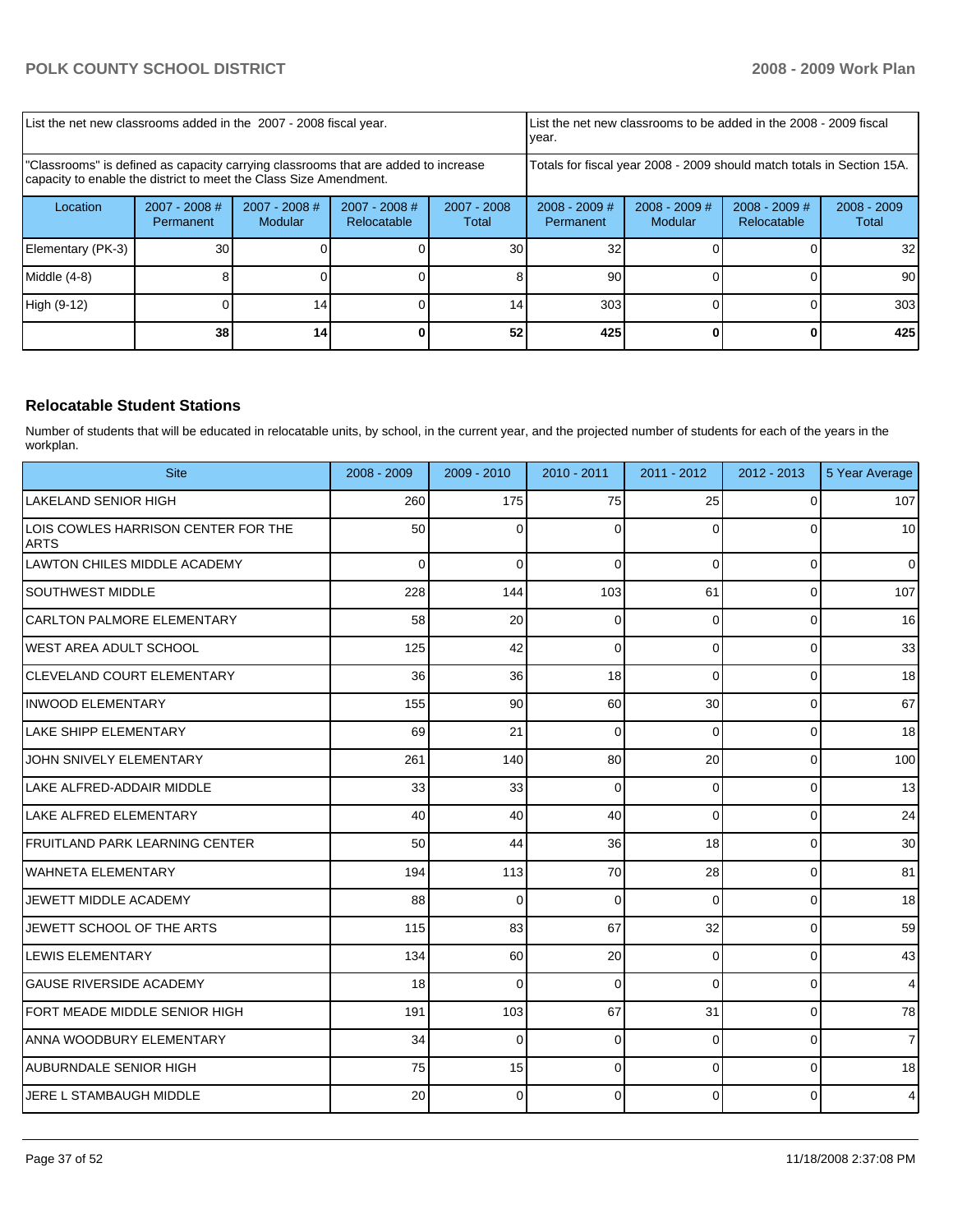| List the net new classrooms added in the 2007 - 2008 fiscal year. | | | | List the net new classrooms to be added in the 2008 - 2009 fiscal year. | | | |
|---|---|---|---|---|---|---|---|
| "Classrooms" is defined as capacity carrying classrooms that are added to increase capacity to enable the district to meet the Class Size Amendment. | | | | Totals for fiscal year 2008 - 2009 should match totals in Section 15A. | | | |
| Location | 2007 - 2008 # Permanent | 2007 - 2008 # Modular | 2007 - 2008 # Relocatable | 2007 - 2008 Total | 2008 - 2009 # Permanent | 2008 - 2009 # Modular | 2008 - 2009 # Relocatable | 2008 - 2009 Total |
| Elementary (PK-3) | 30 | 0 | 0 | 30 | 32 | 0 | 0 | 32 |
| Middle (4-8) | 8 | 0 | 0 | 8 | 90 | 0 | 0 | 90 |
| High (9-12) | 0 | 14 | 0 | 14 | 303 | 0 | 0 | 303 |
| | **38** | **14** | **0** | **52** | **425** | **0** | **0** | **425** |

## Relocatable Student Stations

Number of students that will be educated in relocatable units, by school, in the current year, and the projected number of students for each of the years in the workplan.

| Site | 2008 - 2009 | 2009 - 2010 | 2010 - 2011 | 2011 - 2012 | 2012 - 2013 | 5 Year Average |
|---|---|---|---|---|---|---|
| LAKELAND SENIOR HIGH | 260 | 175 | 75 | 25 | 0 | 107 |
| LOIS COWLES HARRISON CENTER FOR THE ARTS | 50 | 0 | 0 | 0 | 0 | 10 |
| LAWTON CHILES MIDDLE ACADEMY | 0 | 0 | 0 | 0 | 0 | 0 |
| SOUTHWEST MIDDLE | 228 | 144 | 103 | 61 | 0 | 107 |
| CARLTON PALMORE ELEMENTARY | 58 | 20 | 0 | 0 | 0 | 16 |
| WEST AREA ADULT SCHOOL | 125 | 42 | 0 | 0 | 0 | 33 |
| CLEVELAND COURT ELEMENTARY | 36 | 36 | 18 | 0 | 0 | 18 |
| INWOOD ELEMENTARY | 155 | 90 | 60 | 30 | 0 | 67 |
| LAKE SHIPP ELEMENTARY | 69 | 21 | 0 | 0 | 0 | 18 |
| JOHN SNIVELY ELEMENTARY | 261 | 140 | 80 | 20 | 0 | 100 |
| LAKE ALFRED-ADDAIR MIDDLE | 33 | 33 | 0 | 0 | 0 | 13 |
| LAKE ALFRED ELEMENTARY | 40 | 40 | 40 | 0 | 0 | 24 |
| FRUITLAND PARK LEARNING CENTER | 50 | 44 | 36 | 18 | 0 | 30 |
| WAHNETA ELEMENTARY | 194 | 113 | 70 | 28 | 0 | 81 |
| JEWETT MIDDLE ACADEMY | 88 | 0 | 0 | 0 | 0 | 18 |
| JEWETT SCHOOL OF THE ARTS | 115 | 83 | 67 | 32 | 0 | 59 |
| LEWIS ELEMENTARY | 134 | 60 | 20 | 0 | 0 | 43 |
| GAUSE RIVERSIDE ACADEMY | 18 | 0 | 0 | 0 | 0 | 4 |
| FORT MEADE MIDDLE SENIOR HIGH | 191 | 103 | 67 | 31 | 0 | 78 |
| ANNA WOODBURY ELEMENTARY | 34 | 0 | 0 | 0 | 0 | 7 |
| AUBURNDALE SENIOR HIGH | 75 | 15 | 0 | 0 | 0 | 18 |
| JERE L STAMBAUGH MIDDLE | 20 | 0 | 0 | 0 | 0 | 4 |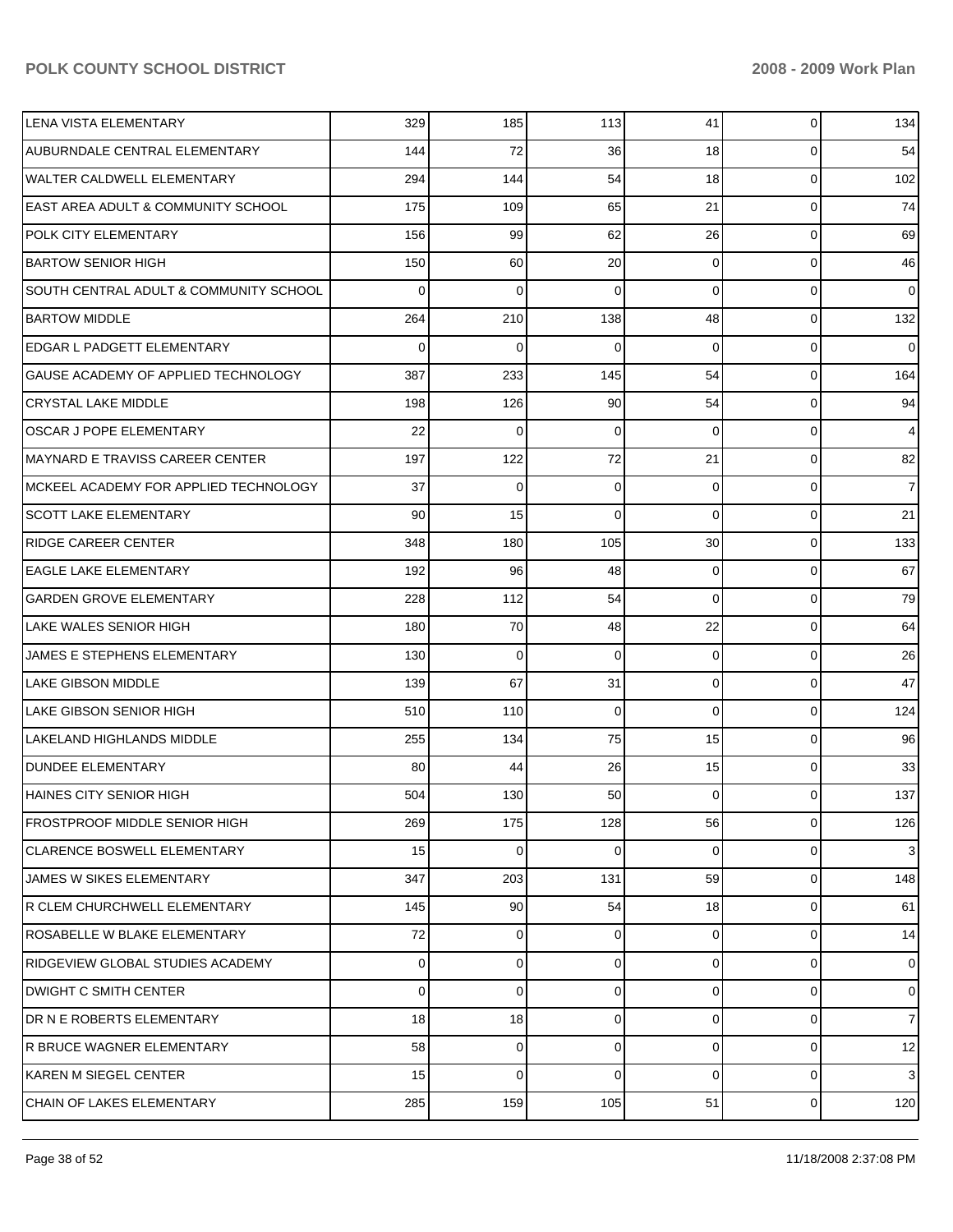| | | | | | | |
|---|---|---|---|---|---|---|
| LENA VISTA ELEMENTARY | 329 | 185 | 113 | 41 | 0 | 134 |
| AUBURNDALE CENTRAL ELEMENTARY | 144 | 72 | 36 | 18 | 0 | 54 |
| WALTER CALDWELL ELEMENTARY | 294 | 144 | 54 | 18 | 0 | 102 |
| EAST AREA ADULT & COMMUNITY SCHOOL | 175 | 109 | 65 | 21 | 0 | 74 |
| POLK CITY ELEMENTARY | 156 | 99 | 62 | 26 | 0 | 69 |
| BARTOW SENIOR HIGH | 150 | 60 | 20 | 0 | 0 | 46 |
| SOUTH CENTRAL ADULT & COMMUNITY SCHOOL | 0 | 0 | 0 | 0 | 0 | 0 |
| BARTOW MIDDLE | 264 | 210 | 138 | 48 | 0 | 132 |
| EDGAR L PADGETT ELEMENTARY | 0 | 0 | 0 | 0 | 0 | 0 |
| GAUSE ACADEMY OF APPLIED TECHNOLOGY | 387 | 233 | 145 | 54 | 0 | 164 |
| CRYSTAL LAKE MIDDLE | 198 | 126 | 90 | 54 | 0 | 94 |
| OSCAR J POPE ELEMENTARY | 22 | 0 | 0 | 0 | 0 | 4 |
| MAYNARD E TRAVISS CAREER CENTER | 197 | 122 | 72 | 21 | 0 | 82 |
| MCKEEL ACADEMY FOR APPLIED TECHNOLOGY | 37 | 0 | 0 | 0 | 0 | 7 |
| SCOTT LAKE ELEMENTARY | 90 | 15 | 0 | 0 | 0 | 21 |
| RIDGE CAREER CENTER | 348 | 180 | 105 | 30 | 0 | 133 |
| EAGLE LAKE ELEMENTARY | 192 | 96 | 48 | 0 | 0 | 67 |
| GARDEN GROVE ELEMENTARY | 228 | 112 | 54 | 0 | 0 | 79 |
| LAKE WALES SENIOR HIGH | 180 | 70 | 48 | 22 | 0 | 64 |
| JAMES E STEPHENS ELEMENTARY | 130 | 0 | 0 | 0 | 0 | 26 |
| LAKE GIBSON MIDDLE | 139 | 67 | 31 | 0 | 0 | 47 |
| LAKE GIBSON SENIOR HIGH | 510 | 110 | 0 | 0 | 0 | 124 |
| LAKELAND HIGHLANDS MIDDLE | 255 | 134 | 75 | 15 | 0 | 96 |
| DUNDEE ELEMENTARY | 80 | 44 | 26 | 15 | 0 | 33 |
| HAINES CITY SENIOR HIGH | 504 | 130 | 50 | 0 | 0 | 137 |
| FROSTPROOF MIDDLE SENIOR HIGH | 269 | 175 | 128 | 56 | 0 | 126 |
| CLARENCE BOSWELL ELEMENTARY | 15 | 0 | 0 | 0 | 0 | 3 |
| JAMES W SIKES ELEMENTARY | 347 | 203 | 131 | 59 | 0 | 148 |
| R CLEM CHURCHWELL ELEMENTARY | 145 | 90 | 54 | 18 | 0 | 61 |
| ROSABELLE W BLAKE ELEMENTARY | 72 | 0 | 0 | 0 | 0 | 14 |
| RIDGEVIEW GLOBAL STUDIES ACADEMY | 0 | 0 | 0 | 0 | 0 | 0 |
| DWIGHT C SMITH CENTER | 0 | 0 | 0 | 0 | 0 | 0 |
| DR N E ROBERTS ELEMENTARY | 18 | 18 | 0 | 0 | 0 | 7 |
| R BRUCE WAGNER ELEMENTARY | 58 | 0 | 0 | 0 | 0 | 12 |
| KAREN M SIEGEL CENTER | 15 | 0 | 0 | 0 | 0 | 3 |
| CHAIN OF LAKES ELEMENTARY | 285 | 159 | 105 | 51 | 0 | 120 |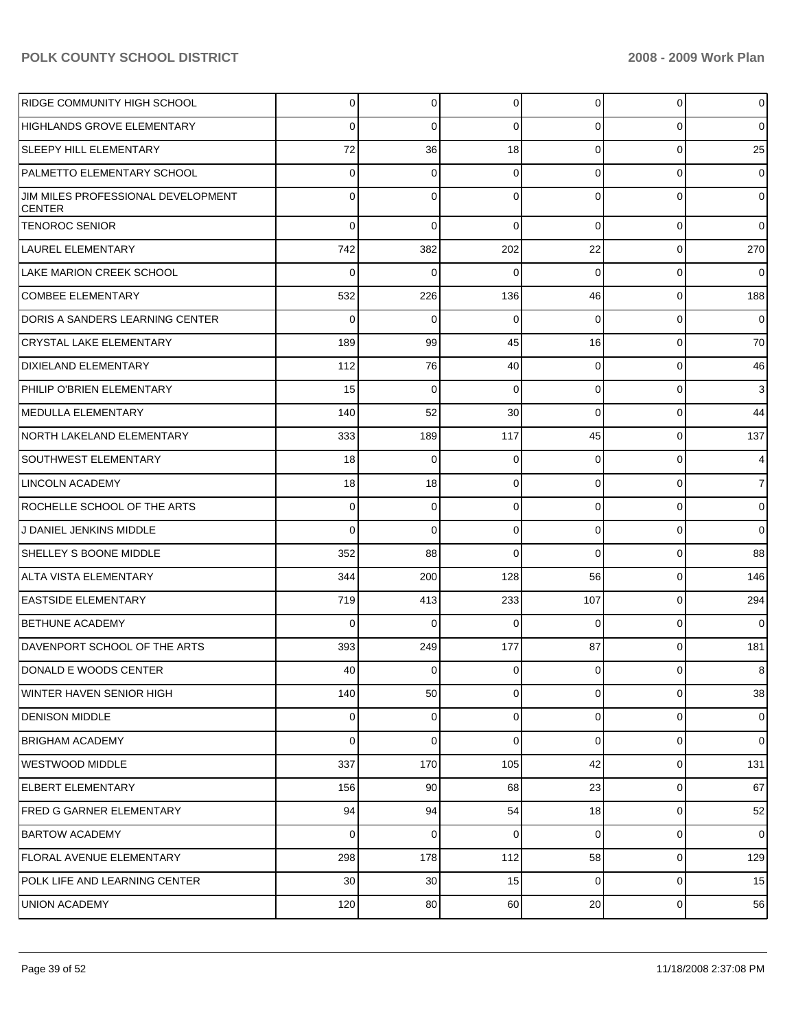| | | | | | | |
|---|---|---|---|---|---|---|
| RIDGE COMMUNITY HIGH SCHOOL | 0 | 0 | 0 | 0 | 0 | 0 |
| HIGHLANDS GROVE ELEMENTARY | 0 | 0 | 0 | 0 | 0 | 0 |
| SLEEPY HILL ELEMENTARY | 72 | 36 | 18 | 0 | 0 | 25 |
| PALMETTO ELEMENTARY SCHOOL | 0 | 0 | 0 | 0 | 0 | 0 |
| JIM MILES PROFESSIONAL DEVELOPMENT CENTER | 0 | 0 | 0 | 0 | 0 | 0 |
| TENOROC SENIOR | 0 | 0 | 0 | 0 | 0 | 0 |
| LAUREL ELEMENTARY | 742 | 382 | 202 | 22 | 0 | 270 |
| LAKE MARION CREEK SCHOOL | 0 | 0 | 0 | 0 | 0 | 0 |
| COMBEE ELEMENTARY | 532 | 226 | 136 | 46 | 0 | 188 |
| DORIS A SANDERS LEARNING CENTER | 0 | 0 | 0 | 0 | 0 | 0 |
| CRYSTAL LAKE ELEMENTARY | 189 | 99 | 45 | 16 | 0 | 70 |
| DIXIELAND ELEMENTARY | 112 | 76 | 40 | 0 | 0 | 46 |
| PHILIP O'BRIEN ELEMENTARY | 15 | 0 | 0 | 0 | 0 | 3 |
| MEDULLA ELEMENTARY | 140 | 52 | 30 | 0 | 0 | 44 |
| NORTH LAKELAND ELEMENTARY | 333 | 189 | 117 | 45 | 0 | 137 |
| SOUTHWEST ELEMENTARY | 18 | 0 | 0 | 0 | 0 | 4 |
| LINCOLN ACADEMY | 18 | 18 | 0 | 0 | 0 | 7 |
| ROCHELLE SCHOOL OF THE ARTS | 0 | 0 | 0 | 0 | 0 | 0 |
| J DANIEL JENKINS MIDDLE | 0 | 0 | 0 | 0 | 0 | 0 |
| SHELLEY S BOONE MIDDLE | 352 | 88 | 0 | 0 | 0 | 88 |
| ALTA VISTA ELEMENTARY | 344 | 200 | 128 | 56 | 0 | 146 |
| EASTSIDE ELEMENTARY | 719 | 413 | 233 | 107 | 0 | 294 |
| BETHUNE ACADEMY | 0 | 0 | 0 | 0 | 0 | 0 |
| DAVENPORT SCHOOL OF THE ARTS | 393 | 249 | 177 | 87 | 0 | 181 |
| DONALD E WOODS CENTER | 40 | 0 | 0 | 0 | 0 | 8 |
| WINTER HAVEN SENIOR HIGH | 140 | 50 | 0 | 0 | 0 | 38 |
| DENISON MIDDLE | 0 | 0 | 0 | 0 | 0 | 0 |
| BRIGHAM ACADEMY | 0 | 0 | 0 | 0 | 0 | 0 |
| WESTWOOD MIDDLE | 337 | 170 | 105 | 42 | 0 | 131 |
| ELBERT ELEMENTARY | 156 | 90 | 68 | 23 | 0 | 67 |
| FRED G GARNER ELEMENTARY | 94 | 94 | 54 | 18 | 0 | 52 |
| BARTOW ACADEMY | 0 | 0 | 0 | 0 | 0 | 0 |
| FLORAL AVENUE ELEMENTARY | 298 | 178 | 112 | 58 | 0 | 129 |
| POLK LIFE AND LEARNING CENTER | 30 | 30 | 15 | 0 | 0 | 15 |
| UNION ACADEMY | 120 | 80 | 60 | 20 | 0 | 56 |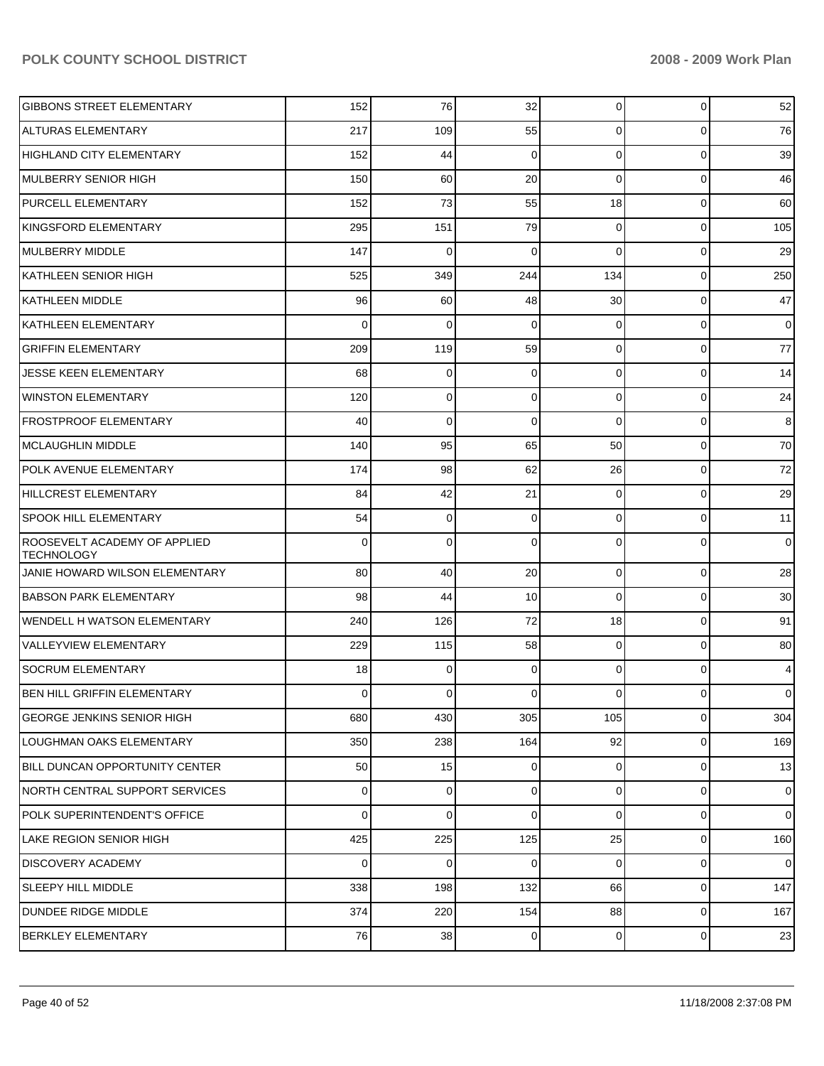| | | | | | | |
|---|---|---|---|---|---|---|
| GIBBONS STREET ELEMENTARY | 152 | 76 | 32 | 0 | 0 | 52 |
| ALTURAS ELEMENTARY | 217 | 109 | 55 | 0 | 0 | 76 |
| HIGHLAND CITY ELEMENTARY | 152 | 44 | 0 | 0 | 0 | 39 |
| MULBERRY SENIOR HIGH | 150 | 60 | 20 | 0 | 0 | 46 |
| PURCELL ELEMENTARY | 152 | 73 | 55 | 18 | 0 | 60 |
| KINGSFORD ELEMENTARY | 295 | 151 | 79 | 0 | 0 | 105 |
| MULBERRY MIDDLE | 147 | 0 | 0 | 0 | 0 | 29 |
| KATHLEEN SENIOR HIGH | 525 | 349 | 244 | 134 | 0 | 250 |
| KATHLEEN MIDDLE | 96 | 60 | 48 | 30 | 0 | 47 |
| KATHLEEN ELEMENTARY | 0 | 0 | 0 | 0 | 0 | 0 |
| GRIFFIN ELEMENTARY | 209 | 119 | 59 | 0 | 0 | 77 |
| JESSE KEEN ELEMENTARY | 68 | 0 | 0 | 0 | 0 | 14 |
| WINSTON ELEMENTARY | 120 | 0 | 0 | 0 | 0 | 24 |
| FROSTPROOF ELEMENTARY | 40 | 0 | 0 | 0 | 0 | 8 |
| MCLAUGHLIN MIDDLE | 140 | 95 | 65 | 50 | 0 | 70 |
| POLK AVENUE ELEMENTARY | 174 | 98 | 62 | 26 | 0 | 72 |
| HILLCREST ELEMENTARY | 84 | 42 | 21 | 0 | 0 | 29 |
| SPOOK HILL ELEMENTARY | 54 | 0 | 0 | 0 | 0 | 11 |
| ROOSEVELT ACADEMY OF APPLIED TECHNOLOGY | 0 | 0 | 0 | 0 | 0 | 0 |
| JANIE HOWARD WILSON ELEMENTARY | 80 | 40 | 20 | 0 | 0 | 28 |
| BABSON PARK ELEMENTARY | 98 | 44 | 10 | 0 | 0 | 30 |
| WENDELL H WATSON ELEMENTARY | 240 | 126 | 72 | 18 | 0 | 91 |
| VALLEYVIEW ELEMENTARY | 229 | 115 | 58 | 0 | 0 | 80 |
| SOCRUM ELEMENTARY | 18 | 0 | 0 | 0 | 0 | 4 |
| BEN HILL GRIFFIN ELEMENTARY | 0 | 0 | 0 | 0 | 0 | 0 |
| GEORGE JENKINS SENIOR HIGH | 680 | 430 | 305 | 105 | 0 | 304 |
| LOUGHMAN OAKS ELEMENTARY | 350 | 238 | 164 | 92 | 0 | 169 |
| BILL DUNCAN OPPORTUNITY CENTER | 50 | 15 | 0 | 0 | 0 | 13 |
| NORTH CENTRAL SUPPORT SERVICES | 0 | 0 | 0 | 0 | 0 | 0 |
| POLK SUPERINTENDENT'S OFFICE | 0 | 0 | 0 | 0 | 0 | 0 |
| LAKE REGION SENIOR HIGH | 425 | 225 | 125 | 25 | 0 | 160 |
| DISCOVERY ACADEMY | 0 | 0 | 0 | 0 | 0 | 0 |
| SLEEPY HILL MIDDLE | 338 | 198 | 132 | 66 | 0 | 147 |
| DUNDEE RIDGE MIDDLE | 374 | 220 | 154 | 88 | 0 | 167 |
| BERKLEY ELEMENTARY | 76 | 38 | 0 | 0 | 0 | 23 |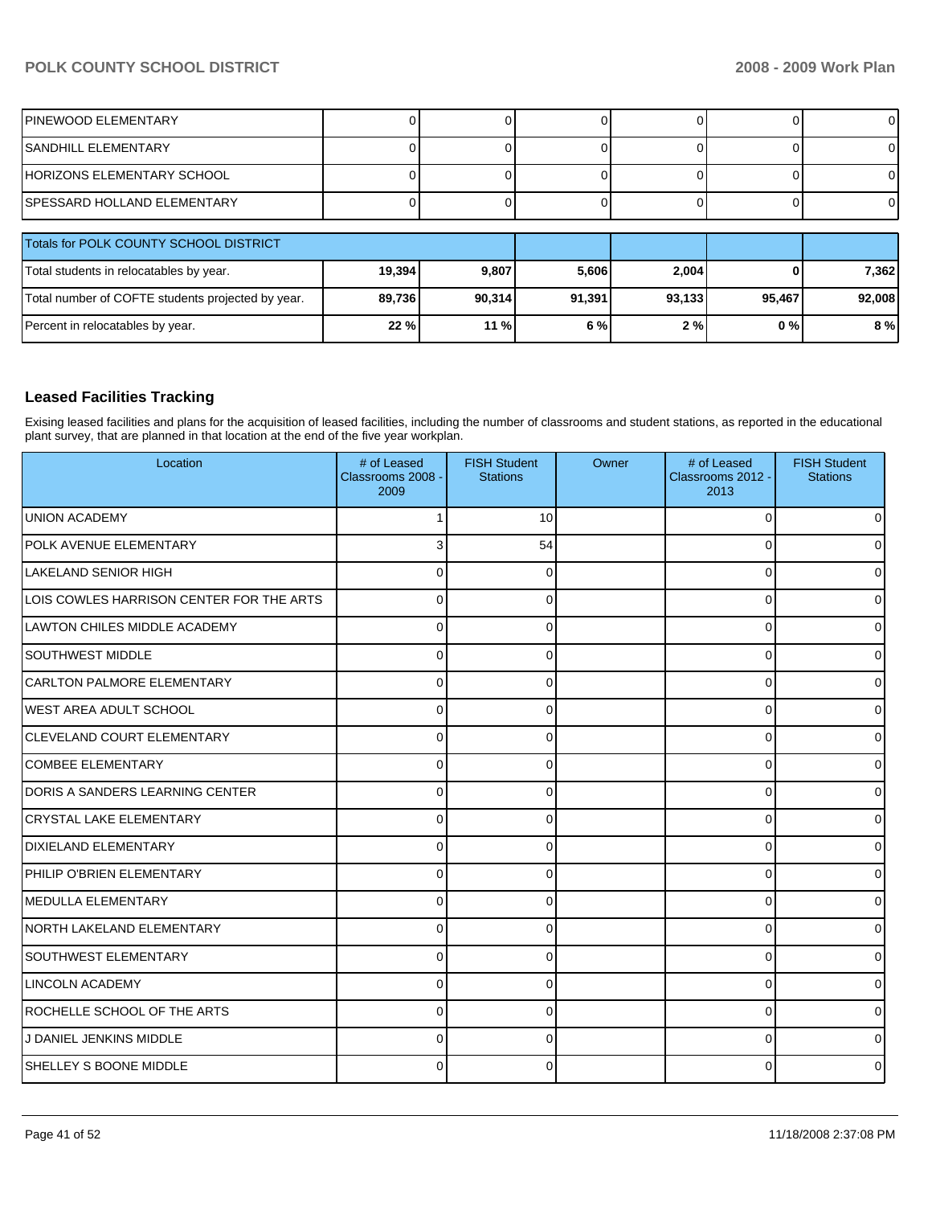| | | | | | | |
|---|---|---|---|---|---|---|
| PINEWOOD ELEMENTARY | 0 | 0 | 0 | 0 | 0 | 0 |
| SANDHILL ELEMENTARY | 0 | 0 | 0 | 0 | 0 | 0 |
| HORIZONS ELEMENTARY SCHOOL | 0 | 0 | 0 | 0 | 0 | 0 |
| SPESSARD HOLLAND ELEMENTARY | 0 | 0 | 0 | 0 | 0 | 0 |

| Totals for POLK COUNTY SCHOOL DISTRICT | | | | | | |
|---|---|---|---|---|---|---|
| Total students in relocatables by year. | **19,394** | **9,807** | **5,606** | **2,004** | **0** | **7,362** |
| Total number of COFTE students projected by year. | **89,736** | **90,314** | **91,391** | **93,133** | **95,467** | **92,008** |
| Percent in relocatables by year. | **22 %** | **11 %** | **6 %** | **2 %** | **0 %** | **8 %** |

## Leased Facilities Tracking

Exising leased facilities and plans for the acquisition of leased facilities, including the number of classrooms and student stations, as reported in the educational plant survey, that are planned in that location at the end of the five year workplan.

| Location | # of Leased Classrooms 2008 - 2009 | FISH Student Stations | Owner | # of Leased Classrooms 2012 - 2013 | FISH Student Stations |
|---|---|---|---|---|---|
| UNION ACADEMY | 1 | 10 | | 0 | 0 |
| POLK AVENUE ELEMENTARY | 3 | 54 | | 0 | 0 |
| LAKELAND SENIOR HIGH | 0 | 0 | | 0 | 0 |
| LOIS COWLES HARRISON CENTER FOR THE ARTS | 0 | 0 | | 0 | 0 |
| LAWTON CHILES MIDDLE ACADEMY | 0 | 0 | | 0 | 0 |
| SOUTHWEST MIDDLE | 0 | 0 | | 0 | 0 |
| CARLTON PALMORE ELEMENTARY | 0 | 0 | | 0 | 0 |
| WEST AREA ADULT SCHOOL | 0 | 0 | | 0 | 0 |
| CLEVELAND COURT ELEMENTARY | 0 | 0 | | 0 | 0 |
| COMBEE ELEMENTARY | 0 | 0 | | 0 | 0 |
| DORIS A SANDERS LEARNING CENTER | 0 | 0 | | 0 | 0 |
| CRYSTAL LAKE ELEMENTARY | 0 | 0 | | 0 | 0 |
| DIXIELAND ELEMENTARY | 0 | 0 | | 0 | 0 |
| PHILIP O'BRIEN ELEMENTARY | 0 | 0 | | 0 | 0 |
| MEDULLA ELEMENTARY | 0 | 0 | | 0 | 0 |
| NORTH LAKELAND ELEMENTARY | 0 | 0 | | 0 | 0 |
| SOUTHWEST ELEMENTARY | 0 | 0 | | 0 | 0 |
| LINCOLN ACADEMY | 0 | 0 | | 0 | 0 |
| ROCHELLE SCHOOL OF THE ARTS | 0 | 0 | | 0 | 0 |
| J DANIEL JENKINS MIDDLE | 0 | 0 | | 0 | 0 |
| SHELLEY S BOONE MIDDLE | 0 | 0 | | 0 | 0 |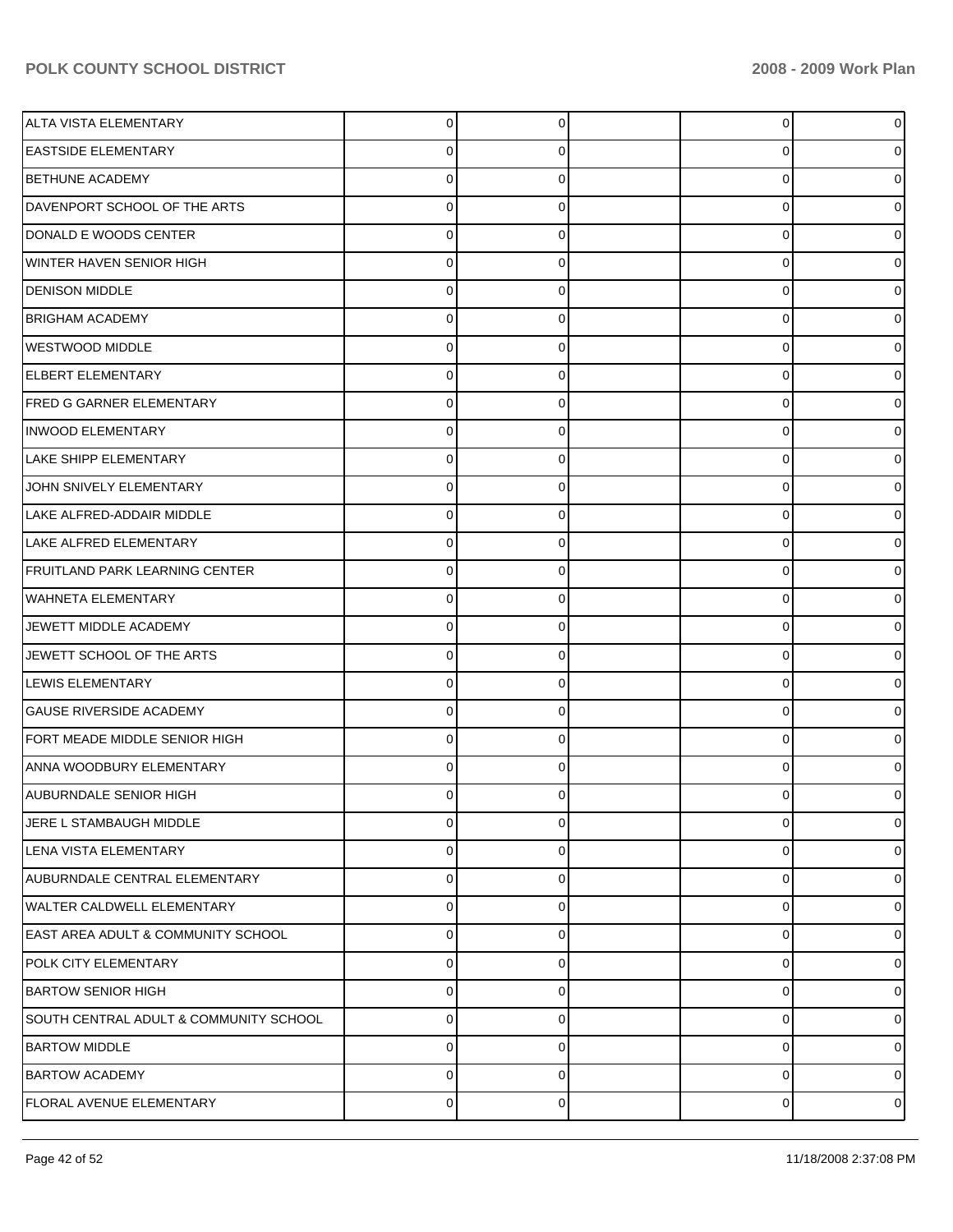| | | | | | |
|---|---|---|---|---|---|
| ALTA VISTA ELEMENTARY | 0 | 0 | | 0 | 0 |
| EASTSIDE ELEMENTARY | 0 | 0 | | 0 | 0 |
| BETHUNE ACADEMY | 0 | 0 | | 0 | 0 |
| DAVENPORT SCHOOL OF THE ARTS | 0 | 0 | | 0 | 0 |
| DONALD E WOODS CENTER | 0 | 0 | | 0 | 0 |
| WINTER HAVEN SENIOR HIGH | 0 | 0 | | 0 | 0 |
| DENISON MIDDLE | 0 | 0 | | 0 | 0 |
| BRIGHAM ACADEMY | 0 | 0 | | 0 | 0 |
| WESTWOOD MIDDLE | 0 | 0 | | 0 | 0 |
| ELBERT ELEMENTARY | 0 | 0 | | 0 | 0 |
| FRED G GARNER ELEMENTARY | 0 | 0 | | 0 | 0 |
| INWOOD ELEMENTARY | 0 | 0 | | 0 | 0 |
| LAKE SHIPP ELEMENTARY | 0 | 0 | | 0 | 0 |
| JOHN SNIVELY ELEMENTARY | 0 | 0 | | 0 | 0 |
| LAKE ALFRED-ADDAIR MIDDLE | 0 | 0 | | 0 | 0 |
| LAKE ALFRED ELEMENTARY | 0 | 0 | | 0 | 0 |
| FRUITLAND PARK LEARNING CENTER | 0 | 0 | | 0 | 0 |
| WAHNETA ELEMENTARY | 0 | 0 | | 0 | 0 |
| JEWETT MIDDLE ACADEMY | 0 | 0 | | 0 | 0 |
| JEWETT SCHOOL OF THE ARTS | 0 | 0 | | 0 | 0 |
| LEWIS ELEMENTARY | 0 | 0 | | 0 | 0 |
| GAUSE RIVERSIDE ACADEMY | 0 | 0 | | 0 | 0 |
| FORT MEADE MIDDLE SENIOR HIGH | 0 | 0 | | 0 | 0 |
| ANNA WOODBURY ELEMENTARY | 0 | 0 | | 0 | 0 |
| AUBURNDALE SENIOR HIGH | 0 | 0 | | 0 | 0 |
| JERE L STAMBAUGH MIDDLE | 0 | 0 | | 0 | 0 |
| LENA VISTA ELEMENTARY | 0 | 0 | | 0 | 0 |
| AUBURNDALE CENTRAL ELEMENTARY | 0 | 0 | | 0 | 0 |
| WALTER CALDWELL ELEMENTARY | 0 | 0 | | 0 | 0 |
| EAST AREA ADULT & COMMUNITY SCHOOL | 0 | 0 | | 0 | 0 |
| POLK CITY ELEMENTARY | 0 | 0 | | 0 | 0 |
| BARTOW SENIOR HIGH | 0 | 0 | | 0 | 0 |
| SOUTH CENTRAL ADULT & COMMUNITY SCHOOL | 0 | 0 | | 0 | 0 |
| BARTOW MIDDLE | 0 | 0 | | 0 | 0 |
| BARTOW ACADEMY | 0 | 0 | | 0 | 0 |
| FLORAL AVENUE ELEMENTARY | 0 | 0 | | 0 | 0 |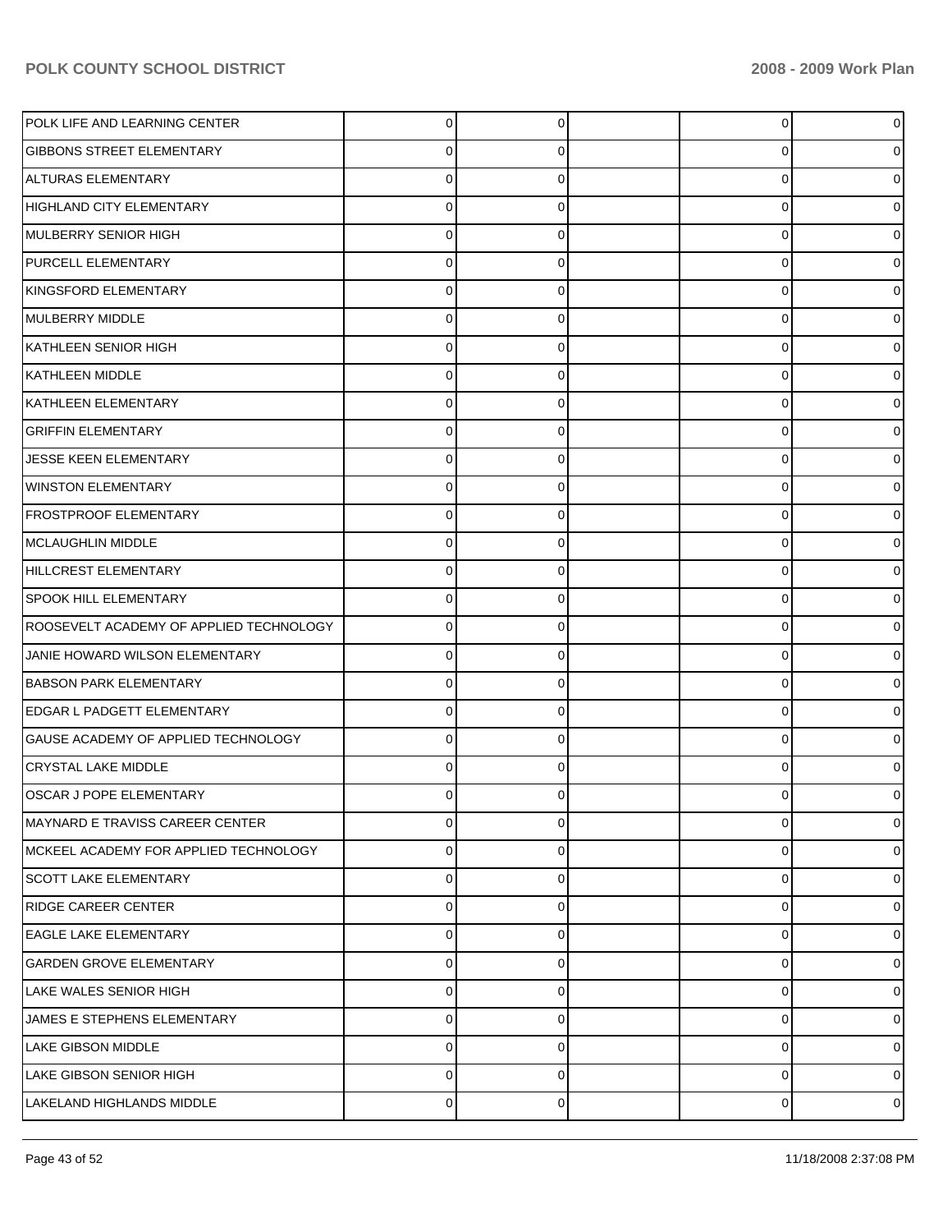| | | | | | |
|---|---|---|---|---|---|
| POLK LIFE AND LEARNING CENTER | 0 | 0 | | 0 | 0 |
| GIBBONS STREET ELEMENTARY | 0 | 0 | | 0 | 0 |
| ALTURAS ELEMENTARY | 0 | 0 | | 0 | 0 |
| HIGHLAND CITY ELEMENTARY | 0 | 0 | | 0 | 0 |
| MULBERRY SENIOR HIGH | 0 | 0 | | 0 | 0 |
| PURCELL ELEMENTARY | 0 | 0 | | 0 | 0 |
| KINGSFORD ELEMENTARY | 0 | 0 | | 0 | 0 |
| MULBERRY MIDDLE | 0 | 0 | | 0 | 0 |
| KATHLEEN SENIOR HIGH | 0 | 0 | | 0 | 0 |
| KATHLEEN MIDDLE | 0 | 0 | | 0 | 0 |
| KATHLEEN ELEMENTARY | 0 | 0 | | 0 | 0 |
| GRIFFIN ELEMENTARY | 0 | 0 | | 0 | 0 |
| JESSE KEEN ELEMENTARY | 0 | 0 | | 0 | 0 |
| WINSTON ELEMENTARY | 0 | 0 | | 0 | 0 |
| FROSTPROOF ELEMENTARY | 0 | 0 | | 0 | 0 |
| MCLAUGHLIN MIDDLE | 0 | 0 | | 0 | 0 |
| HILLCREST ELEMENTARY | 0 | 0 | | 0 | 0 |
| SPOOK HILL ELEMENTARY | 0 | 0 | | 0 | 0 |
| ROOSEVELT ACADEMY OF APPLIED TECHNOLOGY | 0 | 0 | | 0 | 0 |
| JANIE HOWARD WILSON ELEMENTARY | 0 | 0 | | 0 | 0 |
| BABSON PARK ELEMENTARY | 0 | 0 | | 0 | 0 |
| EDGAR L PADGETT ELEMENTARY | 0 | 0 | | 0 | 0 |
| GAUSE ACADEMY OF APPLIED TECHNOLOGY | 0 | 0 | | 0 | 0 |
| CRYSTAL LAKE MIDDLE | 0 | 0 | | 0 | 0 |
| OSCAR J POPE ELEMENTARY | 0 | 0 | | 0 | 0 |
| MAYNARD E TRAVISS CAREER CENTER | 0 | 0 | | 0 | 0 |
| MCKEEL ACADEMY FOR APPLIED TECHNOLOGY | 0 | 0 | | 0 | 0 |
| SCOTT LAKE ELEMENTARY | 0 | 0 | | 0 | 0 |
| RIDGE CAREER CENTER | 0 | 0 | | 0 | 0 |
| EAGLE LAKE ELEMENTARY | 0 | 0 | | 0 | 0 |
| GARDEN GROVE ELEMENTARY | 0 | 0 | | 0 | 0 |
| LAKE WALES SENIOR HIGH | 0 | 0 | | 0 | 0 |
| JAMES E STEPHENS ELEMENTARY | 0 | 0 | | 0 | 0 |
| LAKE GIBSON MIDDLE | 0 | 0 | | 0 | 0 |
| LAKE GIBSON SENIOR HIGH | 0 | 0 | | 0 | 0 |
| LAKELAND HIGHLANDS MIDDLE | 0 | 0 | | 0 | 0 |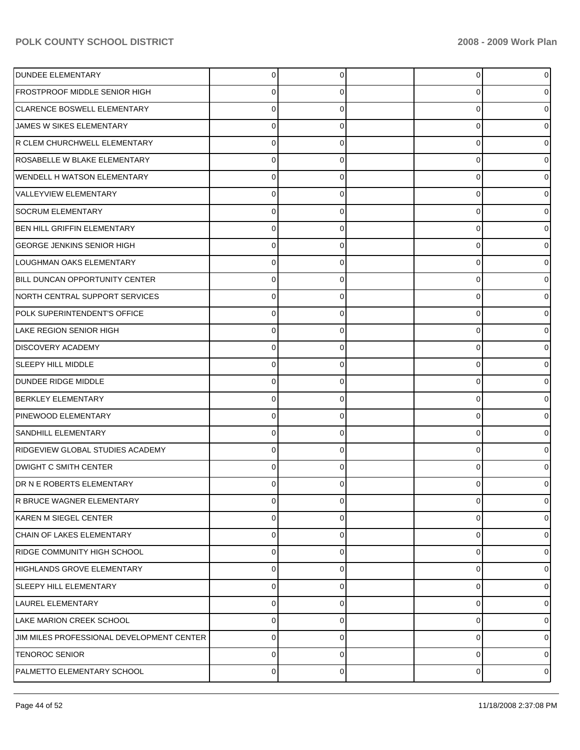| | | | | | |
|---|---|---|---|---|---|
| DUNDEE ELEMENTARY | 0 | 0 | | 0 | 0 |
| FROSTPROOF MIDDLE SENIOR HIGH | 0 | 0 | | 0 | 0 |
| CLARENCE BOSWELL ELEMENTARY | 0 | 0 | | 0 | 0 |
| JAMES W SIKES ELEMENTARY | 0 | 0 | | 0 | 0 |
| R CLEM CHURCHWELL ELEMENTARY | 0 | 0 | | 0 | 0 |
| ROSABELLE W BLAKE ELEMENTARY | 0 | 0 | | 0 | 0 |
| WENDELL H WATSON ELEMENTARY | 0 | 0 | | 0 | 0 |
| VALLEYVIEW ELEMENTARY | 0 | 0 | | 0 | 0 |
| SOCRUM ELEMENTARY | 0 | 0 | | 0 | 0 |
| BEN HILL GRIFFIN ELEMENTARY | 0 | 0 | | 0 | 0 |
| GEORGE JENKINS SENIOR HIGH | 0 | 0 | | 0 | 0 |
| LOUGHMAN OAKS ELEMENTARY | 0 | 0 | | 0 | 0 |
| BILL DUNCAN OPPORTUNITY CENTER | 0 | 0 | | 0 | 0 |
| NORTH CENTRAL SUPPORT SERVICES | 0 | 0 | | 0 | 0 |
| POLK SUPERINTENDENT'S OFFICE | 0 | 0 | | 0 | 0 |
| LAKE REGION SENIOR HIGH | 0 | 0 | | 0 | 0 |
| DISCOVERY ACADEMY | 0 | 0 | | 0 | 0 |
| SLEEPY HILL MIDDLE | 0 | 0 | | 0 | 0 |
| DUNDEE RIDGE MIDDLE | 0 | 0 | | 0 | 0 |
| BERKLEY ELEMENTARY | 0 | 0 | | 0 | 0 |
| PINEWOOD ELEMENTARY | 0 | 0 | | 0 | 0 |
| SANDHILL ELEMENTARY | 0 | 0 | | 0 | 0 |
| RIDGEVIEW GLOBAL STUDIES ACADEMY | 0 | 0 | | 0 | 0 |
| DWIGHT C SMITH CENTER | 0 | 0 | | 0 | 0 |
| DR N E ROBERTS ELEMENTARY | 0 | 0 | | 0 | 0 |
| R BRUCE WAGNER ELEMENTARY | 0 | 0 | | 0 | 0 |
| KAREN M SIEGEL CENTER | 0 | 0 | | 0 | 0 |
| CHAIN OF LAKES ELEMENTARY | 0 | 0 | | 0 | 0 |
| RIDGE COMMUNITY HIGH SCHOOL | 0 | 0 | | 0 | 0 |
| HIGHLANDS GROVE ELEMENTARY | 0 | 0 | | 0 | 0 |
| SLEEPY HILL ELEMENTARY | 0 | 0 | | 0 | 0 |
| LAUREL ELEMENTARY | 0 | 0 | | 0 | 0 |
| LAKE MARION CREEK SCHOOL | 0 | 0 | | 0 | 0 |
| JIM MILES PROFESSIONAL DEVELOPMENT CENTER | 0 | 0 | | 0 | 0 |
| TENOROC SENIOR | 0 | 0 | | 0 | 0 |
| PALMETTO ELEMENTARY SCHOOL | 0 | 0 | | 0 | 0 |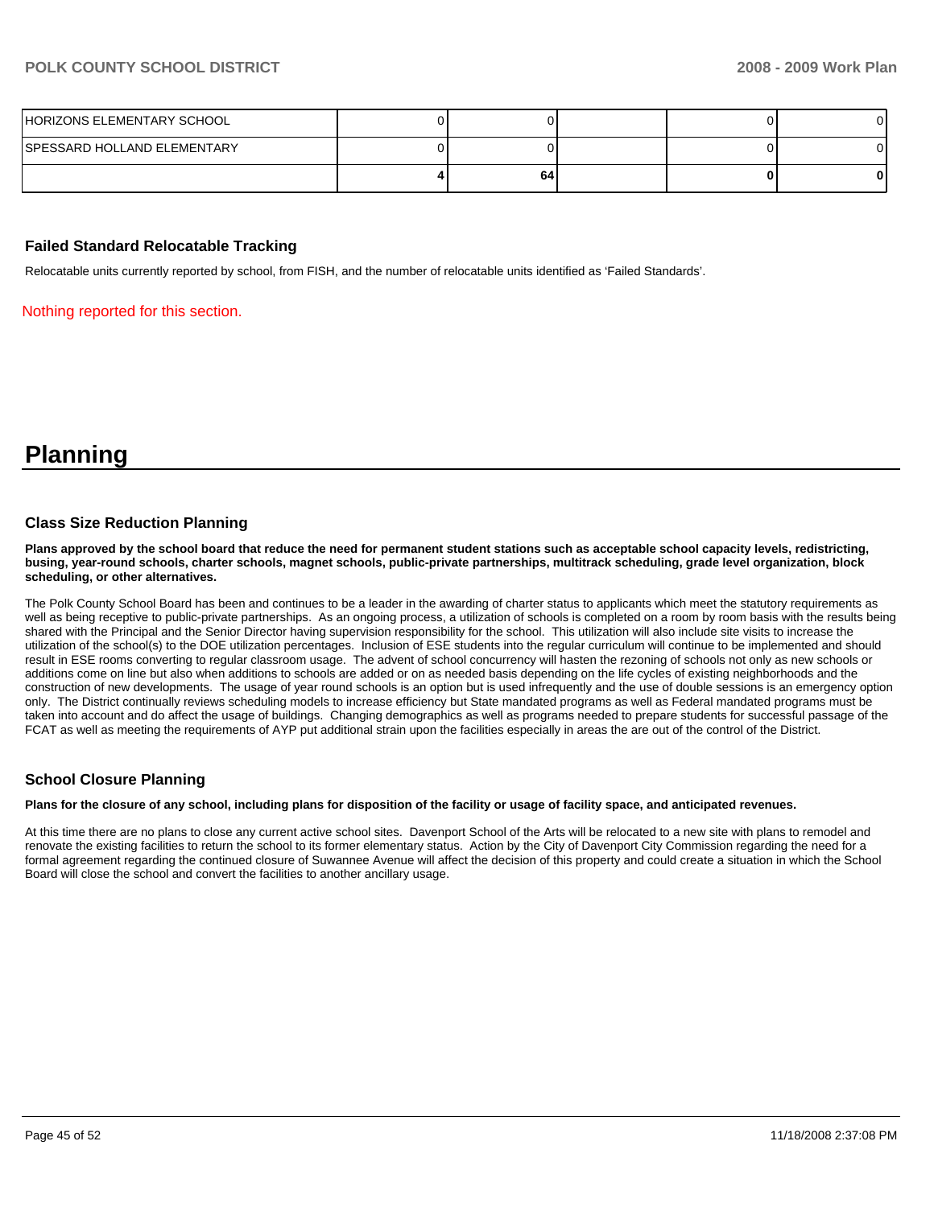| | | | | | |
|---|---|---|---|---|---|
| HORIZONS ELEMENTARY SCHOOL | 0 | 0 | | 0 | 0 |
| SPESSARD HOLLAND ELEMENTARY | 0 | 0 | | 0 | 0 |
| | **4** | **64** | | **0** | **0** |

### Failed Standard Relocatable Tracking

Relocatable units currently reported by school, from FISH, and the number of relocatable units identified as 'Failed Standards'.

Nothing reported for this section.

# Planning

### Class Size Reduction Planning

**Plans approved by the school board that reduce the need for permanent student stations such as acceptable school capacity levels, redistricting, busing, year-round schools, charter schools, magnet schools, public-private partnerships, multitrack scheduling, grade level organization, block scheduling, or other alternatives.**

The Polk County School Board has been and continues to be a leader in the awarding of charter status to applicants which meet the statutory requirements as well as being receptive to public-private partnerships. As an ongoing process, a utilization of schools is completed on a room by room basis with the results being shared with the Principal and the Senior Director having supervision responsibility for the school. This utilization will also include site visits to increase the utilization of the school(s) to the DOE utilization percentages. Inclusion of ESE students into the regular curriculum will continue to be implemented and should result in ESE rooms converting to regular classroom usage. The advent of school concurrency will hasten the rezoning of schools not only as new schools or additions come on line but also when additions to schools are added or on as needed basis depending on the life cycles of existing neighborhoods and the construction of new developments. The usage of year round schools is an option but is used infrequently and the use of double sessions is an emergency option only. The District continually reviews scheduling models to increase efficiency but State mandated programs as well as Federal mandated programs must be taken into account and do affect the usage of buildings. Changing demographics as well as programs needed to prepare students for successful passage of the FCAT as well as meeting the requirements of AYP put additional strain upon the facilities especially in areas the are out of the control of the District.

### School Closure Planning

**Plans for the closure of any school, including plans for disposition of the facility or usage of facility space, and anticipated revenues.**

At this time there are no plans to close any current active school sites. Davenport School of the Arts will be relocated to a new site with plans to remodel and renovate the existing facilities to return the school to its former elementary status. Action by the City of Davenport City Commission regarding the need for a formal agreement regarding the continued closure of Suwannee Avenue will affect the decision of this property and could create a situation in which the School Board will close the school and convert the facilities to another ancillary usage.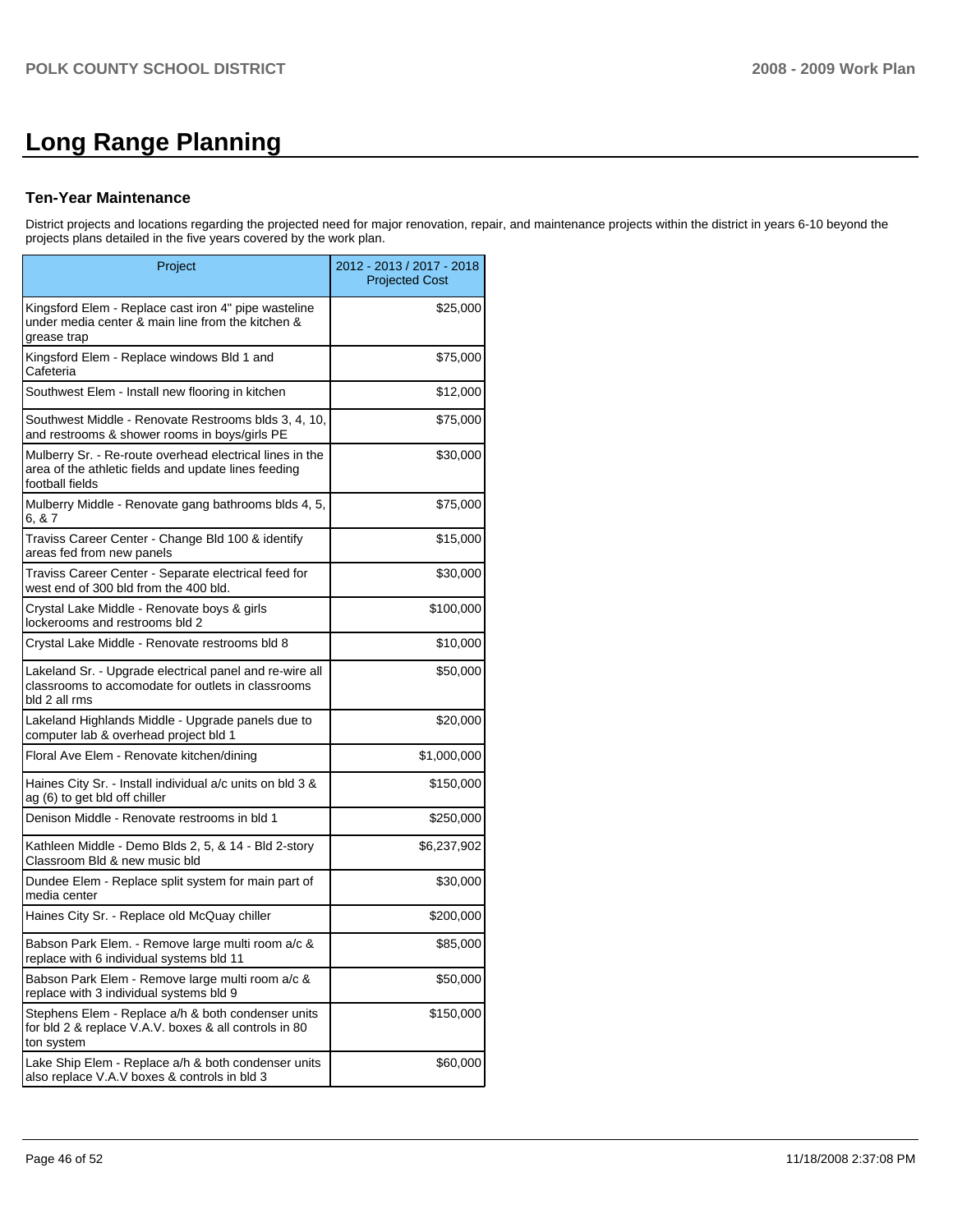# Long Range Planning

### Ten-Year Maintenance

District projects and locations regarding the projected need for major renovation, repair, and maintenance projects within the district in years 6-10 beyond the projects plans detailed in the five years covered by the work plan.

| Project | 2012 - 2013 / 2017 - 2018 Projected Cost |
|---|---:|
| Kingsford Elem - Replace cast iron 4" pipe wasteline under media center & main line from the kitchen & grease trap | $25,000 |
| Kingsford Elem - Replace windows Bld 1 and Cafeteria | $75,000 |
| Southwest Elem - Install new flooring in kitchen | $12,000 |
| Southwest Middle - Renovate Restrooms blds 3, 4, 10, and restrooms & shower rooms in boys/girls PE | $75,000 |
| Mulberry Sr. - Re-route overhead electrical lines in the area of the athletic fields and update lines feeding football fields | $30,000 |
| Mulberry Middle - Renovate gang bathrooms blds 4, 5, 6, & 7 | $75,000 |
| Traviss Career Center - Change Bld 100 & identify areas fed from new panels | $15,000 |
| Traviss Career Center - Separate electrical feed for west end of 300 bld from the 400 bld. | $30,000 |
| Crystal Lake Middle - Renovate boys & girls lockerooms and restrooms bld 2 | $100,000 |
| Crystal Lake Middle - Renovate restrooms bld 8 | $10,000 |
| Lakeland Sr. - Upgrade electrical panel and re-wire all classrooms to accomodate for outlets in classrooms bld 2 all rms | $50,000 |
| Lakeland Highlands Middle - Upgrade panels due to computer lab & overhead project bld 1 | $20,000 |
| Floral Ave Elem - Renovate kitchen/dining | $1,000,000 |
| Haines City Sr. - Install individual a/c units on bld 3 & ag (6) to get bld off chiller | $150,000 |
| Denison Middle - Renovate restrooms in bld 1 | $250,000 |
| Kathleen Middle - Demo Blds 2, 5, & 14 - Bld 2-story Classroom Bld & new music bld | $6,237,902 |
| Dundee Elem - Replace split system for main part of media center | $30,000 |
| Haines City Sr. - Replace old McQuay chiller | $200,000 |
| Babson Park Elem. - Remove large multi room a/c & replace with 6 individual systems bld 11 | $85,000 |
| Babson Park Elem - Remove large multi room a/c & replace with 3 individual systems bld 9 | $50,000 |
| Stephens Elem - Replace a/h & both condenser units for bld 2 & replace V.A.V. boxes & all controls in 80 ton system | $150,000 |
| Lake Ship Elem - Replace a/h & both condenser units also replace V.A.V boxes & controls in bld 3 | $60,000 |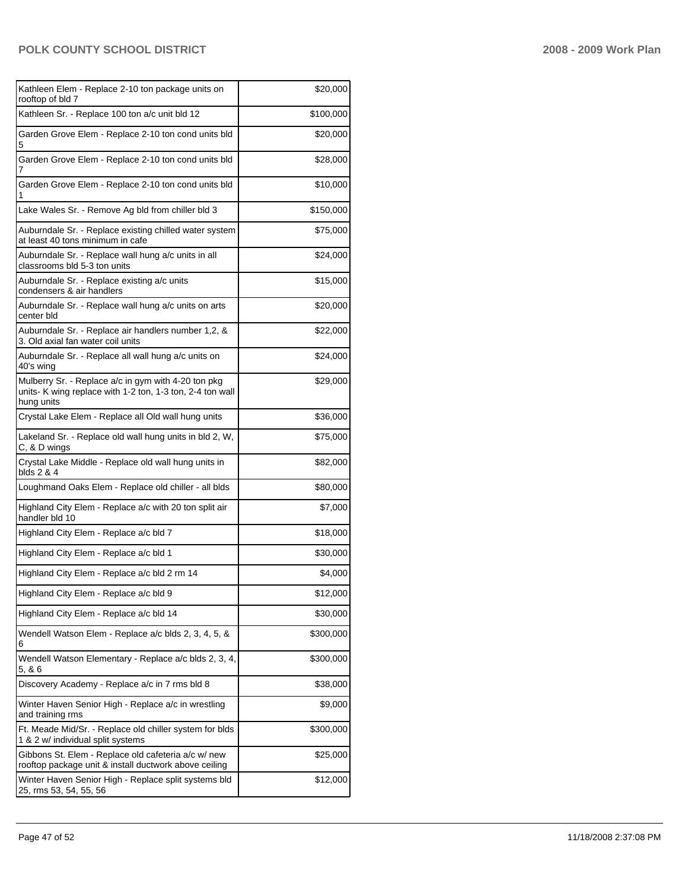| | |
|---|---|
| Kathleen Elem - Replace 2-10 ton package units on rooftop of bld 7 | $20,000 |
| Kathleen Sr. - Replace 100 ton a/c unit bld 12 | $100,000 |
| Garden Grove Elem - Replace 2-10 ton cond units bld 5 | $20,000 |
| Garden Grove Elem - Replace 2-10 ton cond units bld 7 | $28,000 |
| Garden Grove Elem - Replace 2-10 ton cond units bld 1 | $10,000 |
| Lake Wales Sr. - Remove Ag bld from chiller bld 3 | $150,000 |
| Auburndale Sr. - Replace existing chilled water system at least 40 tons minimum in cafe | $75,000 |
| Auburndale Sr. - Replace wall hung a/c units in all classrooms bld 5-3 ton units | $24,000 |
| Auburndale Sr. - Replace existing a/c units condensers & air handlers | $15,000 |
| Auburndale Sr. - Replace wall hung a/c units on arts center bld | $20,000 |
| Auburndale Sr. - Replace air handlers number 1,2, & 3. Old axial fan water coil units | $22,000 |
| Auburndale Sr. - Replace all wall hung a/c units on 40's wing | $24,000 |
| Mulberry Sr. - Replace a/c in gym with 4-20 ton pkg units- K wing replace with 1-2 ton, 1-3 ton, 2-4 ton wall hung units | $29,000 |
| Crystal Lake Elem - Replace all Old wall hung units | $36,000 |
| Lakeland Sr. - Replace old wall hung units in bld 2, W, C, & D wings | $75,000 |
| Crystal Lake Middle - Replace old wall hung units in blds 2 & 4 | $82,000 |
| Loughmand Oaks Elem - Replace old chiller - all blds | $80,000 |
| Highland City Elem - Replace a/c with 20 ton split air handler bld 10 | $7,000 |
| Highland City Elem - Replace a/c bld 7 | $18,000 |
| Highland City Elem - Replace a/c bld 1 | $30,000 |
| Highland City Elem - Replace a/c bld 2 rm 14 | $4,000 |
| Highland City Elem - Replace a/c bld 9 | $12,000 |
| Highland City Elem - Replace a/c bld 14 | $30,000 |
| Wendell Watson Elem - Replace a/c blds 2, 3, 4, 5, & 6 | $300,000 |
| Wendell Watson Elementary - Replace a/c blds 2, 3, 4, 5, & 6 | $300,000 |
| Discovery Academy - Replace a/c in 7 rms bld 8 | $38,000 |
| Winter Haven Senior High - Replace a/c in wrestling and training rms | $9,000 |
| Ft. Meade Mid/Sr. - Replace old chiller system for blds 1 & 2 w/ individual split systems | $300,000 |
| Gibbons St. Elem - Replace old cafeteria a/c w/ new rooftop package unit & install ductwork above ceiling | $25,000 |
| Winter Haven Senior High - Replace split systems bld 25, rms 53, 54, 55, 56 | $12,000 |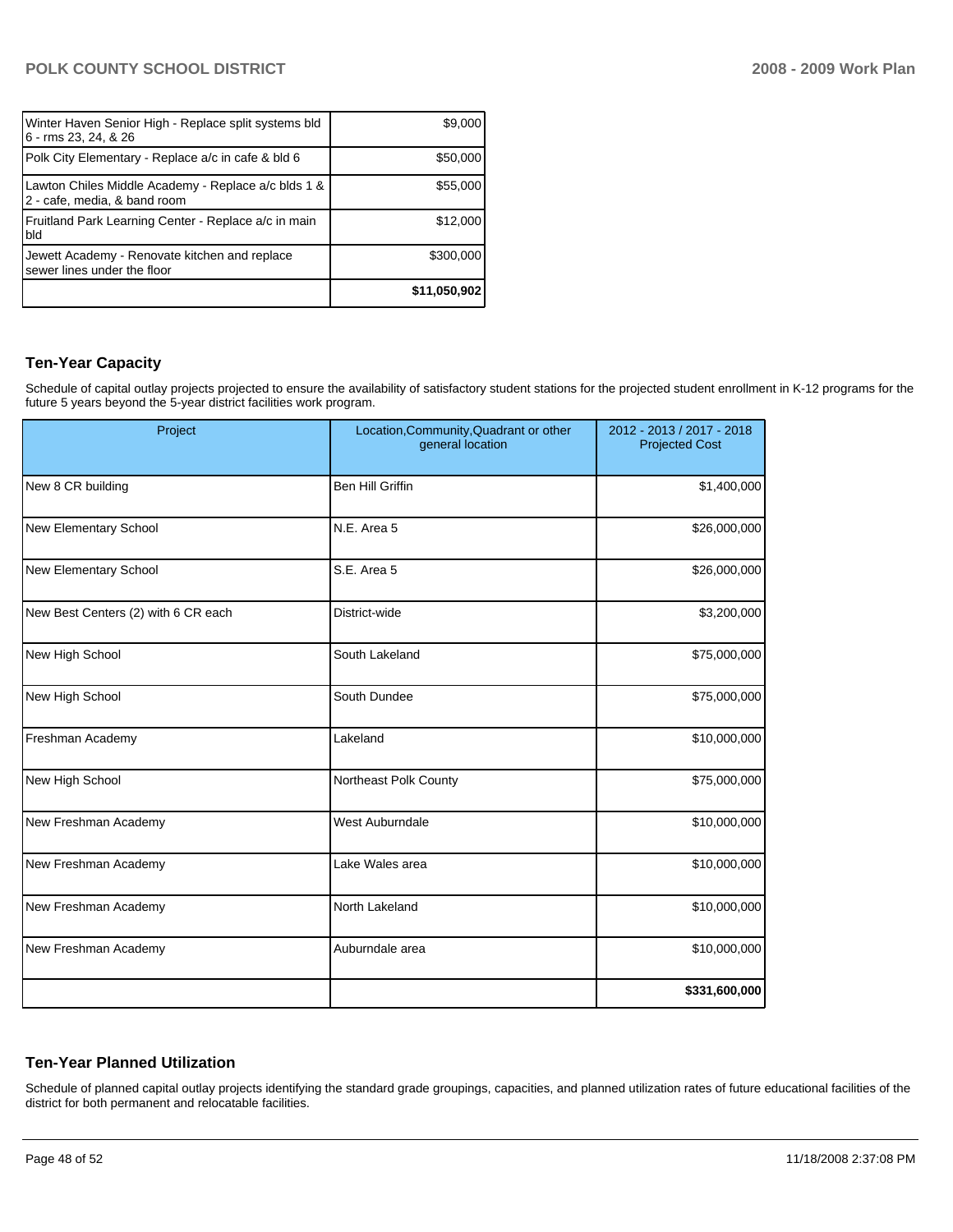| | |
|---|---|
| Winter Haven Senior High - Replace split systems bld 6 - rms 23, 24, & 26 | $9,000 |
| Polk City Elementary - Replace a/c in cafe & bld 6 | $50,000 |
| Lawton Chiles Middle Academy - Replace a/c blds 1 & 2 - cafe, media, & band room | $55,000 |
| Fruitland Park Learning Center - Replace a/c in main bld | $12,000 |
| Jewett Academy - Renovate kitchen and replace sewer lines under the floor | $300,000 |
| | **$11,050,902** |

### Ten-Year Capacity

Schedule of capital outlay projects projected to ensure the availability of satisfactory student stations for the projected student enrollment in K-12 programs for the future 5 years beyond the 5-year district facilities work program.

| Project | Location,Community,Quadrant or other general location | 2012 - 2013 / 2017 - 2018 Projected Cost |
|---|---|---|
| New 8 CR building | Ben Hill Griffin | $1,400,000 |
| New Elementary School | N.E. Area 5 | $26,000,000 |
| New Elementary School | S.E. Area 5 | $26,000,000 |
| New Best Centers (2) with 6 CR each | District-wide | $3,200,000 |
| New High School | South Lakeland | $75,000,000 |
| New High School | South Dundee | $75,000,000 |
| Freshman Academy | Lakeland | $10,000,000 |
| New High School | Northeast Polk County | $75,000,000 |
| New Freshman Academy | West Auburndale | $10,000,000 |
| New Freshman Academy | Lake Wales area | $10,000,000 |
| New Freshman Academy | North Lakeland | $10,000,000 |
| New Freshman Academy | Auburndale area | $10,000,000 |
| | | **$331,600,000** |

### Ten-Year Planned Utilization

Schedule of planned capital outlay projects identifying the standard grade groupings, capacities, and planned utilization rates of future educational facilities of the district for both permanent and relocatable facilities.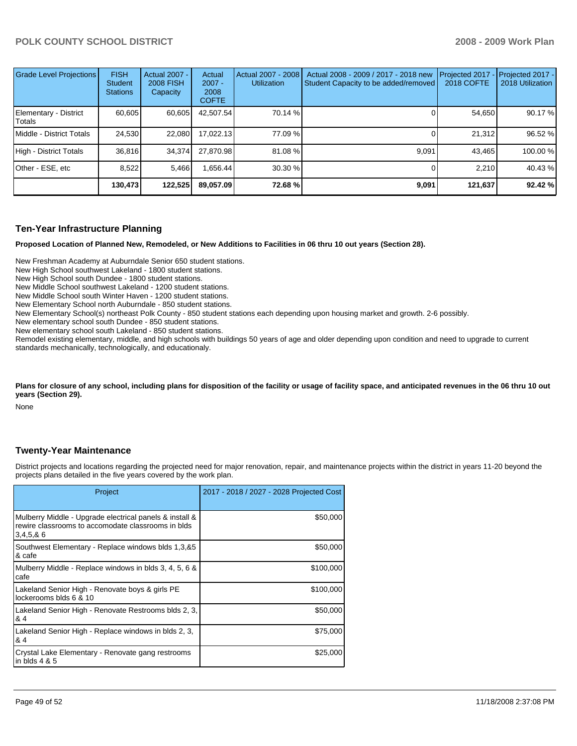| Grade Level Projections | FISH Student Stations | Actual 2007 - 2008 FISH Capacity | Actual 2007 - 2008 COFTE | Actual 2007 - 2008 Utilization | Actual 2008 - 2009 / 2017 - 2018 new Student Capacity to be added/removed | Projected 2017 - 2018 COFTE | Projected 2017 - 2018 Utilization |
|---|---|---|---|---|---|---|---|
| Elementary - District Totals | 60,605 | 60,605 | 42,507.54 | 70.14 % | 0 | 54,650 | 90.17 % |
| Middle - District Totals | 24,530 | 22,080 | 17,022.13 | 77.09 % | 0 | 21,312 | 96.52 % |
| High - District Totals | 36,816 | 34,374 | 27,870.98 | 81.08 % | 9,091 | 43,465 | 100.00 % |
| Other - ESE, etc | 8,522 | 5,466 | 1,656.44 | 30.30 % | 0 | 2,210 | 40.43 % |
| | **130,473** | **122,525** | **89,057.09** | **72.68 %** | **9,091** | **121,637** | **92.42 %** |

## Ten-Year Infrastructure Planning

**Proposed Location of Planned New, Remodeled, or New Additions to Facilities in 06 thru 10 out years (Section 28).**

New Freshman Academy at Auburndale Senior 650 student stations.
New High School southwest Lakeland - 1800 student stations.
New High School south Dundee - 1800 student stations.
New Middle School southwest Lakeland - 1200 student stations.
New Middle School south Winter Haven - 1200 student stations.
New Elementary School north Auburndale - 850 student stations.
New Elementary School(s) northeast Polk County - 850 student stations each depending upon housing market and growth. 2-6 possibly.
New elementary school south Dundee - 850 student stations.
New elementary school south Lakeland - 850 student stations.
Remodel existing elementary, middle, and high schools with buildings 50 years of age and older depending upon condition and need to upgrade to current standards mechanically, technologically, and educationaly.

**Plans for closure of any school, including plans for disposition of the facility or usage of facility space, and anticipated revenues in the 06 thru 10 out years (Section 29).**

None

## Twenty-Year Maintenance

District projects and locations regarding the projected need for major renovation, repair, and maintenance projects within the district in years 11-20 beyond the projects plans detailed in the five years covered by the work plan.

| Project | 2017 - 2018 / 2027 - 2028 Projected Cost |
|---|---|
| Mulberry Middle - Upgrade electrical panels & install & rewire classrooms to accomodate classrooms in blds 3,4,5,& 6 | $50,000 |
| Southwest Elementary - Replace windows blds 1,3,&5 & cafe | $50,000 |
| Mulberry Middle - Replace windows in blds 3, 4, 5, 6 & cafe | $100,000 |
| Lakeland Senior High - Renovate boys & girls PE lockerooms blds 6 & 10 | $100,000 |
| Lakeland Senior High - Renovate Restrooms blds 2, 3, & 4 | $50,000 |
| Lakeland Senior High - Replace windows in blds 2, 3, & 4 | $75,000 |
| Crystal Lake Elementary - Renovate gang restrooms in blds 4 & 5 | $25,000 |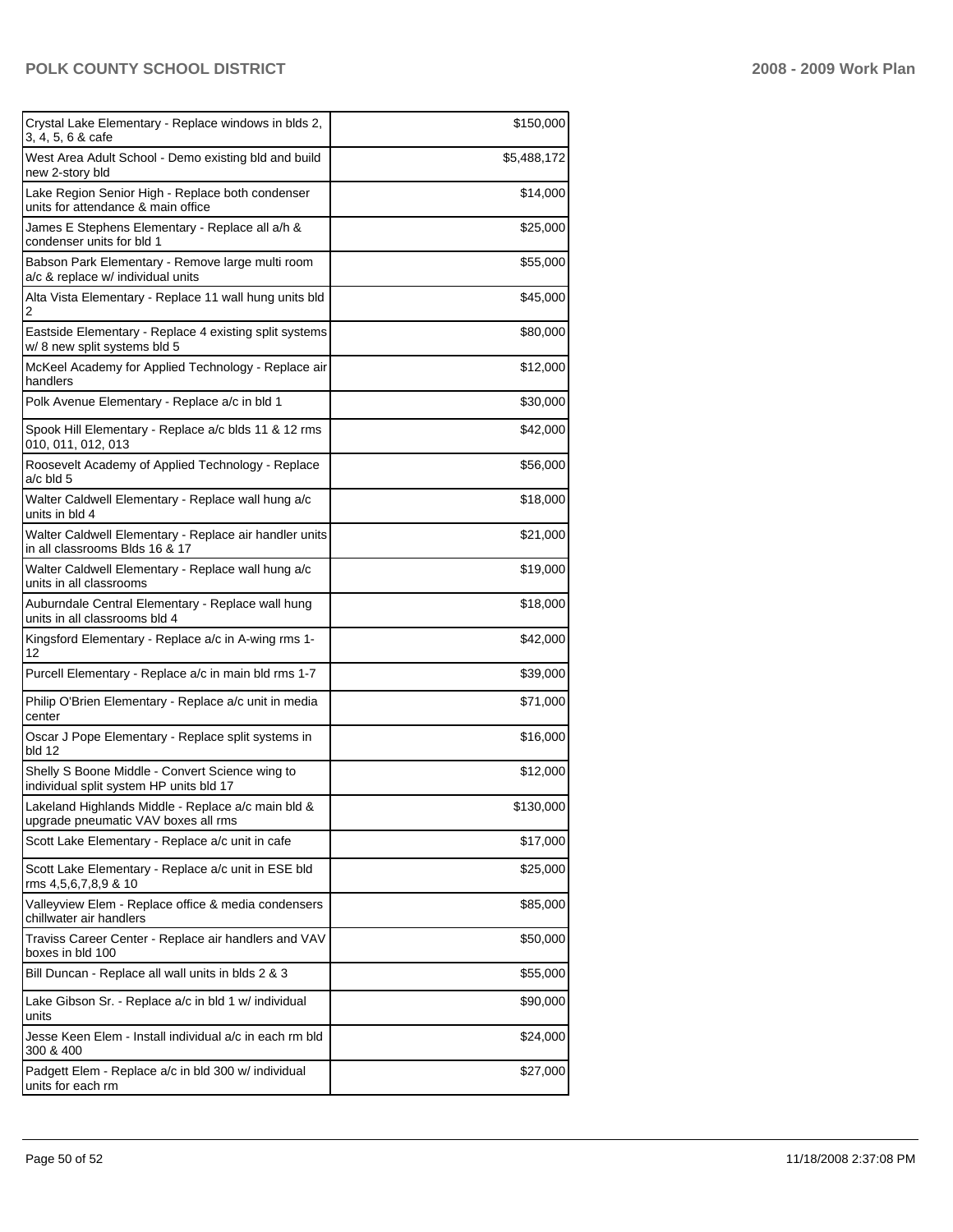| | |
|---|---|
| Crystal Lake Elementary - Replace windows in blds 2, 3, 4, 5, 6 & cafe | $150,000 |
| West Area Adult School - Demo existing bld and build new 2-story bld | $5,488,172 |
| Lake Region Senior High - Replace both condenser units for attendance & main office | $14,000 |
| James E Stephens Elementary - Replace all a/h & condenser units for bld 1 | $25,000 |
| Babson Park Elementary - Remove large multi room a/c & replace w/ individual units | $55,000 |
| Alta Vista Elementary - Replace 11 wall hung units bld 2 | $45,000 |
| Eastside Elementary - Replace 4 existing split systems w/ 8 new split systems bld 5 | $80,000 |
| McKeel Academy for Applied Technology - Replace air handlers | $12,000 |
| Polk Avenue Elementary - Replace a/c in bld 1 | $30,000 |
| Spook Hill Elementary - Replace a/c blds 11 & 12 rms 010, 011, 012, 013 | $42,000 |
| Roosevelt Academy of Applied Technology - Replace a/c bld 5 | $56,000 |
| Walter Caldwell Elementary - Replace wall hung a/c units in bld 4 | $18,000 |
| Walter Caldwell Elementary - Replace air handler units in all classrooms Blds 16 & 17 | $21,000 |
| Walter Caldwell Elementary - Replace wall hung a/c units in all classrooms | $19,000 |
| Auburndale Central Elementary - Replace wall hung units in all classrooms bld 4 | $18,000 |
| Kingsford Elementary - Replace a/c in A-wing rms 1-12 | $42,000 |
| Purcell Elementary - Replace a/c in main bld rms 1-7 | $39,000 |
| Philip O'Brien Elementary - Replace a/c unit in media center | $71,000 |
| Oscar J Pope Elementary - Replace split systems in bld 12 | $16,000 |
| Shelly S Boone Middle - Convert Science wing to individual split system HP units bld 17 | $12,000 |
| Lakeland Highlands Middle - Replace a/c main bld & upgrade pneumatic VAV boxes all rms | $130,000 |
| Scott Lake Elementary - Replace a/c unit in cafe | $17,000 |
| Scott Lake Elementary - Replace a/c unit in ESE bld rms 4,5,6,7,8,9 & 10 | $25,000 |
| Valleyview Elem - Replace office & media condensers chillwater air handlers | $85,000 |
| Traviss Career Center - Replace air handlers and VAV boxes in bld 100 | $50,000 |
| Bill Duncan - Replace all wall units in blds 2 & 3 | $55,000 |
| Lake Gibson Sr. - Replace a/c in bld 1 w/ individual units | $90,000 |
| Jesse Keen Elem - Install individual a/c in each rm bld 300 & 400 | $24,000 |
| Padgett Elem - Replace a/c in bld 300 w/ individual units for each rm | $27,000 |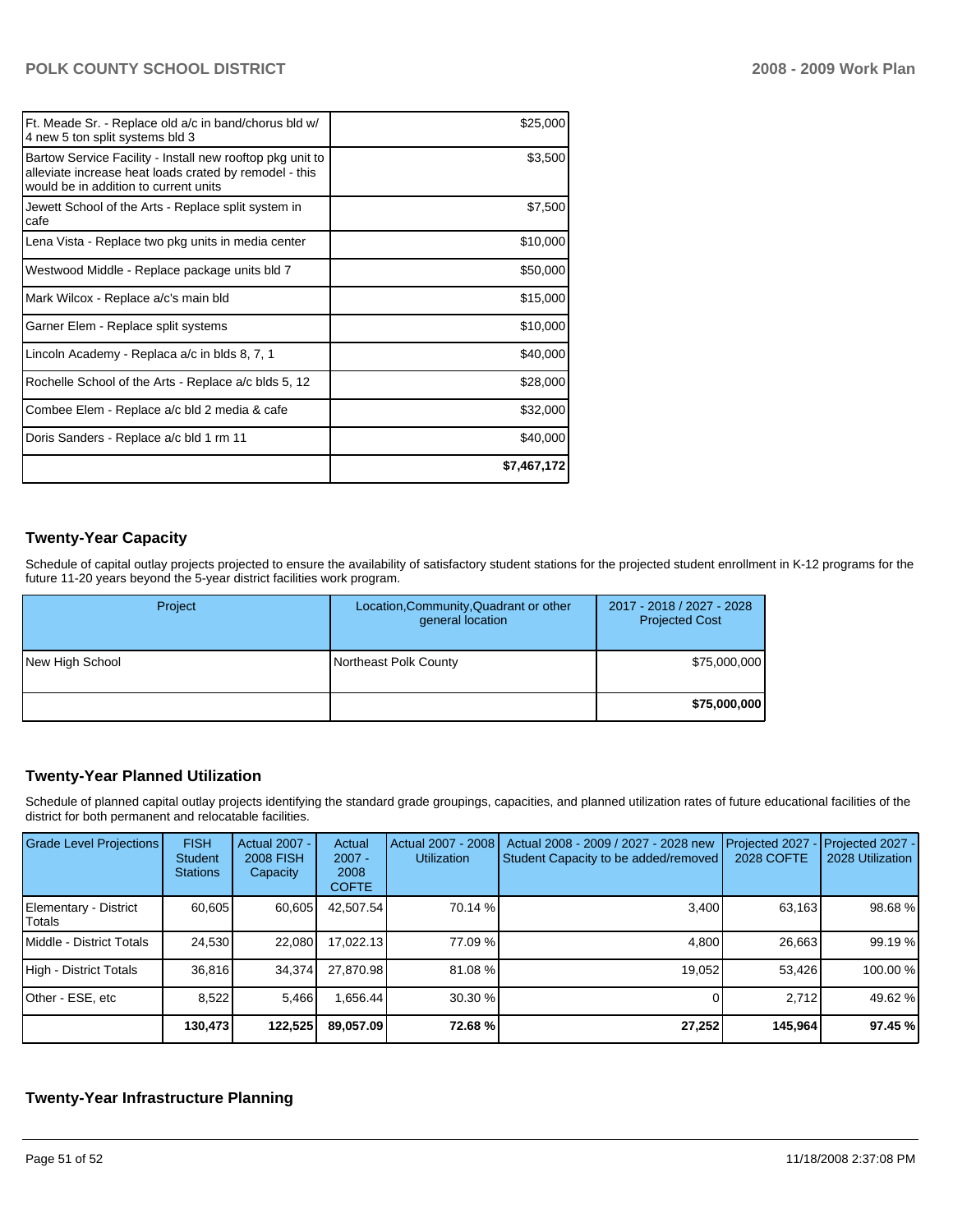| | |
|---|---|
| Ft. Meade Sr. - Replace old a/c in band/chorus bld w/ 4 new 5 ton split systems bld 3 | $25,000 |
| Bartow Service Facility - Install new rooftop pkg unit to alleviate increase heat loads crated by remodel - this would be in addition to current units | $3,500 |
| Jewett School of the Arts - Replace split system in cafe | $7,500 |
| Lena Vista - Replace two pkg units in media center | $10,000 |
| Westwood Middle - Replace package units bld 7 | $50,000 |
| Mark Wilcox - Replace a/c's main bld | $15,000 |
| Garner Elem - Replace split systems | $10,000 |
| Lincoln Academy - Replaca a/c in blds 8, 7, 1 | $40,000 |
| Rochelle School of the Arts - Replace a/c blds 5, 12 | $28,000 |
| Combee Elem - Replace a/c bld 2 media & cafe | $32,000 |
| Doris Sanders - Replace a/c bld 1 rm 11 | $40,000 |
| | **$7,467,172** |

## Twenty-Year Capacity

Schedule of capital outlay projects projected to ensure the availability of satisfactory student stations for the projected student enrollment in K-12 programs for the future 11-20 years beyond the 5-year district facilities work program.

| Project | Location,Community,Quadrant or other general location | 2017 - 2018 / 2027 - 2028 Projected Cost |
|---|---|---|
| New High School | Northeast Polk County | $75,000,000 |
| | | **$75,000,000** |

## Twenty-Year Planned Utilization

Schedule of planned capital outlay projects identifying the standard grade groupings, capacities, and planned utilization rates of future educational facilities of the district for both permanent and relocatable facilities.

| Grade Level Projections | FISH Student Stations | Actual 2007 - 2008 FISH Capacity | Actual 2007 - 2008 COFTE | Actual 2007 - 2008 Utilization | Actual 2008 - 2009 / 2027 - 2028 new Student Capacity to be added/removed | Projected 2027 - 2028 COFTE | Projected 2027 - 2028 Utilization |
|---|---|---|---|---|---|---|---|
| Elementary - District Totals | 60,605 | 60,605 | 42,507.54 | 70.14 % | 3,400 | 63,163 | 98.68 % |
| Middle - District Totals | 24,530 | 22,080 | 17,022.13 | 77.09 % | 4,800 | 26,663 | 99.19 % |
| High - District Totals | 36,816 | 34,374 | 27,870.98 | 81.08 % | 19,052 | 53,426 | 100.00 % |
| Other - ESE, etc | 8,522 | 5,466 | 1,656.44 | 30.30 % | 0 | 2,712 | 49.62 % |
| | **130,473** | **122,525** | **89,057.09** | **72.68 %** | **27,252** | **145,964** | **97.45 %** |

## Twenty-Year Infrastructure Planning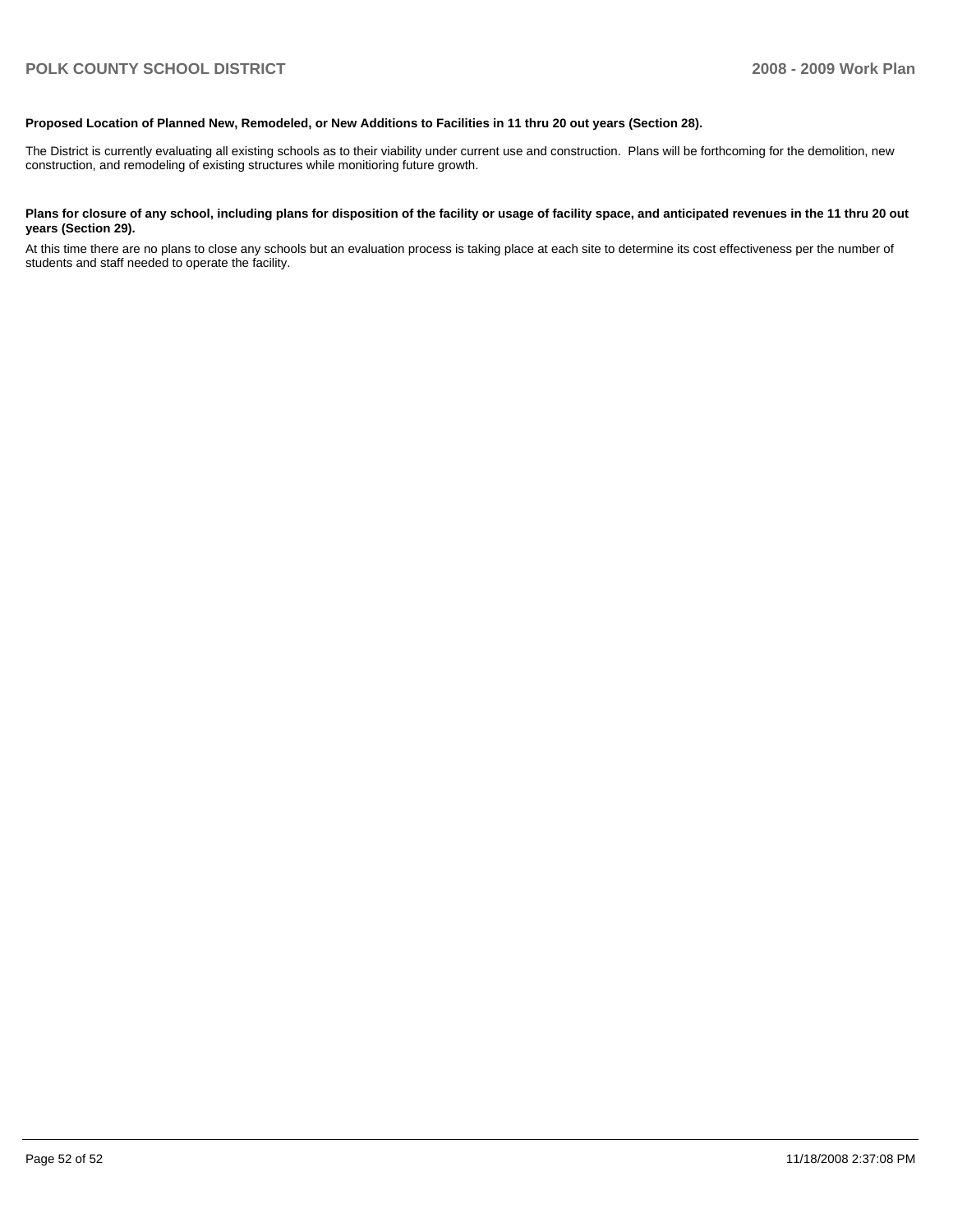**Proposed Location of Planned New, Remodeled, or New Additions to Facilities in 11 thru 20 out years (Section 28).**

The District is currently evaluating all existing schools as to their viability under current use and construction. Plans will be forthcoming for the demolition, new construction, and remodeling of existing structures while monitioring future growth.

**Plans for closure of any school, including plans for disposition of the facility or usage of facility space, and anticipated revenues in the 11 thru 20 out years (Section 29).**

At this time there are no plans to close any schools but an evaluation process is taking place at each site to determine its cost effectiveness per the number of students and staff needed to operate the facility.